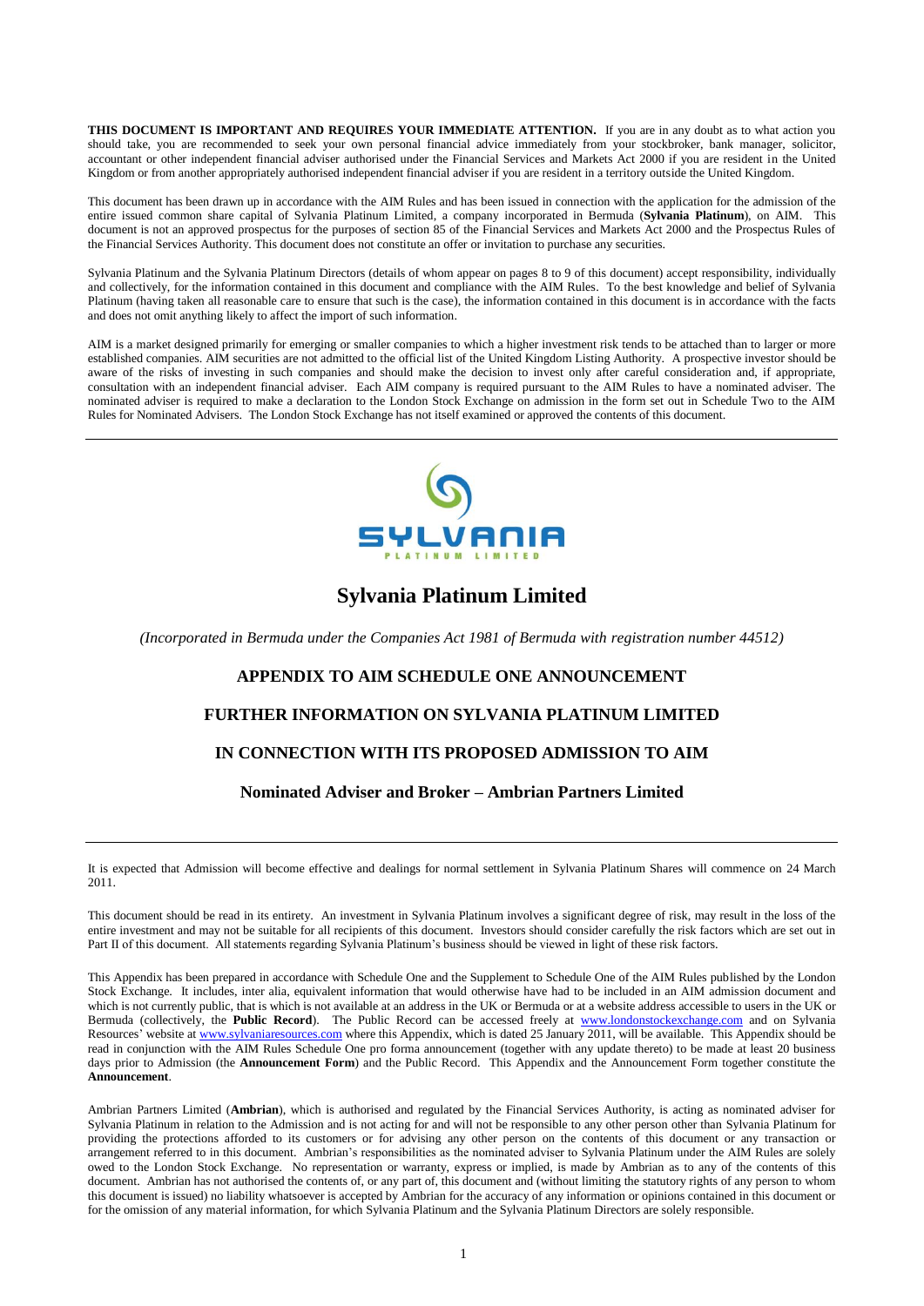**THIS DOCUMENT IS IMPORTANT AND REQUIRES YOUR IMMEDIATE ATTENTION.** If you are in any doubt as to what action you should take, you are recommended to seek your own personal financial advice immediately from your stockbroker, bank manager, solicitor, accountant or other independent financial adviser authorised under the Financial Services and Markets Act 2000 if you are resident in the United Kingdom or from another appropriately authorised independent financial adviser if you are resident in a territory outside the United Kingdom.

This document has been drawn up in accordance with the AIM Rules and has been issued in connection with the application for the admission of the entire issued common share capital of Sylvania Platinum Limited, a company incorporated in Bermuda (**Sylvania Platinum**), on AIM. This document is not an approved prospectus for the purposes of section 85 of the Financial Services and Markets Act 2000 and the Prospectus Rules of the Financial Services Authority. This document does not constitute an offer or invitation to purchase any securities.

Sylvania Platinum and the Sylvania Platinum Directors (details of whom appear on pages 8 to 9 of this document) accept responsibility, individually and collectively, for the information contained in this document and compliance with the AIM Rules. To the best knowledge and belief of Sylvania Platinum (having taken all reasonable care to ensure that such is the case), the information contained in this document is in accordance with the facts and does not omit anything likely to affect the import of such information.

AIM is a market designed primarily for emerging or smaller companies to which a higher investment risk tends to be attached than to larger or more established companies. AIM securities are not admitted to the official list of the United Kingdom Listing Authority. A prospective investor should be aware of the risks of investing in such companies and should make the decision to invest only after careful consideration and, if appropriate, consultation with an independent financial adviser. Each AIM company is required pursuant to the AIM Rules to have a nominated adviser. The nominated adviser is required to make a declaration to the London Stock Exchange on admission in the form set out in Schedule Two to the AIM Rules for Nominated Advisers. The London Stock Exchange has not itself examined or approved the contents of this document.

---

SYLVANIA PLATINUM LIMITED

# Sylvania Platinum Limited

*(Incorporated in Bermuda under the Companies Act 1981 of Bermuda with registration number 44512)*

## APPENDIX TO AIM SCHEDULE ONE ANNOUNCEMENT

## FURTHER INFORMATION ON SYLVANIA PLATINUM LIMITED

## IN CONNECTION WITH ITS PROPOSED ADMISSION TO AIM

### Nominated Adviser and Broker – Ambrian Partners Limited

---

It is expected that Admission will become effective and dealings for normal settlement in Sylvania Platinum Shares will commence on 24 March 2011.

This document should be read in its entirety. An investment in Sylvania Platinum involves a significant degree of risk, may result in the loss of the entire investment and may not be suitable for all recipients of this document. Investors should consider carefully the risk factors which are set out in Part II of this document. All statements regarding Sylvania Platinum's business should be viewed in light of these risk factors.

This Appendix has been prepared in accordance with Schedule One and the Supplement to Schedule One of the AIM Rules published by the London Stock Exchange. It includes, inter alia, equivalent information that would otherwise have had to be included in an AIM admission document and which is not currently public, that is which is not available at an address in the UK or Bermuda or at a website address accessible to users in the UK or Bermuda (collectively, the **Public Record**). The Public Record can be accessed freely at www.londonstockexchange.com and on Sylvania Resources' website at www.sylvaniaresources.com where this Appendix, which is dated 25 January 2011, will be available. This Appendix should be read in conjunction with the AIM Rules Schedule One pro forma announcement (together with any update thereto) to be made at least 20 business days prior to Admission (the **Announcement Form**) and the Public Record. This Appendix and the Announcement Form together constitute the **Announcement**.

Ambrian Partners Limited (**Ambrian**), which is authorised and regulated by the Financial Services Authority, is acting as nominated adviser for Sylvania Platinum in relation to the Admission and is not acting for and will not be responsible to any other person other than Sylvania Platinum for providing the protections afforded to its customers or for advising any other person on the contents of this document or any transaction or arrangement referred to in this document. Ambrian's responsibilities as the nominated adviser to Sylvania Platinum under the AIM Rules are solely owed to the London Stock Exchange. No representation or warranty, express or implied, is made by Ambrian as to any of the contents of this document. Ambrian has not authorised the contents of, or any part of, this document and (without limiting the statutory rights of any person to whom this document is issued) no liability whatsoever is accepted by Ambrian for the accuracy of any information or opinions contained in this document or for the omission of any material information, for which Sylvania Platinum and the Sylvania Platinum Directors are solely responsible.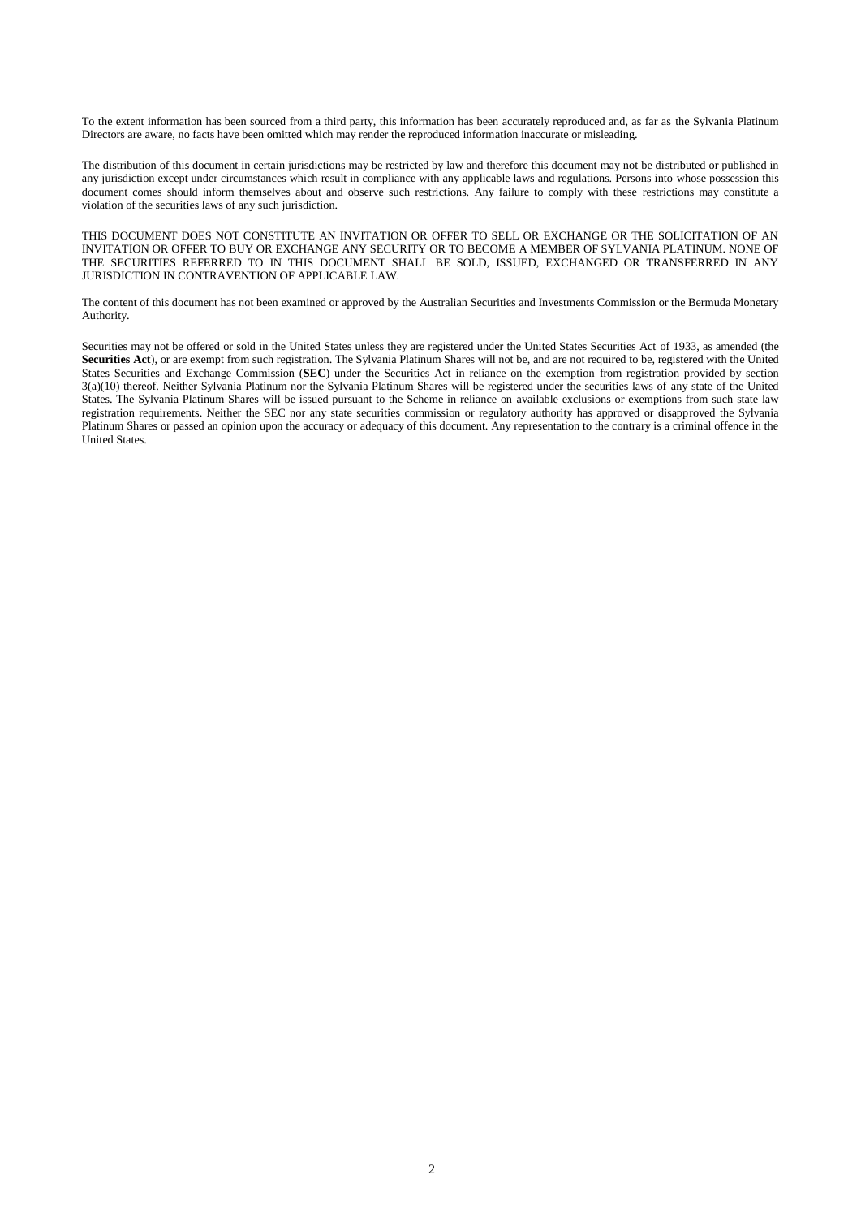To the extent information has been sourced from a third party, this information has been accurately reproduced and, as far as the Sylvania Platinum Directors are aware, no facts have been omitted which may render the reproduced information inaccurate or misleading.

The distribution of this document in certain jurisdictions may be restricted by law and therefore this document may not be distributed or published in any jurisdiction except under circumstances which result in compliance with any applicable laws and regulations. Persons into whose possession this document comes should inform themselves about and observe such restrictions. Any failure to comply with these restrictions may constitute a violation of the securities laws of any such jurisdiction.

THIS DOCUMENT DOES NOT CONSTITUTE AN INVITATION OR OFFER TO SELL OR EXCHANGE OR THE SOLICITATION OF AN INVITATION OR OFFER TO BUY OR EXCHANGE ANY SECURITY OR TO BECOME A MEMBER OF SYLVANIA PLATINUM. NONE OF THE SECURITIES REFERRED TO IN THIS DOCUMENT SHALL BE SOLD, ISSUED, EXCHANGED OR TRANSFERRED IN ANY JURISDICTION IN CONTRAVENTION OF APPLICABLE LAW.

The content of this document has not been examined or approved by the Australian Securities and Investments Commission or the Bermuda Monetary Authority.

Securities may not be offered or sold in the United States unless they are registered under the United States Securities Act of 1933, as amended (the **Securities Act**), or are exempt from such registration. The Sylvania Platinum Shares will not be, and are not required to be, registered with the United States Securities and Exchange Commission (**SEC**) under the Securities Act in reliance on the exemption from registration provided by section 3(a)(10) thereof. Neither Sylvania Platinum nor the Sylvania Platinum Shares will be registered under the securities laws of any state of the United States. The Sylvania Platinum Shares will be issued pursuant to the Scheme in reliance on available exclusions or exemptions from such state law registration requirements. Neither the SEC nor any state securities commission or regulatory authority has approved or disapproved the Sylvania Platinum Shares or passed an opinion upon the accuracy or adequacy of this document. Any representation to the contrary is a criminal offence in the United States.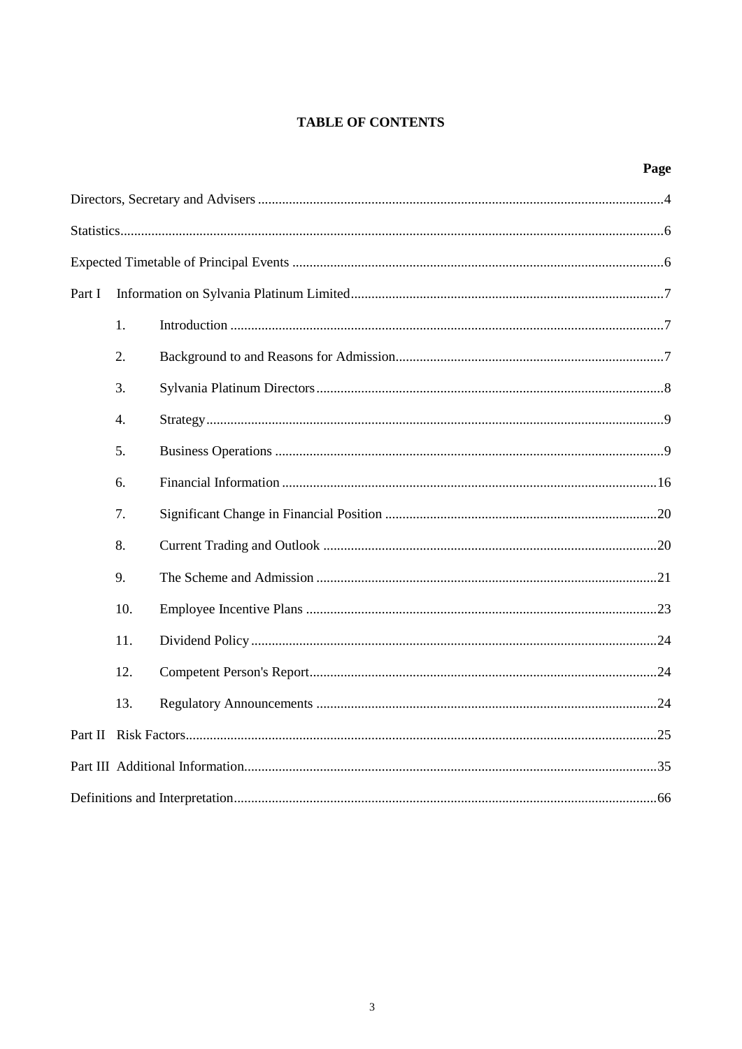# TABLE OF CONTENTS

| | | Page |
|---|---|---|
| Directors, Secretary and Advisers | | 4 |
| Statistics | | 6 |
| Expected Timetable of Principal Events | | 6 |
| Part I | Information on Sylvania Platinum Limited | 7 |
| 1. | Introduction | 7 |
| 2. | Background to and Reasons for Admission | 7 |
| 3. | Sylvania Platinum Directors | 8 |
| 4. | Strategy | 9 |
| 5. | Business Operations | 9 |
| 6. | Financial Information | 16 |
| 7. | Significant Change in Financial Position | 20 |
| 8. | Current Trading and Outlook | 20 |
| 9. | The Scheme and Admission | 21 |
| 10. | Employee Incentive Plans | 23 |
| 11. | Dividend Policy | 24 |
| 12. | Competent Person's Report | 24 |
| 13. | Regulatory Announcements | 24 |
| Part II | Risk Factors | 25 |
| Part III | Additional Information | 35 |
| Definitions and Interpretation | | 66 |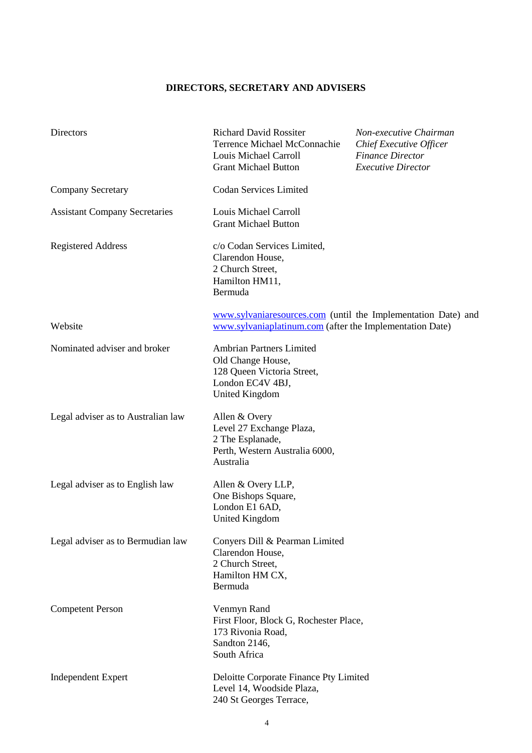## DIRECTORS, SECRETARY AND ADVISERS

| | | |
|---|---|---|
| Directors | Richard David Rossiter | *Non-executive Chairman* |
| | Terrence Michael McConnachie | *Chief Executive Officer* |
| | Louis Michael Carroll | *Finance Director* |
| | Grant Michael Button | *Executive Director* |
| Company Secretary | Codan Services Limited | |
| Assistant Company Secretaries | Louis Michael Carroll<br>Grant Michael Button | |
| Registered Address | c/o Codan Services Limited,<br>Clarendon House,<br>2 Church Street,<br>Hamilton HM11,<br>Bermuda | |
| Website | www.sylvaniaresources.com (until the Implementation Date) and www.sylvaniaplatinum.com (after the Implementation Date) | |
| Nominated adviser and broker | Ambrian Partners Limited<br>Old Change House,<br>128 Queen Victoria Street,<br>London EC4V 4BJ,<br>United Kingdom | |
| Legal adviser as to Australian law | Allen & Overy<br>Level 27 Exchange Plaza,<br>2 The Esplanade,<br>Perth, Western Australia 6000,<br>Australia | |
| Legal adviser as to English law | Allen & Overy LLP,<br>One Bishops Square,<br>London E1 6AD,<br>United Kingdom | |
| Legal adviser as to Bermudian law | Conyers Dill & Pearman Limited<br>Clarendon House,<br>2 Church Street,<br>Hamilton HM CX,<br>Bermuda | |
| Competent Person | Venmyn Rand<br>First Floor, Block G, Rochester Place,<br>173 Rivonia Road,<br>Sandton 2146,<br>South Africa | |
| Independent Expert | Deloitte Corporate Finance Pty Limited<br>Level 14, Woodside Plaza,<br>240 St Georges Terrace, | |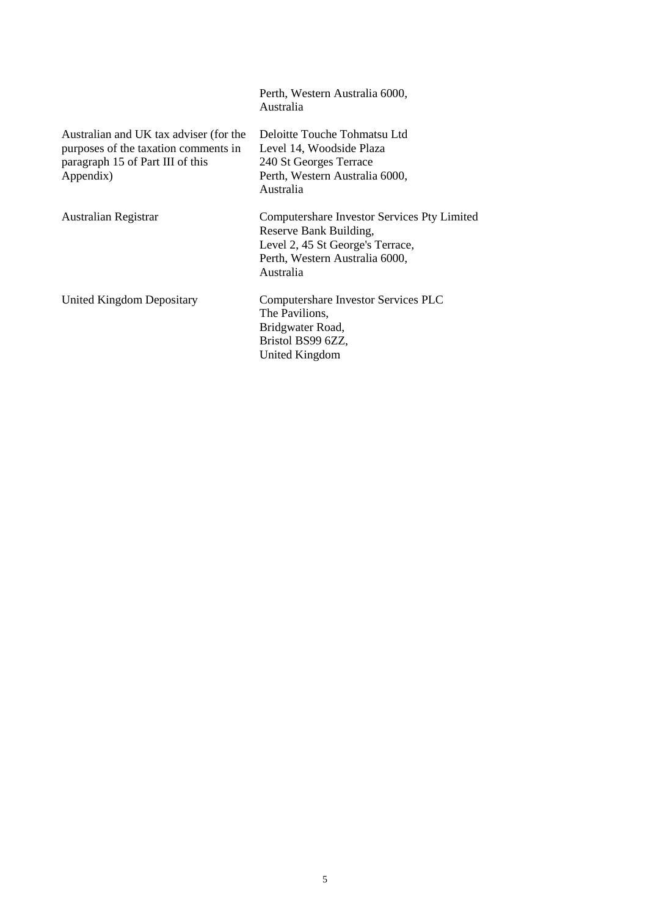| | |
|---|---|
| | Perth, Western Australia 6000,<br>Australia |
| Australian and UK tax adviser (for the purposes of the taxation comments in paragraph 15 of Part III of this Appendix) | Deloitte Touche Tohmatsu Ltd<br>Level 14, Woodside Plaza<br>240 St Georges Terrace<br>Perth, Western Australia 6000,<br>Australia |
| Australian Registrar | Computershare Investor Services Pty Limited<br>Reserve Bank Building,<br>Level 2, 45 St George's Terrace,<br>Perth, Western Australia 6000,<br>Australia |
| United Kingdom Depositary | Computershare Investor Services PLC<br>The Pavilions,<br>Bridgwater Road,<br>Bristol BS99 6ZZ,<br>United Kingdom |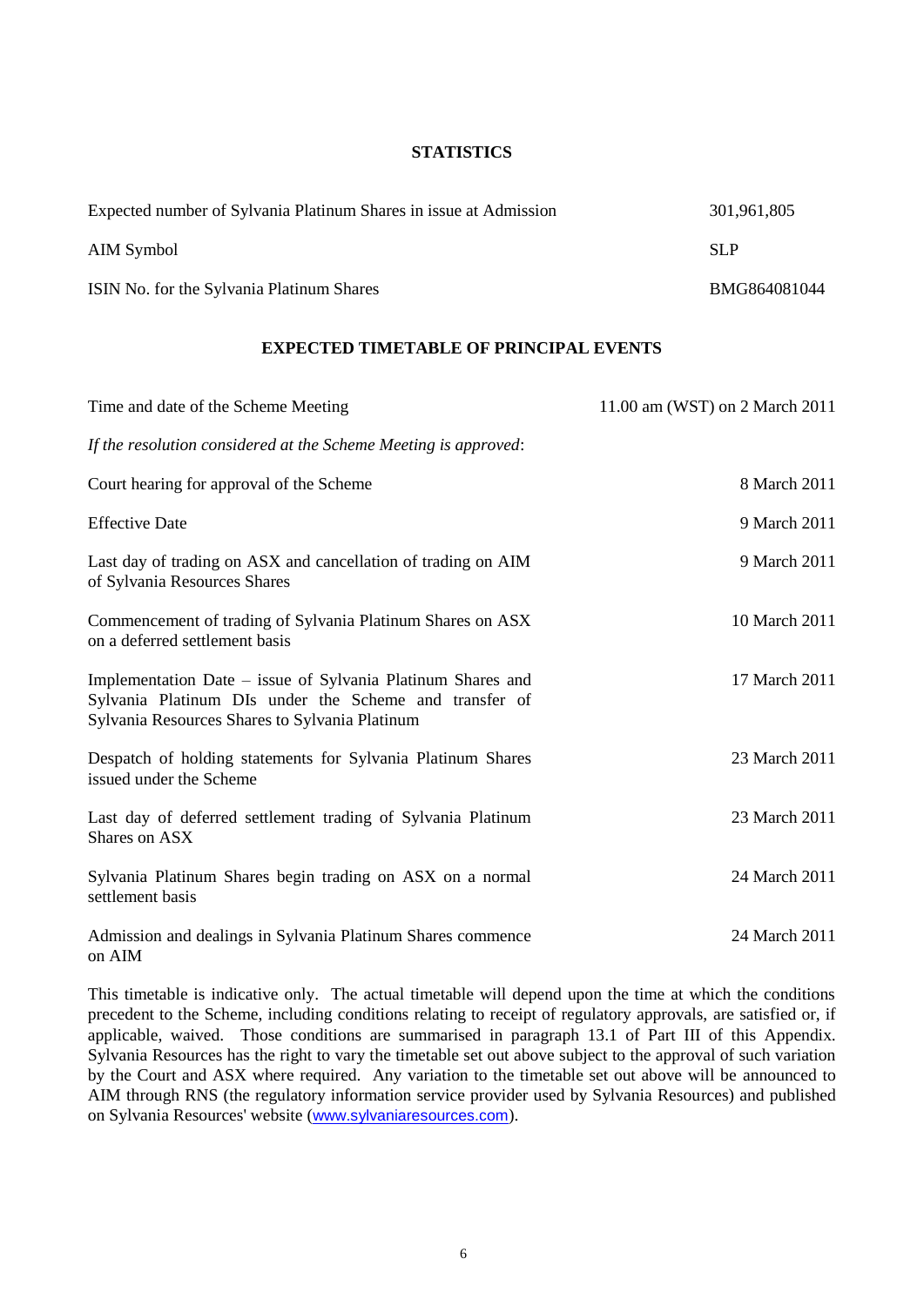## STATISTICS

| | |
|---|---|
| Expected number of Sylvania Platinum Shares in issue at Admission | 301,961,805 |
| AIM Symbol | SLP |
| ISIN No. for the Sylvania Platinum Shares | BMG864081044 |

## EXPECTED TIMETABLE OF PRINCIPAL EVENTS

| | |
|---|---|
| Time and date of the Scheme Meeting | 11.00 am (WST) on 2 March 2011 |
| *If the resolution considered at the Scheme Meeting is approved*: | |
| Court hearing for approval of the Scheme | 8 March 2011 |
| Effective Date | 9 March 2011 |
| Last day of trading on ASX and cancellation of trading on AIM of Sylvania Resources Shares | 9 March 2011 |
| Commencement of trading of Sylvania Platinum Shares on ASX on a deferred settlement basis | 10 March 2011 |
| Implementation Date – issue of Sylvania Platinum Shares and Sylvania Platinum DIs under the Scheme and transfer of Sylvania Resources Shares to Sylvania Platinum | 17 March 2011 |
| Despatch of holding statements for Sylvania Platinum Shares issued under the Scheme | 23 March 2011 |
| Last day of deferred settlement trading of Sylvania Platinum Shares on ASX | 23 March 2011 |
| Sylvania Platinum Shares begin trading on ASX on a normal settlement basis | 24 March 2011 |
| Admission and dealings in Sylvania Platinum Shares commence on AIM | 24 March 2011 |

This timetable is indicative only. The actual timetable will depend upon the time at which the conditions precedent to the Scheme, including conditions relating to receipt of regulatory approvals, are satisfied or, if applicable, waived. Those conditions are summarised in paragraph 13.1 of Part III of this Appendix. Sylvania Resources has the right to vary the timetable set out above subject to the approval of such variation by the Court and ASX where required. Any variation to the timetable set out above will be announced to AIM through RNS (the regulatory information service provider used by Sylvania Resources) and published on Sylvania Resources' website (www.sylvaniaresources.com).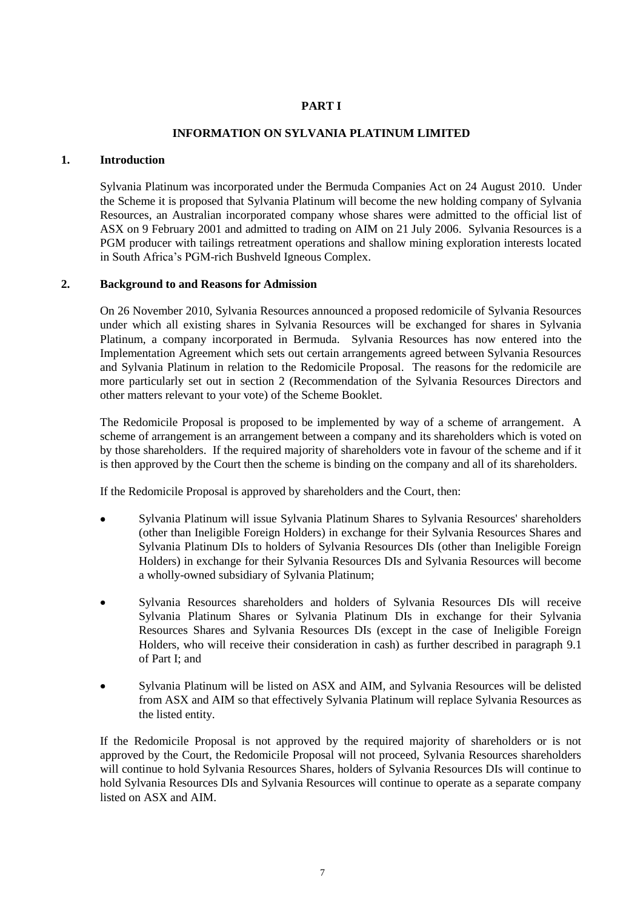# PART I

## INFORMATION ON SYLVANIA PLATINUM LIMITED

### 1. Introduction

Sylvania Platinum was incorporated under the Bermuda Companies Act on 24 August 2010. Under the Scheme it is proposed that Sylvania Platinum will become the new holding company of Sylvania Resources, an Australian incorporated company whose shares were admitted to the official list of ASX on 9 February 2001 and admitted to trading on AIM on 21 July 2006. Sylvania Resources is a PGM producer with tailings retreatment operations and shallow mining exploration interests located in South Africa's PGM-rich Bushveld Igneous Complex.

### 2. Background to and Reasons for Admission

On 26 November 2010, Sylvania Resources announced a proposed redomicile of Sylvania Resources under which all existing shares in Sylvania Resources will be exchanged for shares in Sylvania Platinum, a company incorporated in Bermuda. Sylvania Resources has now entered into the Implementation Agreement which sets out certain arrangements agreed between Sylvania Resources and Sylvania Platinum in relation to the Redomicile Proposal. The reasons for the redomicile are more particularly set out in section 2 (Recommendation of the Sylvania Resources Directors and other matters relevant to your vote) of the Scheme Booklet.

The Redomicile Proposal is proposed to be implemented by way of a scheme of arrangement. A scheme of arrangement is an arrangement between a company and its shareholders which is voted on by those shareholders. If the required majority of shareholders vote in favour of the scheme and if it is then approved by the Court then the scheme is binding on the company and all of its shareholders.

If the Redomicile Proposal is approved by shareholders and the Court, then:

- Sylvania Platinum will issue Sylvania Platinum Shares to Sylvania Resources' shareholders (other than Ineligible Foreign Holders) in exchange for their Sylvania Resources Shares and Sylvania Platinum DIs to holders of Sylvania Resources DIs (other than Ineligible Foreign Holders) in exchange for their Sylvania Resources DIs and Sylvania Resources will become a wholly-owned subsidiary of Sylvania Platinum;
- Sylvania Resources shareholders and holders of Sylvania Resources DIs will receive Sylvania Platinum Shares or Sylvania Platinum DIs in exchange for their Sylvania Resources Shares and Sylvania Resources DIs (except in the case of Ineligible Foreign Holders, who will receive their consideration in cash) as further described in paragraph 9.1 of Part I; and
- Sylvania Platinum will be listed on ASX and AIM, and Sylvania Resources will be delisted from ASX and AIM so that effectively Sylvania Platinum will replace Sylvania Resources as the listed entity.

If the Redomicile Proposal is not approved by the required majority of shareholders or is not approved by the Court, the Redomicile Proposal will not proceed, Sylvania Resources shareholders will continue to hold Sylvania Resources Shares, holders of Sylvania Resources DIs will continue to hold Sylvania Resources DIs and Sylvania Resources will continue to operate as a separate company listed on ASX and AIM.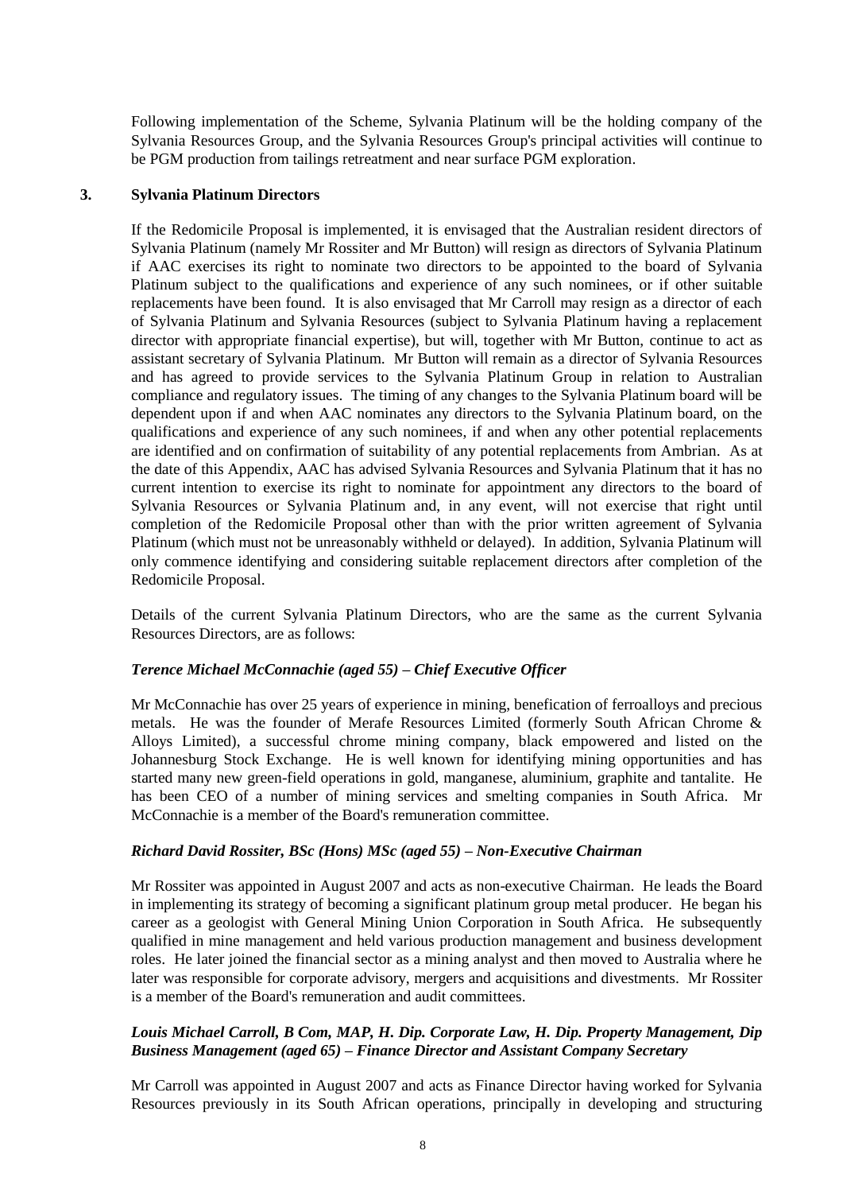Following implementation of the Scheme, Sylvania Platinum will be the holding company of the Sylvania Resources Group, and the Sylvania Resources Group's principal activities will continue to be PGM production from tailings retreatment and near surface PGM exploration.

## 3. Sylvania Platinum Directors

If the Redomicile Proposal is implemented, it is envisaged that the Australian resident directors of Sylvania Platinum (namely Mr Rossiter and Mr Button) will resign as directors of Sylvania Platinum if AAC exercises its right to nominate two directors to be appointed to the board of Sylvania Platinum subject to the qualifications and experience of any such nominees, or if other suitable replacements have been found. It is also envisaged that Mr Carroll may resign as a director of each of Sylvania Platinum and Sylvania Resources (subject to Sylvania Platinum having a replacement director with appropriate financial expertise), but will, together with Mr Button, continue to act as assistant secretary of Sylvania Platinum. Mr Button will remain as a director of Sylvania Resources and has agreed to provide services to the Sylvania Platinum Group in relation to Australian compliance and regulatory issues. The timing of any changes to the Sylvania Platinum board will be dependent upon if and when AAC nominates any directors to the Sylvania Platinum board, on the qualifications and experience of any such nominees, if and when any other potential replacements are identified and on confirmation of suitability of any potential replacements from Ambrian. As at the date of this Appendix, AAC has advised Sylvania Resources and Sylvania Platinum that it has no current intention to exercise its right to nominate for appointment any directors to the board of Sylvania Resources or Sylvania Platinum and, in any event, will not exercise that right until completion of the Redomicile Proposal other than with the prior written agreement of Sylvania Platinum (which must not be unreasonably withheld or delayed). In addition, Sylvania Platinum will only commence identifying and considering suitable replacement directors after completion of the Redomicile Proposal.

Details of the current Sylvania Platinum Directors, who are the same as the current Sylvania Resources Directors, are as follows:

***Terence Michael McConnachie (aged 55) – Chief Executive Officer***

Mr McConnachie has over 25 years of experience in mining, benefication of ferroalloys and precious metals. He was the founder of Merafe Resources Limited (formerly South African Chrome & Alloys Limited), a successful chrome mining company, black empowered and listed on the Johannesburg Stock Exchange. He is well known for identifying mining opportunities and has started many new green-field operations in gold, manganese, aluminium, graphite and tantalite. He has been CEO of a number of mining services and smelting companies in South Africa. Mr McConnachie is a member of the Board's remuneration committee.

***Richard David Rossiter, BSc (Hons) MSc (aged 55) – Non-Executive Chairman***

Mr Rossiter was appointed in August 2007 and acts as non-executive Chairman. He leads the Board in implementing its strategy of becoming a significant platinum group metal producer. He began his career as a geologist with General Mining Union Corporation in South Africa. He subsequently qualified in mine management and held various production management and business development roles. He later joined the financial sector as a mining analyst and then moved to Australia where he later was responsible for corporate advisory, mergers and acquisitions and divestments. Mr Rossiter is a member of the Board's remuneration and audit committees.

***Louis Michael Carroll, B Com, MAP, H. Dip. Corporate Law, H. Dip. Property Management, Dip Business Management (aged 65) – Finance Director and Assistant Company Secretary***

Mr Carroll was appointed in August 2007 and acts as Finance Director having worked for Sylvania Resources previously in its South African operations, principally in developing and structuring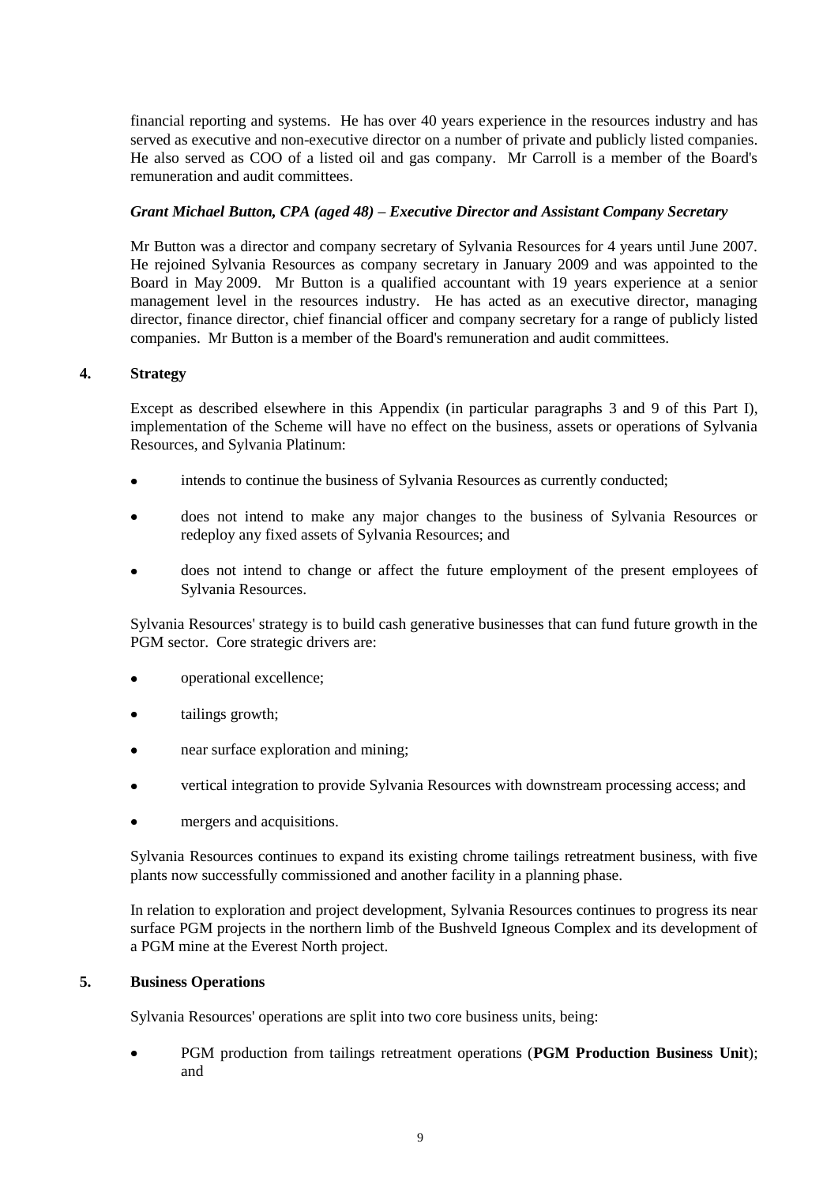financial reporting and systems. He has over 40 years experience in the resources industry and has served as executive and non-executive director on a number of private and publicly listed companies. He also served as COO of a listed oil and gas company. Mr Carroll is a member of the Board's remuneration and audit committees.

***Grant Michael Button, CPA (aged 48) – Executive Director and Assistant Company Secretary***

Mr Button was a director and company secretary of Sylvania Resources for 4 years until June 2007. He rejoined Sylvania Resources as company secretary in January 2009 and was appointed to the Board in May 2009. Mr Button is a qualified accountant with 19 years experience at a senior management level in the resources industry. He has acted as an executive director, managing director, finance director, chief financial officer and company secretary for a range of publicly listed companies. Mr Button is a member of the Board's remuneration and audit committees.

## 4. Strategy

Except as described elsewhere in this Appendix (in particular paragraphs 3 and 9 of this Part I), implementation of the Scheme will have no effect on the business, assets or operations of Sylvania Resources, and Sylvania Platinum:

- intends to continue the business of Sylvania Resources as currently conducted;
- does not intend to make any major changes to the business of Sylvania Resources or redeploy any fixed assets of Sylvania Resources; and
- does not intend to change or affect the future employment of the present employees of Sylvania Resources.

Sylvania Resources' strategy is to build cash generative businesses that can fund future growth in the PGM sector. Core strategic drivers are:

- operational excellence;
- tailings growth;
- near surface exploration and mining;
- vertical integration to provide Sylvania Resources with downstream processing access; and
- mergers and acquisitions.

Sylvania Resources continues to expand its existing chrome tailings retreatment business, with five plants now successfully commissioned and another facility in a planning phase.

In relation to exploration and project development, Sylvania Resources continues to progress its near surface PGM projects in the northern limb of the Bushveld Igneous Complex and its development of a PGM mine at the Everest North project.

## 5. Business Operations

Sylvania Resources' operations are split into two core business units, being:

- PGM production from tailings retreatment operations (**PGM Production Business Unit**); and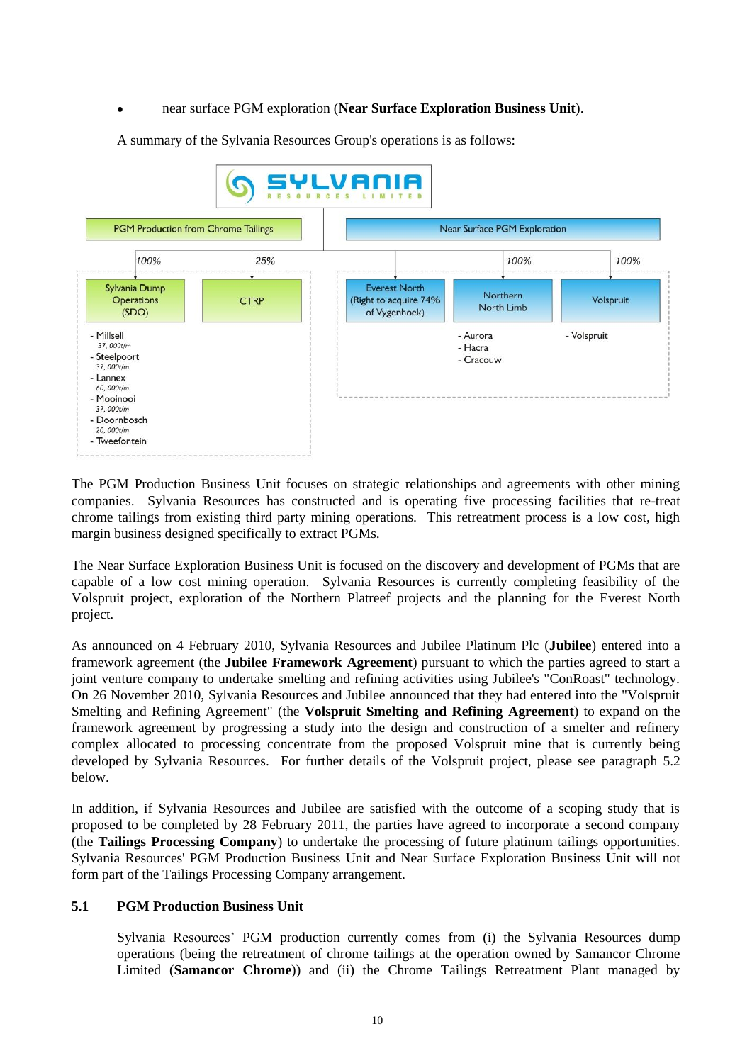- near surface PGM exploration (**Near Surface Exploration Business Unit**).

A summary of the Sylvania Resources Group's operations is as follows:

**SYLVANIA RESOURCES LIMITED**

- **PGM Production from Chrome Tailings**
  - 100% Sylvania Dump Operations (SDO)
    - Millsell 37, 000t/m
    - Steelpoort 37, 000t/m
    - Lannex 60, 000t/m
    - Mooinooi 37, 000t/m
    - Doornbosch 20, 000t/m
    - Tweefontein
  - 25% CTRP
- **Near Surface PGM Exploration**
  - Everest North (Right to acquire 74% of Vygenhoek)
  - 100% Northern North Limb
    - Aurora
    - Hacra
    - Cracouw
  - 100% Volspruit
    - Volspruit

The PGM Production Business Unit focuses on strategic relationships and agreements with other mining companies. Sylvania Resources has constructed and is operating five processing facilities that re-treat chrome tailings from existing third party mining operations. This retreatment process is a low cost, high margin business designed specifically to extract PGMs.

The Near Surface Exploration Business Unit is focused on the discovery and development of PGMs that are capable of a low cost mining operation. Sylvania Resources is currently completing feasibility of the Volspruit project, exploration of the Northern Platreef projects and the planning for the Everest North project.

As announced on 4 February 2010, Sylvania Resources and Jubilee Platinum Plc (**Jubilee**) entered into a framework agreement (the **Jubilee Framework Agreement**) pursuant to which the parties agreed to start a joint venture company to undertake smelting and refining activities using Jubilee's "ConRoast" technology. On 26 November 2010, Sylvania Resources and Jubilee announced that they had entered into the "Volspruit Smelting and Refining Agreement" (the **Volspruit Smelting and Refining Agreement**) to expand on the framework agreement by progressing a study into the design and construction of a smelter and refinery complex allocated to processing concentrate from the proposed Volspruit mine that is currently being developed by Sylvania Resources. For further details of the Volspruit project, please see paragraph 5.2 below.

In addition, if Sylvania Resources and Jubilee are satisfied with the outcome of a scoping study that is proposed to be completed by 28 February 2011, the parties have agreed to incorporate a second company (the **Tailings Processing Company**) to undertake the processing of future platinum tailings opportunities. Sylvania Resources' PGM Production Business Unit and Near Surface Exploration Business Unit will not form part of the Tailings Processing Company arrangement.

## 5.1 PGM Production Business Unit

Sylvania Resources' PGM production currently comes from (i) the Sylvania Resources dump operations (being the retreatment of chrome tailings at the operation owned by Samancor Chrome Limited (**Samancor Chrome**)) and (ii) the Chrome Tailings Retreatment Plant managed by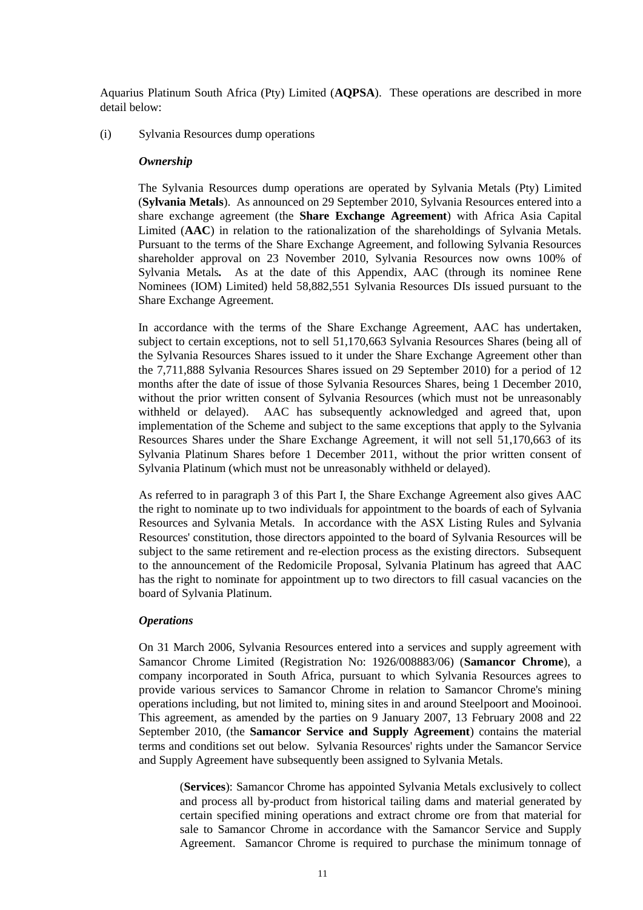Aquarius Platinum South Africa (Pty) Limited (**AQPSA**). These operations are described in more detail below:

(i) Sylvania Resources dump operations

***Ownership***

The Sylvania Resources dump operations are operated by Sylvania Metals (Pty) Limited (**Sylvania Metals**). As announced on 29 September 2010, Sylvania Resources entered into a share exchange agreement (the **Share Exchange Agreement**) with Africa Asia Capital Limited (**AAC**) in relation to the rationalization of the shareholdings of Sylvania Metals. Pursuant to the terms of the Share Exchange Agreement, and following Sylvania Resources shareholder approval on 23 November 2010, Sylvania Resources now owns 100% of Sylvania Metals**.** As at the date of this Appendix, AAC (through its nominee Rene Nominees (IOM) Limited) held 58,882,551 Sylvania Resources DIs issued pursuant to the Share Exchange Agreement.

In accordance with the terms of the Share Exchange Agreement, AAC has undertaken, subject to certain exceptions, not to sell 51,170,663 Sylvania Resources Shares (being all of the Sylvania Resources Shares issued to it under the Share Exchange Agreement other than the 7,711,888 Sylvania Resources Shares issued on 29 September 2010) for a period of 12 months after the date of issue of those Sylvania Resources Shares, being 1 December 2010, without the prior written consent of Sylvania Resources (which must not be unreasonably withheld or delayed). AAC has subsequently acknowledged and agreed that, upon implementation of the Scheme and subject to the same exceptions that apply to the Sylvania Resources Shares under the Share Exchange Agreement, it will not sell 51,170,663 of its Sylvania Platinum Shares before 1 December 2011, without the prior written consent of Sylvania Platinum (which must not be unreasonably withheld or delayed).

As referred to in paragraph 3 of this Part I, the Share Exchange Agreement also gives AAC the right to nominate up to two individuals for appointment to the boards of each of Sylvania Resources and Sylvania Metals. In accordance with the ASX Listing Rules and Sylvania Resources' constitution, those directors appointed to the board of Sylvania Resources will be subject to the same retirement and re-election process as the existing directors. Subsequent to the announcement of the Redomicile Proposal, Sylvania Platinum has agreed that AAC has the right to nominate for appointment up to two directors to fill casual vacancies on the board of Sylvania Platinum.

***Operations***

On 31 March 2006, Sylvania Resources entered into a services and supply agreement with Samancor Chrome Limited (Registration No: 1926/008883/06) (**Samancor Chrome**), a company incorporated in South Africa, pursuant to which Sylvania Resources agrees to provide various services to Samancor Chrome in relation to Samancor Chrome's mining operations including, but not limited to, mining sites in and around Steelpoort and Mooinooi. This agreement, as amended by the parties on 9 January 2007, 13 February 2008 and 22 September 2010, (the **Samancor Service and Supply Agreement**) contains the material terms and conditions set out below. Sylvania Resources' rights under the Samancor Service and Supply Agreement have subsequently been assigned to Sylvania Metals.

(**Services**): Samancor Chrome has appointed Sylvania Metals exclusively to collect and process all by-product from historical tailing dams and material generated by certain specified mining operations and extract chrome ore from that material for sale to Samancor Chrome in accordance with the Samancor Service and Supply Agreement. Samancor Chrome is required to purchase the minimum tonnage of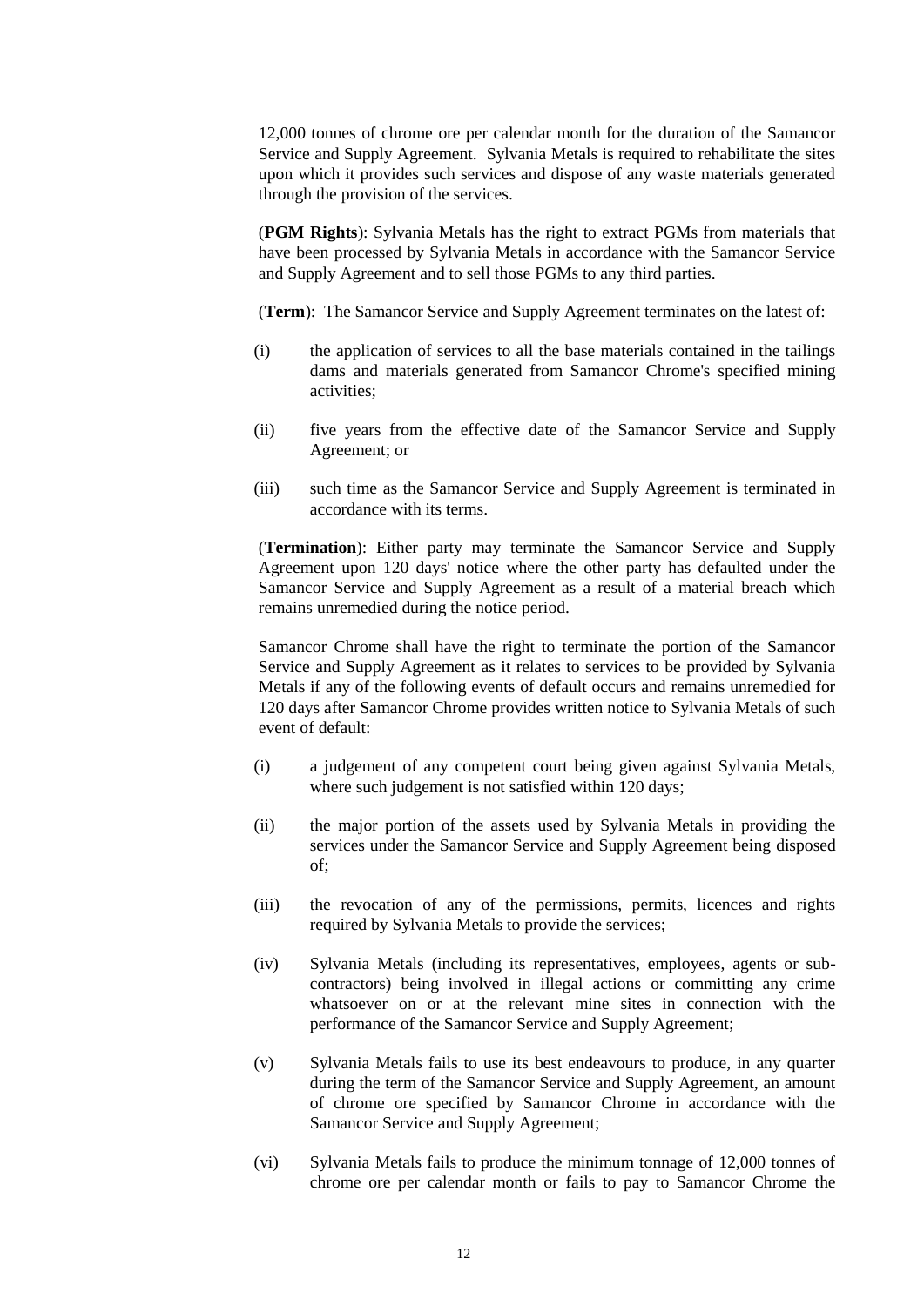12,000 tonnes of chrome ore per calendar month for the duration of the Samancor Service and Supply Agreement. Sylvania Metals is required to rehabilitate the sites upon which it provides such services and dispose of any waste materials generated through the provision of the services.

(**PGM Rights**): Sylvania Metals has the right to extract PGMs from materials that have been processed by Sylvania Metals in accordance with the Samancor Service and Supply Agreement and to sell those PGMs to any third parties.

(**Term**): The Samancor Service and Supply Agreement terminates on the latest of:

(i) the application of services to all the base materials contained in the tailings dams and materials generated from Samancor Chrome's specified mining activities;

(ii) five years from the effective date of the Samancor Service and Supply Agreement; or

(iii) such time as the Samancor Service and Supply Agreement is terminated in accordance with its terms.

(**Termination**): Either party may terminate the Samancor Service and Supply Agreement upon 120 days' notice where the other party has defaulted under the Samancor Service and Supply Agreement as a result of a material breach which remains unremedied during the notice period.

Samancor Chrome shall have the right to terminate the portion of the Samancor Service and Supply Agreement as it relates to services to be provided by Sylvania Metals if any of the following events of default occurs and remains unremedied for 120 days after Samancor Chrome provides written notice to Sylvania Metals of such event of default:

(i) a judgement of any competent court being given against Sylvania Metals, where such judgement is not satisfied within 120 days;

(ii) the major portion of the assets used by Sylvania Metals in providing the services under the Samancor Service and Supply Agreement being disposed of;

(iii) the revocation of any of the permissions, permits, licences and rights required by Sylvania Metals to provide the services;

(iv) Sylvania Metals (including its representatives, employees, agents or sub-contractors) being involved in illegal actions or committing any crime whatsoever on or at the relevant mine sites in connection with the performance of the Samancor Service and Supply Agreement;

(v) Sylvania Metals fails to use its best endeavours to produce, in any quarter during the term of the Samancor Service and Supply Agreement, an amount of chrome ore specified by Samancor Chrome in accordance with the Samancor Service and Supply Agreement;

(vi) Sylvania Metals fails to produce the minimum tonnage of 12,000 tonnes of chrome ore per calendar month or fails to pay to Samancor Chrome the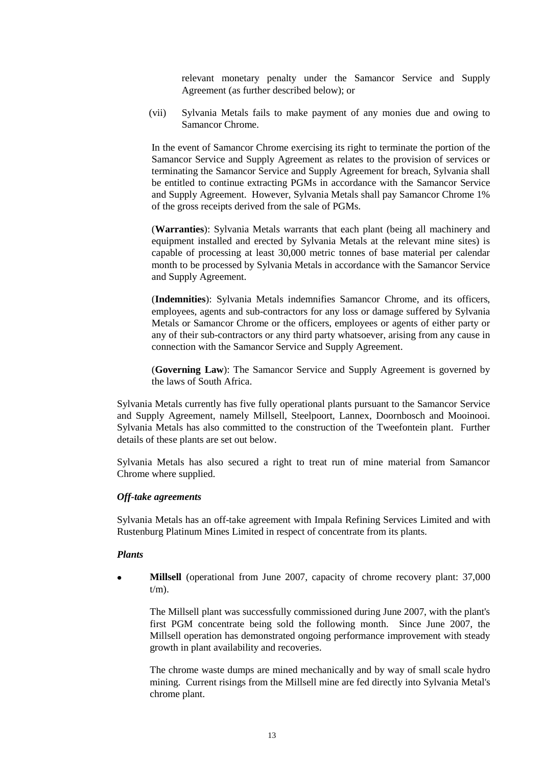relevant monetary penalty under the Samancor Service and Supply Agreement (as further described below); or

(vii) Sylvania Metals fails to make payment of any monies due and owing to Samancor Chrome.

In the event of Samancor Chrome exercising its right to terminate the portion of the Samancor Service and Supply Agreement as relates to the provision of services or terminating the Samancor Service and Supply Agreement for breach, Sylvania shall be entitled to continue extracting PGMs in accordance with the Samancor Service and Supply Agreement. However, Sylvania Metals shall pay Samancor Chrome 1% of the gross receipts derived from the sale of PGMs.

(**Warranties**): Sylvania Metals warrants that each plant (being all machinery and equipment installed and erected by Sylvania Metals at the relevant mine sites) is capable of processing at least 30,000 metric tonnes of base material per calendar month to be processed by Sylvania Metals in accordance with the Samancor Service and Supply Agreement.

(**Indemnities**): Sylvania Metals indemnifies Samancor Chrome, and its officers, employees, agents and sub-contractors for any loss or damage suffered by Sylvania Metals or Samancor Chrome or the officers, employees or agents of either party or any of their sub-contractors or any third party whatsoever, arising from any cause in connection with the Samancor Service and Supply Agreement.

(**Governing Law**): The Samancor Service and Supply Agreement is governed by the laws of South Africa.

Sylvania Metals currently has five fully operational plants pursuant to the Samancor Service and Supply Agreement, namely Millsell, Steelpoort, Lannex, Doornbosch and Mooinooi. Sylvania Metals has also committed to the construction of the Tweefontein plant. Further details of these plants are set out below.

Sylvania Metals has also secured a right to treat run of mine material from Samancor Chrome where supplied.

***Off-take agreements***

Sylvania Metals has an off-take agreement with Impala Refining Services Limited and with Rustenburg Platinum Mines Limited in respect of concentrate from its plants.

***Plants***

- **Millsell** (operational from June 2007, capacity of chrome recovery plant: 37,000 t/m).

  The Millsell plant was successfully commissioned during June 2007, with the plant's first PGM concentrate being sold the following month. Since June 2007, the Millsell operation has demonstrated ongoing performance improvement with steady growth in plant availability and recoveries.

  The chrome waste dumps are mined mechanically and by way of small scale hydro mining. Current risings from the Millsell mine are fed directly into Sylvania Metal's chrome plant.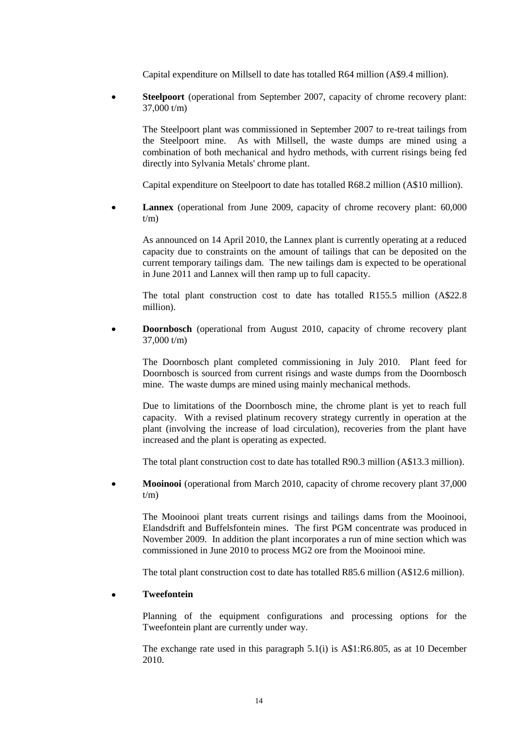Capital expenditure on Millsell to date has totalled R64 million (A$9.4 million).

- **Steelpoort** (operational from September 2007, capacity of chrome recovery plant: 37,000 t/m)

  The Steelpoort plant was commissioned in September 2007 to re-treat tailings from the Steelpoort mine. As with Millsell, the waste dumps are mined using a combination of both mechanical and hydro methods, with current risings being fed directly into Sylvania Metals' chrome plant.

  Capital expenditure on Steelpoort to date has totalled R68.2 million (A$10 million).

- **Lannex** (operational from June 2009, capacity of chrome recovery plant: 60,000 t/m)

  As announced on 14 April 2010, the Lannex plant is currently operating at a reduced capacity due to constraints on the amount of tailings that can be deposited on the current temporary tailings dam. The new tailings dam is expected to be operational in June 2011 and Lannex will then ramp up to full capacity.

  The total plant construction cost to date has totalled R155.5 million (A$22.8 million).

- **Doornbosch** (operational from August 2010, capacity of chrome recovery plant 37,000 t/m)

  The Doornbosch plant completed commissioning in July 2010. Plant feed for Doornbosch is sourced from current risings and waste dumps from the Doornbosch mine. The waste dumps are mined using mainly mechanical methods.

  Due to limitations of the Doornbosch mine, the chrome plant is yet to reach full capacity. With a revised platinum recovery strategy currently in operation at the plant (involving the increase of load circulation), recoveries from the plant have increased and the plant is operating as expected.

  The total plant construction cost to date has totalled R90.3 million (A$13.3 million).

- **Mooinooi** (operational from March 2010, capacity of chrome recovery plant 37,000 t/m)

  The Mooinooi plant treats current risings and tailings dams from the Mooinooi, Elandsdrift and Buffelsfontein mines. The first PGM concentrate was produced in November 2009. In addition the plant incorporates a run of mine section which was commissioned in June 2010 to process MG2 ore from the Mooinooi mine.

  The total plant construction cost to date has totalled R85.6 million (A$12.6 million).

- **Tweefontein**

  Planning of the equipment configurations and processing options for the Tweefontein plant are currently under way.

  The exchange rate used in this paragraph 5.1(i) is A$1:R6.805, as at 10 December 2010.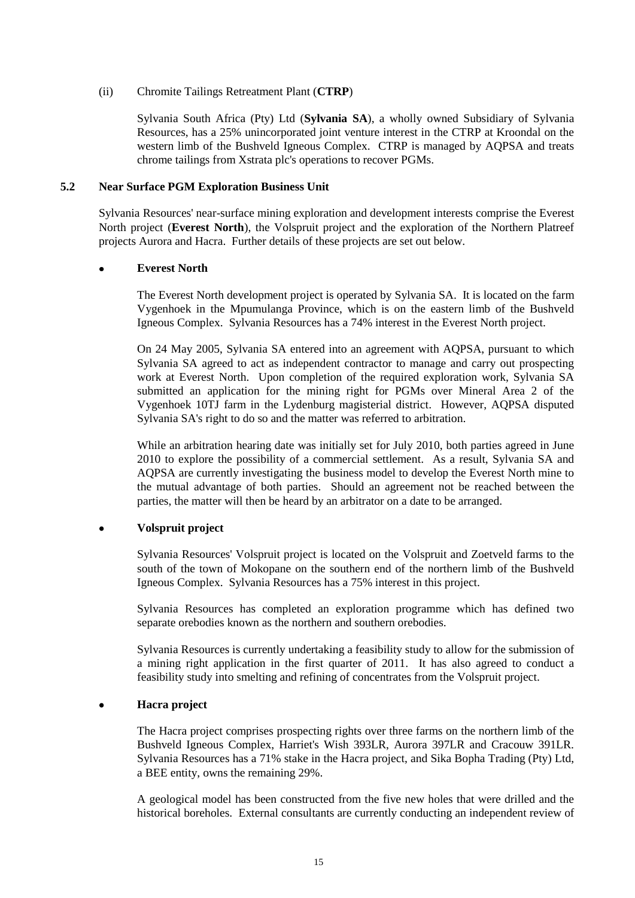(ii) Chromite Tailings Retreatment Plant (**CTRP**)

Sylvania South Africa (Pty) Ltd (**Sylvania SA**), a wholly owned Subsidiary of Sylvania Resources, has a 25% unincorporated joint venture interest in the CTRP at Kroondal on the western limb of the Bushveld Igneous Complex. CTRP is managed by AQPSA and treats chrome tailings from Xstrata plc's operations to recover PGMs.

### 5.2 Near Surface PGM Exploration Business Unit

Sylvania Resources' near-surface mining exploration and development interests comprise the Everest North project (**Everest North**), the Volspruit project and the exploration of the Northern Platreef projects Aurora and Hacra. Further details of these projects are set out below.

- **Everest North**

  The Everest North development project is operated by Sylvania SA. It is located on the farm Vygenhoek in the Mpumulanga Province, which is on the eastern limb of the Bushveld Igneous Complex. Sylvania Resources has a 74% interest in the Everest North project.

  On 24 May 2005, Sylvania SA entered into an agreement with AQPSA, pursuant to which Sylvania SA agreed to act as independent contractor to manage and carry out prospecting work at Everest North. Upon completion of the required exploration work, Sylvania SA submitted an application for the mining right for PGMs over Mineral Area 2 of the Vygenhoek 10TJ farm in the Lydenburg magisterial district. However, AQPSA disputed Sylvania SA's right to do so and the matter was referred to arbitration.

  While an arbitration hearing date was initially set for July 2010, both parties agreed in June 2010 to explore the possibility of a commercial settlement. As a result, Sylvania SA and AQPSA are currently investigating the business model to develop the Everest North mine to the mutual advantage of both parties. Should an agreement not be reached between the parties, the matter will then be heard by an arbitrator on a date to be arranged.

- **Volspruit project**

  Sylvania Resources' Volspruit project is located on the Volspruit and Zoetveld farms to the south of the town of Mokopane on the southern end of the northern limb of the Bushveld Igneous Complex. Sylvania Resources has a 75% interest in this project.

  Sylvania Resources has completed an exploration programme which has defined two separate orebodies known as the northern and southern orebodies.

  Sylvania Resources is currently undertaking a feasibility study to allow for the submission of a mining right application in the first quarter of 2011. It has also agreed to conduct a feasibility study into smelting and refining of concentrates from the Volspruit project.

- **Hacra project**

  The Hacra project comprises prospecting rights over three farms on the northern limb of the Bushveld Igneous Complex, Harriet's Wish 393LR, Aurora 397LR and Cracouw 391LR. Sylvania Resources has a 71% stake in the Hacra project, and Sika Bopha Trading (Pty) Ltd, a BEE entity, owns the remaining 29%.

  A geological model has been constructed from the five new holes that were drilled and the historical boreholes. External consultants are currently conducting an independent review of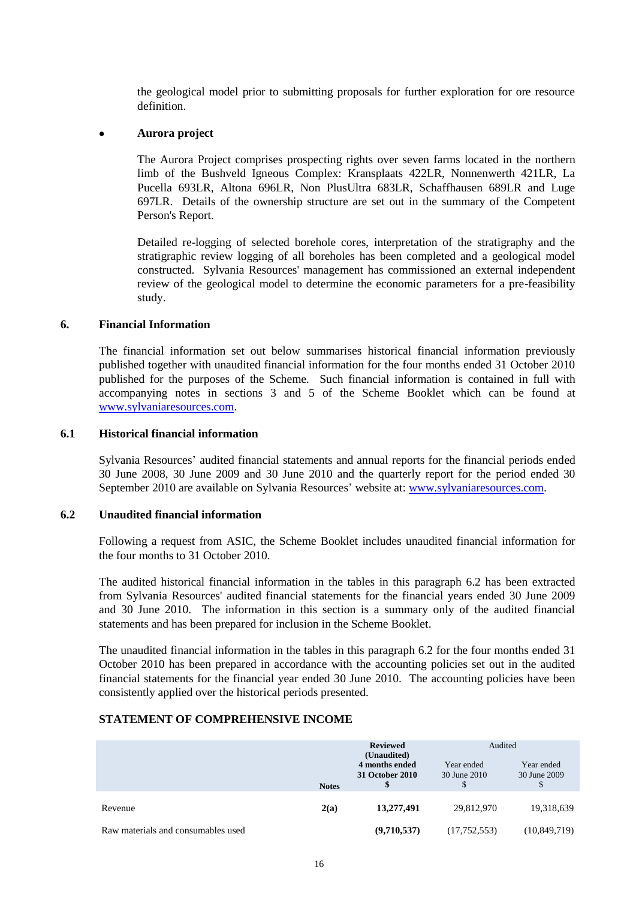the geological model prior to submitting proposals for further exploration for ore resource definition.

- **Aurora project**

  The Aurora Project comprises prospecting rights over seven farms located in the northern limb of the Bushveld Igneous Complex: Kransplaats 422LR, Nonnenwerth 421LR, La Pucella 693LR, Altona 696LR, Non PlusUltra 683LR, Schaffhausen 689LR and Luge 697LR. Details of the ownership structure are set out in the summary of the Competent Person's Report.

  Detailed re-logging of selected borehole cores, interpretation of the stratigraphy and the stratigraphic review logging of all boreholes has been completed and a geological model constructed. Sylvania Resources' management has commissioned an external independent review of the geological model to determine the economic parameters for a pre-feasibility study.

## 6. Financial Information

The financial information set out below summarises historical financial information previously published together with unaudited financial information for the four months ended 31 October 2010 published for the purposes of the Scheme. Such financial information is contained in full with accompanying notes in sections 3 and 5 of the Scheme Booklet which can be found at www.sylvaniaresources.com.

### 6.1 Historical financial information

Sylvania Resources' audited financial statements and annual reports for the financial periods ended 30 June 2008, 30 June 2009 and 30 June 2010 and the quarterly report for the period ended 30 September 2010 are available on Sylvania Resources' website at: www.sylvaniaresources.com.

### 6.2 Unaudited financial information

Following a request from ASIC, the Scheme Booklet includes unaudited financial information for the four months to 31 October 2010.

The audited historical financial information in the tables in this paragraph 6.2 has been extracted from Sylvania Resources' audited financial statements for the financial years ended 30 June 2009 and 30 June 2010. The information in this section is a summary only of the audited financial statements and has been prepared for inclusion in the Scheme Booklet.

The unaudited financial information in the tables in this paragraph 6.2 for the four months ended 31 October 2010 has been prepared in accordance with the accounting policies set out in the audited financial statements for the financial year ended 30 June 2010. The accounting policies have been consistently applied over the historical periods presented.

**STATEMENT OF COMPREHENSIVE INCOME**

| | Notes | **Reviewed (Unaudited) 4 months ended 31 October 2010 $** | Audited Year ended 30 June 2010 $ | Year ended 30 June 2009 $ |
|---|---|---|---|---|
| Revenue | **2(a)** | **13,277,491** | 29,812,970 | 19,318,639 |
| Raw materials and consumables used | | **(9,710,537)** | (17,752,553) | (10,849,719) |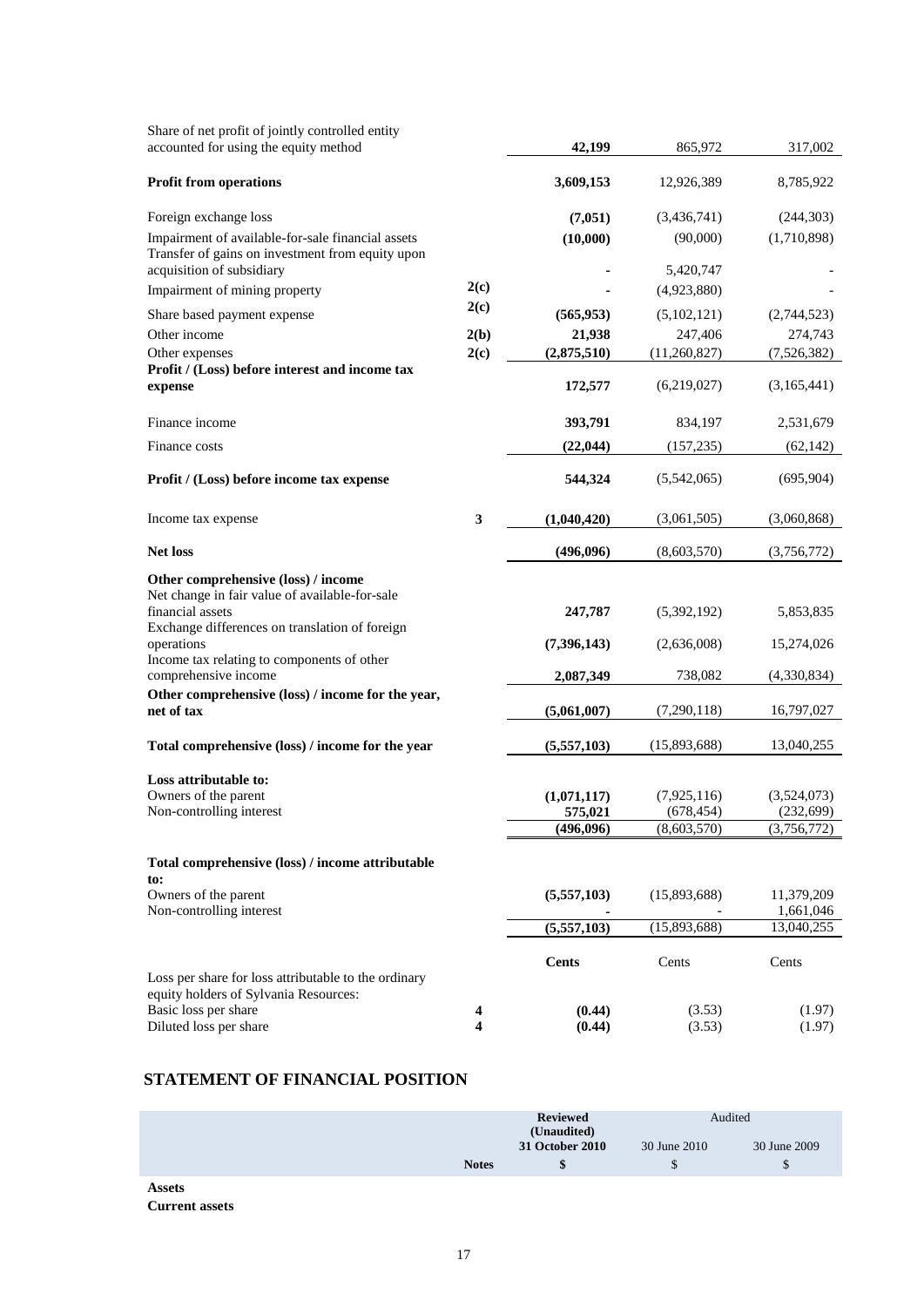| | Notes | | | |
|---|---|---|---|---|
| Share of net profit of jointly controlled entity accounted for using the equity method | | **42,199** | 865,972 | 317,002 |
| **Profit from operations** | | **3,609,153** | 12,926,389 | 8,785,922 |
| Foreign exchange loss | | **(7,051)** | (3,436,741) | (244,303) |
| Impairment of available-for-sale financial assets | | **(10,000)** | (90,000) | (1,710,898) |
| Transfer of gains on investment from equity upon acquisition of subsidiary | | **-** | 5,420,747 | - |
| Impairment of mining property | **2(c)** | **-** | (4,923,880) | - |
| Share based payment expense | **2(c)** | **(565,953)** | (5,102,121) | (2,744,523) |
| Other income | **2(b)** | **21,938** | 247,406 | 274,743 |
| Other expenses | **2(c)** | **(2,875,510)** | (11,260,827) | (7,526,382) |
| **Profit / (Loss) before interest and income tax expense** | | **172,577** | (6,219,027) | (3,165,441) |
| Finance income | | **393,791** | 834,197 | 2,531,679 |
| Finance costs | | **(22,044)** | (157,235) | (62,142) |
| **Profit / (Loss) before income tax expense** | | **544,324** | (5,542,065) | (695,904) |
| Income tax expense | **3** | **(1,040,420)** | (3,061,505) | (3,060,868) |
| **Net loss** | | **(496,096)** | (8,603,570) | (3,756,772) |
| **Other comprehensive (loss) / income** | | | | |
| Net change in fair value of available-for-sale financial assets | | **247,787** | (5,392,192) | 5,853,835 |
| Exchange differences on translation of foreign operations | | **(7,396,143)** | (2,636,008) | 15,274,026 |
| Income tax relating to components of other comprehensive income | | **2,087,349** | 738,082 | (4,330,834) |
| **Other comprehensive (loss) / income for the year, net of tax** | | **(5,061,007)** | (7,290,118) | 16,797,027 |
| **Total comprehensive (loss) / income for the year** | | **(5,557,103)** | (15,893,688) | 13,040,255 |
| **Loss attributable to:** | | | | |
| Owners of the parent | | **(1,071,117)** | (7,925,116) | (3,524,073) |
| Non-controlling interest | | **575,021** | (678,454) | (232,699) |
| | | **(496,096)** | (8,603,570) | (3,756,772) |
| **Total comprehensive (loss) / income attributable to:** | | | | |
| Owners of the parent | | **(5,557,103)** | (15,893,688) | 11,379,209 |
| Non-controlling interest | | **-** | - | 1,661,046 |
| | | **(5,557,103)** | (15,893,688) | 13,040,255 |
| | | **Cents** | Cents | Cents |
| Loss per share for loss attributable to the ordinary equity holders of Sylvania Resources: | | | | |
| Basic loss per share | **4** | **(0.44)** | (3.53) | (1.97) |
| Diluted loss per share | **4** | **(0.44)** | (3.53) | (1.97) |

## STATEMENT OF FINANCIAL POSITION

| | Notes | Reviewed (Unaudited) 31 October 2010 $ | Audited 30 June 2010 $ | 30 June 2009 $ |
|---|---|---|---|---|
| **Assets** | | | | |
| **Current assets** | | | | |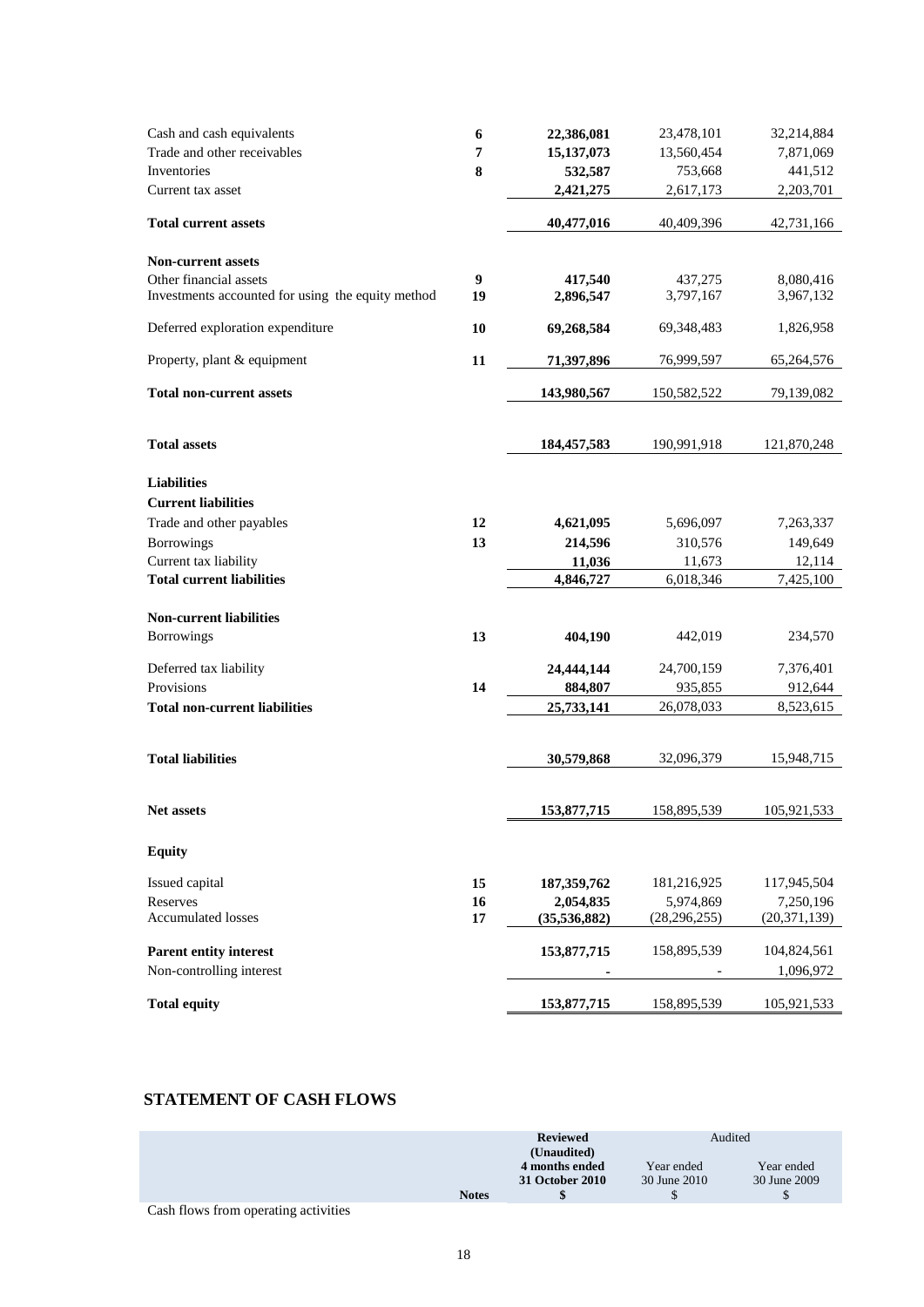| | | | | |
|---|---|---|---|---|
| Cash and cash equivalents | 6 | **22,386,081** | 23,478,101 | 32,214,884 |
| Trade and other receivables | 7 | **15,137,073** | 13,560,454 | 7,871,069 |
| Inventories | 8 | **532,587** | 753,668 | 441,512 |
| Current tax asset | | **2,421,275** | 2,617,173 | 2,203,701 |
| **Total current assets** | | **40,477,016** | 40,409,396 | 42,731,166 |
| **Non-current assets** | | | | |
| Other financial assets | 9 | **417,540** | 437,275 | 8,080,416 |
| Investments accounted for using the equity method | 19 | **2,896,547** | 3,797,167 | 3,967,132 |
| Deferred exploration expenditure | 10 | **69,268,584** | 69,348,483 | 1,826,958 |
| Property, plant & equipment | 11 | **71,397,896** | 76,999,597 | 65,264,576 |
| **Total non-current assets** | | **143,980,567** | 150,582,522 | 79,139,082 |
| **Total assets** | | **184,457,583** | 190,991,918 | 121,870,248 |
| **Liabilities** | | | | |
| **Current liabilities** | | | | |
| Trade and other payables | 12 | **4,621,095** | 5,696,097 | 7,263,337 |
| Borrowings | 13 | **214,596** | 310,576 | 149,649 |
| Current tax liability | | **11,036** | 11,673 | 12,114 |
| **Total current liabilities** | | **4,846,727** | 6,018,346 | 7,425,100 |
| **Non-current liabilities** | | | | |
| Borrowings | 13 | **404,190** | 442,019 | 234,570 |
| Deferred tax liability | | **24,444,144** | 24,700,159 | 7,376,401 |
| Provisions | 14 | **884,807** | 935,855 | 912,644 |
| **Total non-current liabilities** | | **25,733,141** | 26,078,033 | 8,523,615 |
| **Total liabilities** | | **30,579,868** | 32,096,379 | 15,948,715 |
| **Net assets** | | **153,877,715** | 158,895,539 | 105,921,533 |
| **Equity** | | | | |
| Issued capital | 15 | **187,359,762** | 181,216,925 | 117,945,504 |
| Reserves | 16 | **2,054,835** | 5,974,869 | 7,250,196 |
| Accumulated losses | 17 | **(35,536,882)** | (28,296,255) | (20,371,139) |
| **Parent entity interest** | | **153,877,715** | 158,895,539 | 104,824,561 |
| Non-controlling interest | | **-** | - | 1,096,972 |
| **Total equity** | | **153,877,715** | 158,895,539 | 105,921,533 |

## STATEMENT OF CASH FLOWS

| | Notes | **Reviewed (Unaudited) 4 months ended 31 October 2010 $** | Audited Year ended 30 June 2010 $ | Year ended 30 June 2009 $ |
|---|---|---|---|---|
| Cash flows from operating activities | | | | |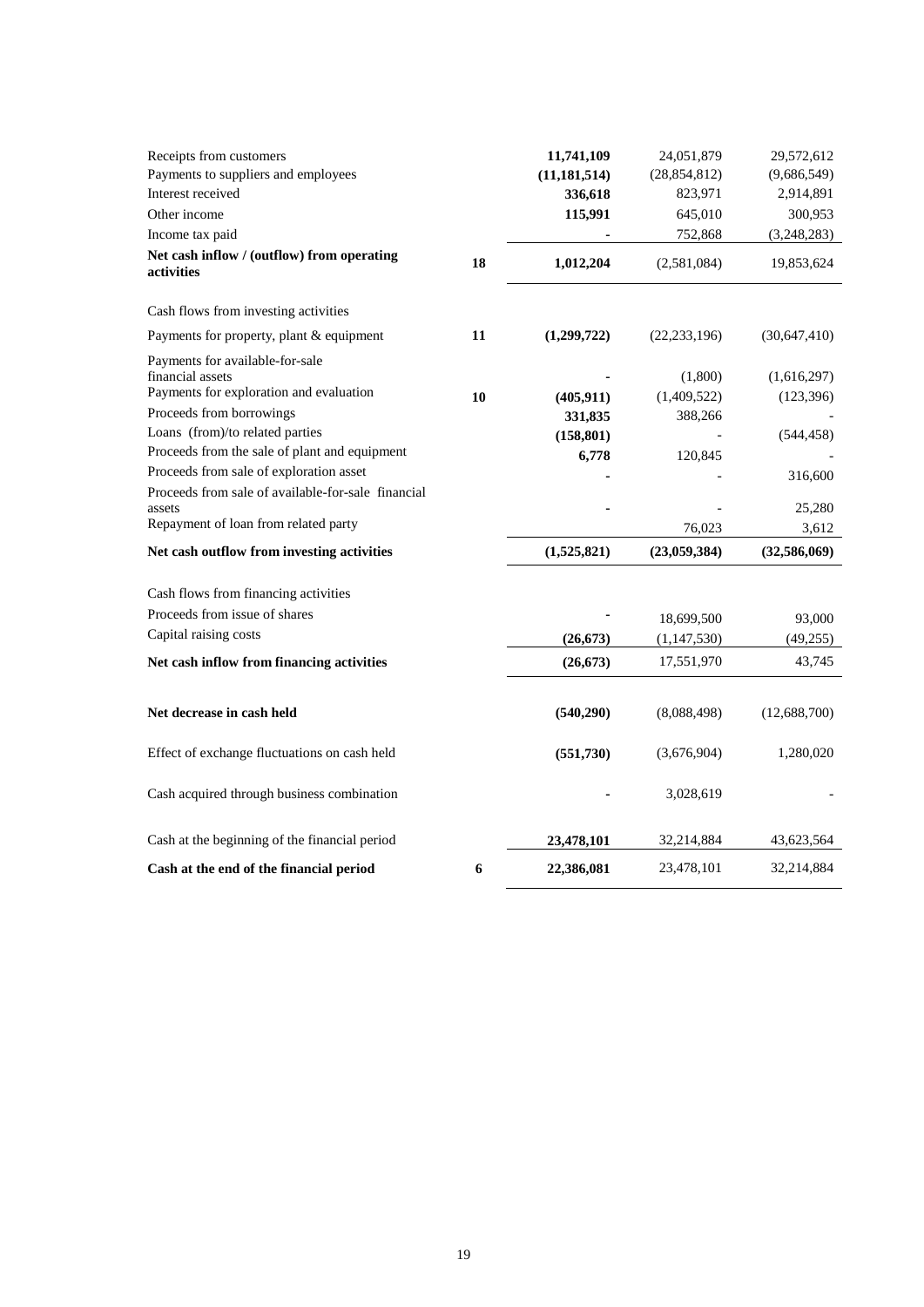| | | | | |
|---|---|---|---|---|
| Receipts from customers | | **11,741,109** | 24,051,879 | 29,572,612 |
| Payments to suppliers and employees | | **(11,181,514)** | (28,854,812) | (9,686,549) |
| Interest received | | **336,618** | 823,971 | 2,914,891 |
| Other income | | **115,991** | 645,010 | 300,953 |
| Income tax paid | | **-** | 752,868 | (3,248,283) |
| **Net cash inflow / (outflow) from operating activities** | **18** | **1,012,204** | (2,581,084) | 19,853,624 |
| | | | | |
| Cash flows from investing activities | | | | |
| Payments for property, plant & equipment | **11** | **(1,299,722)** | (22,233,196) | (30,647,410) |
| Payments for available-for-sale financial assets | | **-** | (1,800) | (1,616,297) |
| Payments for exploration and evaluation | **10** | **(405,911)** | (1,409,522) | (123,396) |
| Proceeds from borrowings | | **331,835** | 388,266 | - |
| Loans (from)/to related parties | | **(158,801)** | - | (544,458) |
| Proceeds from the sale of plant and equipment | | **6,778** | 120,845 | - |
| Proceeds from sale of exploration asset | | **-** | - | 316,600 |
| Proceeds from sale of available-for-sale financial assets | | **-** | - | 25,280 |
| Repayment of loan from related party | | | 76,023 | 3,612 |
| **Net cash outflow from investing activities** | | **(1,525,821)** | **(23,059,384)** | **(32,586,069)** |
| | | | | |
| Cash flows from financing activities | | | | |
| Proceeds from issue of shares | | **-** | 18,699,500 | 93,000 |
| Capital raising costs | | **(26,673)** | (1,147,530) | (49,255) |
| **Net cash inflow from financing activities** | | **(26,673)** | 17,551,970 | 43,745 |
| | | | | |
| **Net decrease in cash held** | | **(540,290)** | (8,088,498) | (12,688,700) |
| | | | | |
| Effect of exchange fluctuations on cash held | | **(551,730)** | (3,676,904) | 1,280,020 |
| | | | | |
| Cash acquired through business combination | | **-** | 3,028,619 | - |
| | | | | |
| Cash at the beginning of the financial period | | **23,478,101** | 32,214,884 | 43,623,564 |
| **Cash at the end of the financial period** | **6** | **22,386,081** | 23,478,101 | 32,214,884 |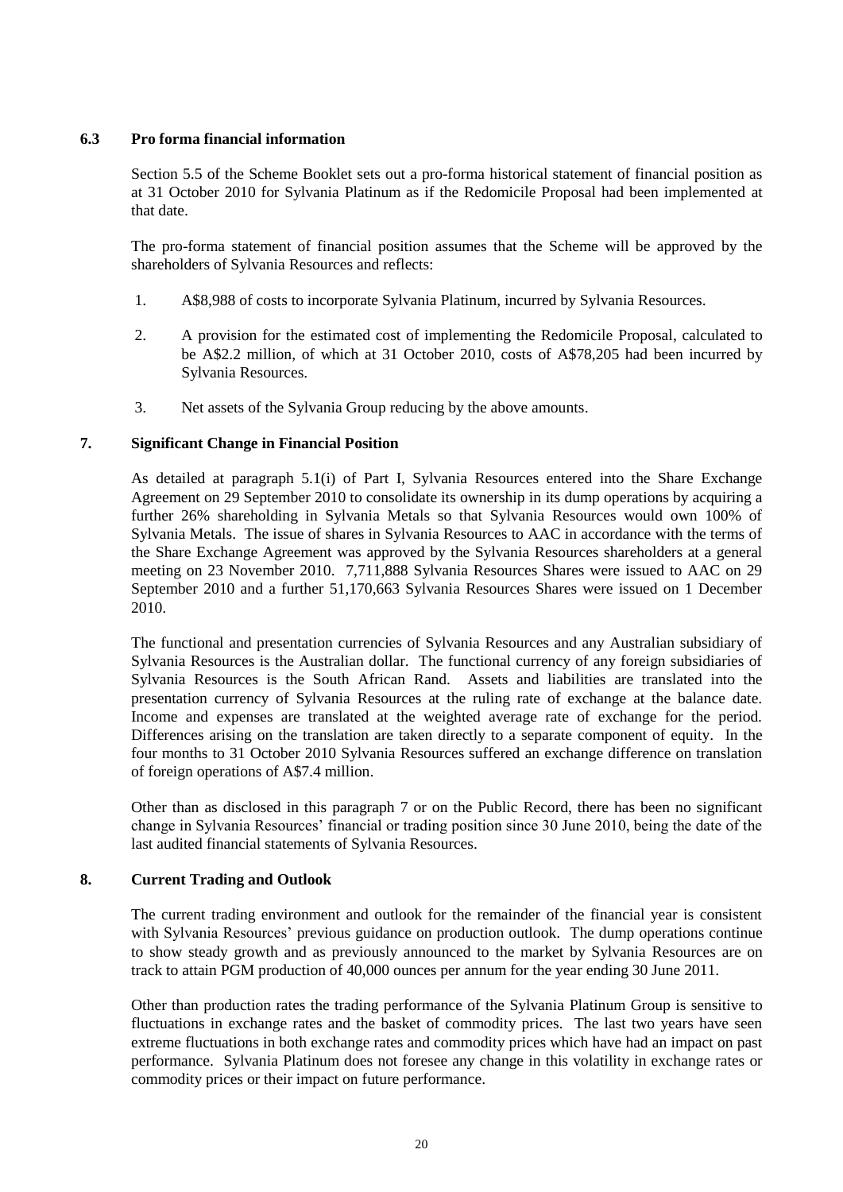### 6.3 Pro forma financial information

Section 5.5 of the Scheme Booklet sets out a pro-forma historical statement of financial position as at 31 October 2010 for Sylvania Platinum as if the Redomicile Proposal had been implemented at that date.

The pro-forma statement of financial position assumes that the Scheme will be approved by the shareholders of Sylvania Resources and reflects:

1. A$8,988 of costs to incorporate Sylvania Platinum, incurred by Sylvania Resources.
2. A provision for the estimated cost of implementing the Redomicile Proposal, calculated to be A$2.2 million, of which at 31 October 2010, costs of A$78,205 had been incurred by Sylvania Resources.
3. Net assets of the Sylvania Group reducing by the above amounts.

## 7. Significant Change in Financial Position

As detailed at paragraph 5.1(i) of Part I, Sylvania Resources entered into the Share Exchange Agreement on 29 September 2010 to consolidate its ownership in its dump operations by acquiring a further 26% shareholding in Sylvania Metals so that Sylvania Resources would own 100% of Sylvania Metals. The issue of shares in Sylvania Resources to AAC in accordance with the terms of the Share Exchange Agreement was approved by the Sylvania Resources shareholders at a general meeting on 23 November 2010. 7,711,888 Sylvania Resources Shares were issued to AAC on 29 September 2010 and a further 51,170,663 Sylvania Resources Shares were issued on 1 December 2010.

The functional and presentation currencies of Sylvania Resources and any Australian subsidiary of Sylvania Resources is the Australian dollar. The functional currency of any foreign subsidiaries of Sylvania Resources is the South African Rand. Assets and liabilities are translated into the presentation currency of Sylvania Resources at the ruling rate of exchange at the balance date. Income and expenses are translated at the weighted average rate of exchange for the period. Differences arising on the translation are taken directly to a separate component of equity. In the four months to 31 October 2010 Sylvania Resources suffered an exchange difference on translation of foreign operations of A$7.4 million.

Other than as disclosed in this paragraph 7 or on the Public Record, there has been no significant change in Sylvania Resources' financial or trading position since 30 June 2010, being the date of the last audited financial statements of Sylvania Resources.

## 8. Current Trading and Outlook

The current trading environment and outlook for the remainder of the financial year is consistent with Sylvania Resources' previous guidance on production outlook. The dump operations continue to show steady growth and as previously announced to the market by Sylvania Resources are on track to attain PGM production of 40,000 ounces per annum for the year ending 30 June 2011.

Other than production rates the trading performance of the Sylvania Platinum Group is sensitive to fluctuations in exchange rates and the basket of commodity prices. The last two years have seen extreme fluctuations in both exchange rates and commodity prices which have had an impact on past performance. Sylvania Platinum does not foresee any change in this volatility in exchange rates or commodity prices or their impact on future performance.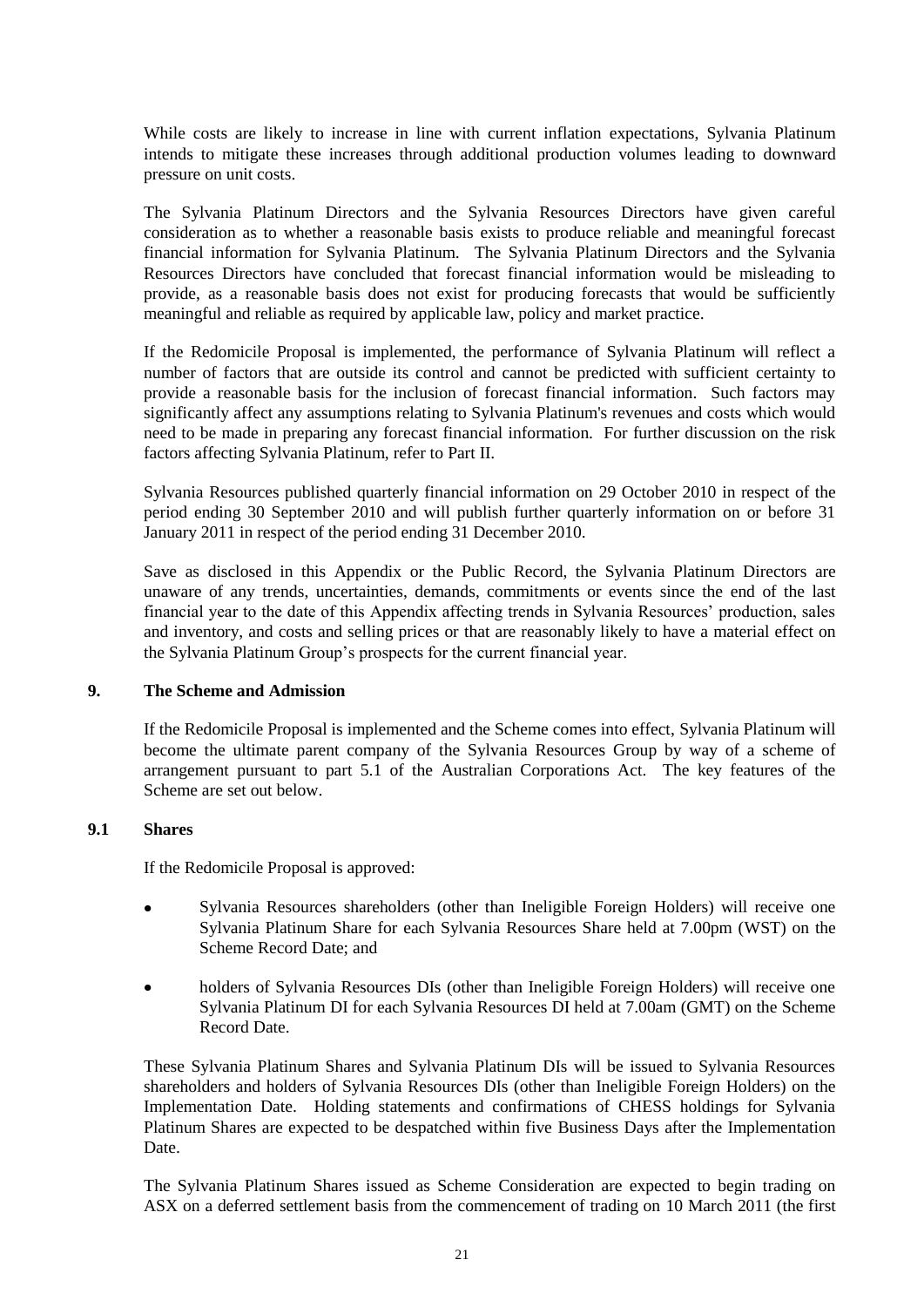While costs are likely to increase in line with current inflation expectations, Sylvania Platinum intends to mitigate these increases through additional production volumes leading to downward pressure on unit costs.

The Sylvania Platinum Directors and the Sylvania Resources Directors have given careful consideration as to whether a reasonable basis exists to produce reliable and meaningful forecast financial information for Sylvania Platinum. The Sylvania Platinum Directors and the Sylvania Resources Directors have concluded that forecast financial information would be misleading to provide, as a reasonable basis does not exist for producing forecasts that would be sufficiently meaningful and reliable as required by applicable law, policy and market practice.

If the Redomicile Proposal is implemented, the performance of Sylvania Platinum will reflect a number of factors that are outside its control and cannot be predicted with sufficient certainty to provide a reasonable basis for the inclusion of forecast financial information. Such factors may significantly affect any assumptions relating to Sylvania Platinum's revenues and costs which would need to be made in preparing any forecast financial information. For further discussion on the risk factors affecting Sylvania Platinum, refer to Part II.

Sylvania Resources published quarterly financial information on 29 October 2010 in respect of the period ending 30 September 2010 and will publish further quarterly information on or before 31 January 2011 in respect of the period ending 31 December 2010.

Save as disclosed in this Appendix or the Public Record, the Sylvania Platinum Directors are unaware of any trends, uncertainties, demands, commitments or events since the end of the last financial year to the date of this Appendix affecting trends in Sylvania Resources' production, sales and inventory, and costs and selling prices or that are reasonably likely to have a material effect on the Sylvania Platinum Group's prospects for the current financial year.

## 9. The Scheme and Admission

If the Redomicile Proposal is implemented and the Scheme comes into effect, Sylvania Platinum will become the ultimate parent company of the Sylvania Resources Group by way of a scheme of arrangement pursuant to part 5.1 of the Australian Corporations Act. The key features of the Scheme are set out below.

### 9.1 Shares

If the Redomicile Proposal is approved:

- Sylvania Resources shareholders (other than Ineligible Foreign Holders) will receive one Sylvania Platinum Share for each Sylvania Resources Share held at 7.00pm (WST) on the Scheme Record Date; and
- holders of Sylvania Resources DIs (other than Ineligible Foreign Holders) will receive one Sylvania Platinum DI for each Sylvania Resources DI held at 7.00am (GMT) on the Scheme Record Date.

These Sylvania Platinum Shares and Sylvania Platinum DIs will be issued to Sylvania Resources shareholders and holders of Sylvania Resources DIs (other than Ineligible Foreign Holders) on the Implementation Date. Holding statements and confirmations of CHESS holdings for Sylvania Platinum Shares are expected to be despatched within five Business Days after the Implementation Date.

The Sylvania Platinum Shares issued as Scheme Consideration are expected to begin trading on ASX on a deferred settlement basis from the commencement of trading on 10 March 2011 (the first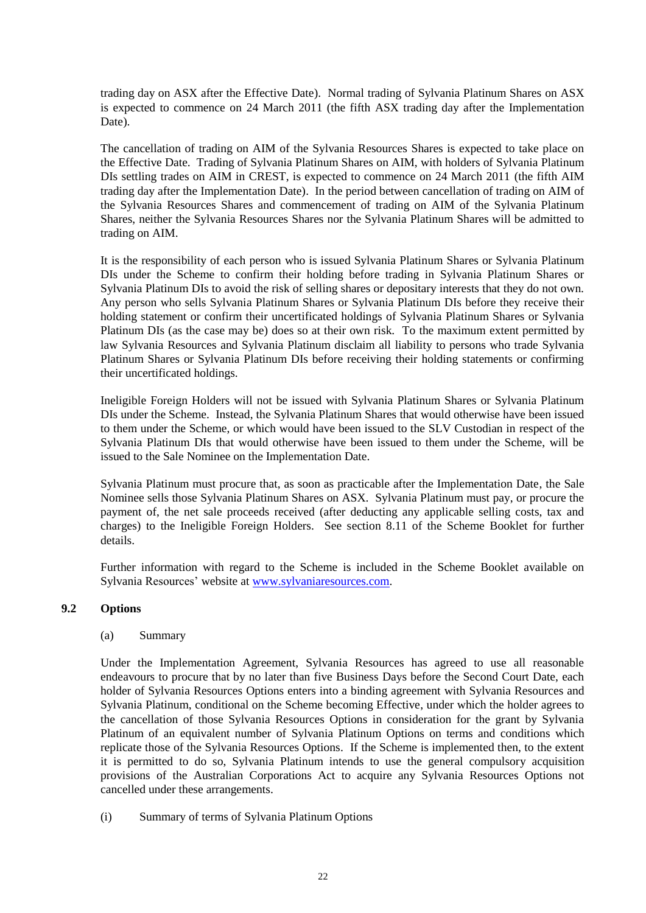trading day on ASX after the Effective Date). Normal trading of Sylvania Platinum Shares on ASX is expected to commence on 24 March 2011 (the fifth ASX trading day after the Implementation Date).

The cancellation of trading on AIM of the Sylvania Resources Shares is expected to take place on the Effective Date. Trading of Sylvania Platinum Shares on AIM, with holders of Sylvania Platinum DIs settling trades on AIM in CREST, is expected to commence on 24 March 2011 (the fifth AIM trading day after the Implementation Date). In the period between cancellation of trading on AIM of the Sylvania Resources Shares and commencement of trading on AIM of the Sylvania Platinum Shares, neither the Sylvania Resources Shares nor the Sylvania Platinum Shares will be admitted to trading on AIM.

It is the responsibility of each person who is issued Sylvania Platinum Shares or Sylvania Platinum DIs under the Scheme to confirm their holding before trading in Sylvania Platinum Shares or Sylvania Platinum DIs to avoid the risk of selling shares or depositary interests that they do not own. Any person who sells Sylvania Platinum Shares or Sylvania Platinum DIs before they receive their holding statement or confirm their uncertificated holdings of Sylvania Platinum Shares or Sylvania Platinum DIs (as the case may be) does so at their own risk. To the maximum extent permitted by law Sylvania Resources and Sylvania Platinum disclaim all liability to persons who trade Sylvania Platinum Shares or Sylvania Platinum DIs before receiving their holding statements or confirming their uncertificated holdings.

Ineligible Foreign Holders will not be issued with Sylvania Platinum Shares or Sylvania Platinum DIs under the Scheme. Instead, the Sylvania Platinum Shares that would otherwise have been issued to them under the Scheme, or which would have been issued to the SLV Custodian in respect of the Sylvania Platinum DIs that would otherwise have been issued to them under the Scheme, will be issued to the Sale Nominee on the Implementation Date.

Sylvania Platinum must procure that, as soon as practicable after the Implementation Date, the Sale Nominee sells those Sylvania Platinum Shares on ASX. Sylvania Platinum must pay, or procure the payment of, the net sale proceeds received (after deducting any applicable selling costs, tax and charges) to the Ineligible Foreign Holders. See section 8.11 of the Scheme Booklet for further details.

Further information with regard to the Scheme is included in the Scheme Booklet available on Sylvania Resources' website at www.sylvaniaresources.com.

### 9.2 Options

(a) Summary

Under the Implementation Agreement, Sylvania Resources has agreed to use all reasonable endeavours to procure that by no later than five Business Days before the Second Court Date, each holder of Sylvania Resources Options enters into a binding agreement with Sylvania Resources and Sylvania Platinum, conditional on the Scheme becoming Effective, under which the holder agrees to the cancellation of those Sylvania Resources Options in consideration for the grant by Sylvania Platinum of an equivalent number of Sylvania Platinum Options on terms and conditions which replicate those of the Sylvania Resources Options. If the Scheme is implemented then, to the extent it is permitted to do so, Sylvania Platinum intends to use the general compulsory acquisition provisions of the Australian Corporations Act to acquire any Sylvania Resources Options not cancelled under these arrangements.

(i) Summary of terms of Sylvania Platinum Options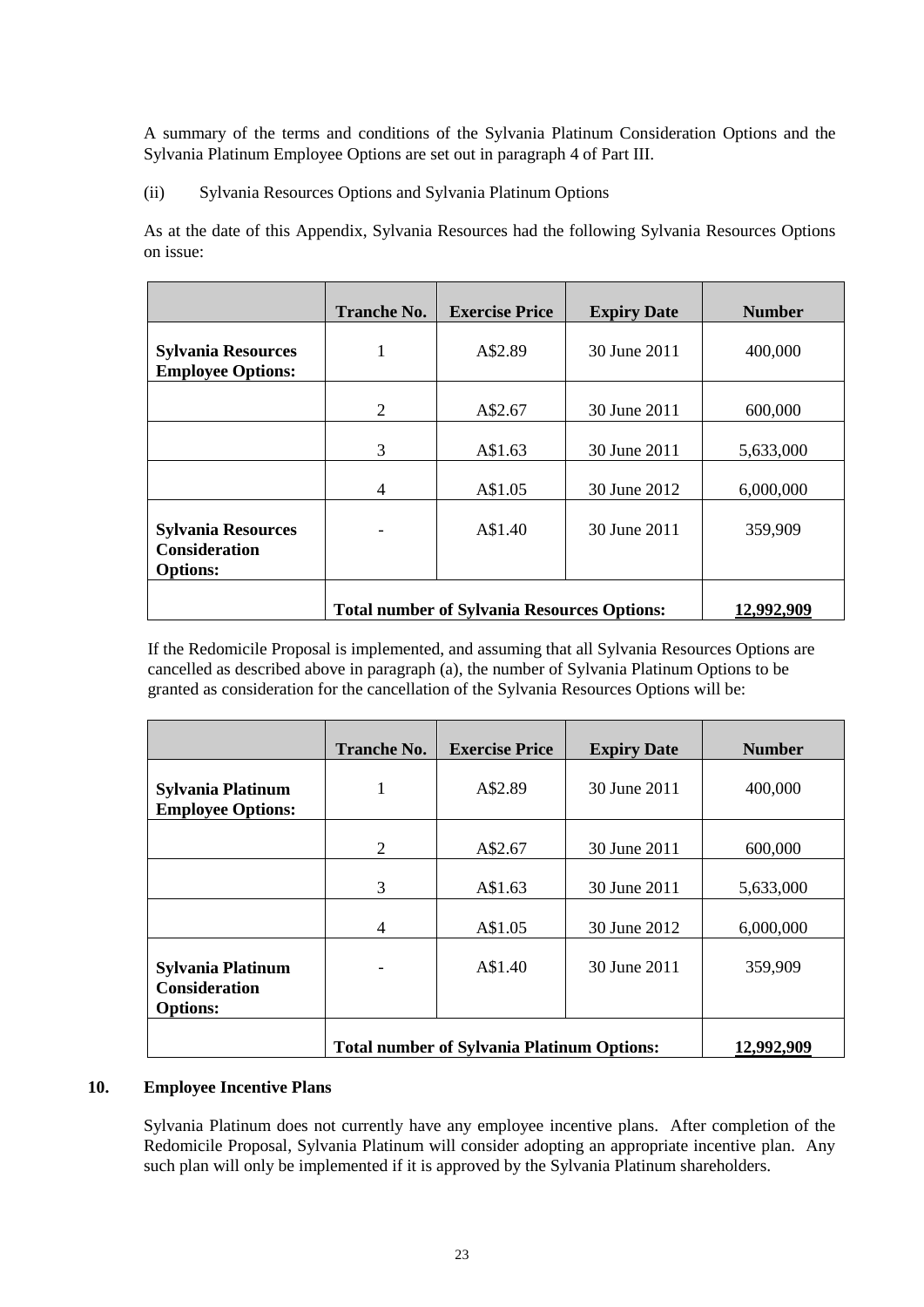A summary of the terms and conditions of the Sylvania Platinum Consideration Options and the Sylvania Platinum Employee Options are set out in paragraph 4 of Part III.

(ii) Sylvania Resources Options and Sylvania Platinum Options

As at the date of this Appendix, Sylvania Resources had the following Sylvania Resources Options on issue:

| | Tranche No. | Exercise Price | Expiry Date | Number |
|---|---|---|---|---|
| **Sylvania Resources Employee Options:** | 1 | A$2.89 | 30 June 2011 | 400,000 |
| | 2 | A$2.67 | 30 June 2011 | 600,000 |
| | 3 | A$1.63 | 30 June 2011 | 5,633,000 |
| | 4 | A$1.05 | 30 June 2012 | 6,000,000 |
| **Sylvania Resources Consideration Options:** | - | A$1.40 | 30 June 2011 | 359,909 |
| | **Total number of Sylvania Resources Options:** | | | **12,992,909** |

If the Redomicile Proposal is implemented, and assuming that all Sylvania Resources Options are cancelled as described above in paragraph (a), the number of Sylvania Platinum Options to be granted as consideration for the cancellation of the Sylvania Resources Options will be:

| | Tranche No. | Exercise Price | Expiry Date | Number |
|---|---|---|---|---|
| **Sylvania Platinum Employee Options:** | 1 | A$2.89 | 30 June 2011 | 400,000 |
| | 2 | A$2.67 | 30 June 2011 | 600,000 |
| | 3 | A$1.63 | 30 June 2011 | 5,633,000 |
| | 4 | A$1.05 | 30 June 2012 | 6,000,000 |
| **Sylvania Platinum Consideration Options:** | - | A$1.40 | 30 June 2011 | 359,909 |
| | **Total number of Sylvania Platinum Options:** | | | **12,992,909** |

## 10. Employee Incentive Plans

Sylvania Platinum does not currently have any employee incentive plans. After completion of the Redomicile Proposal, Sylvania Platinum will consider adopting an appropriate incentive plan. Any such plan will only be implemented if it is approved by the Sylvania Platinum shareholders.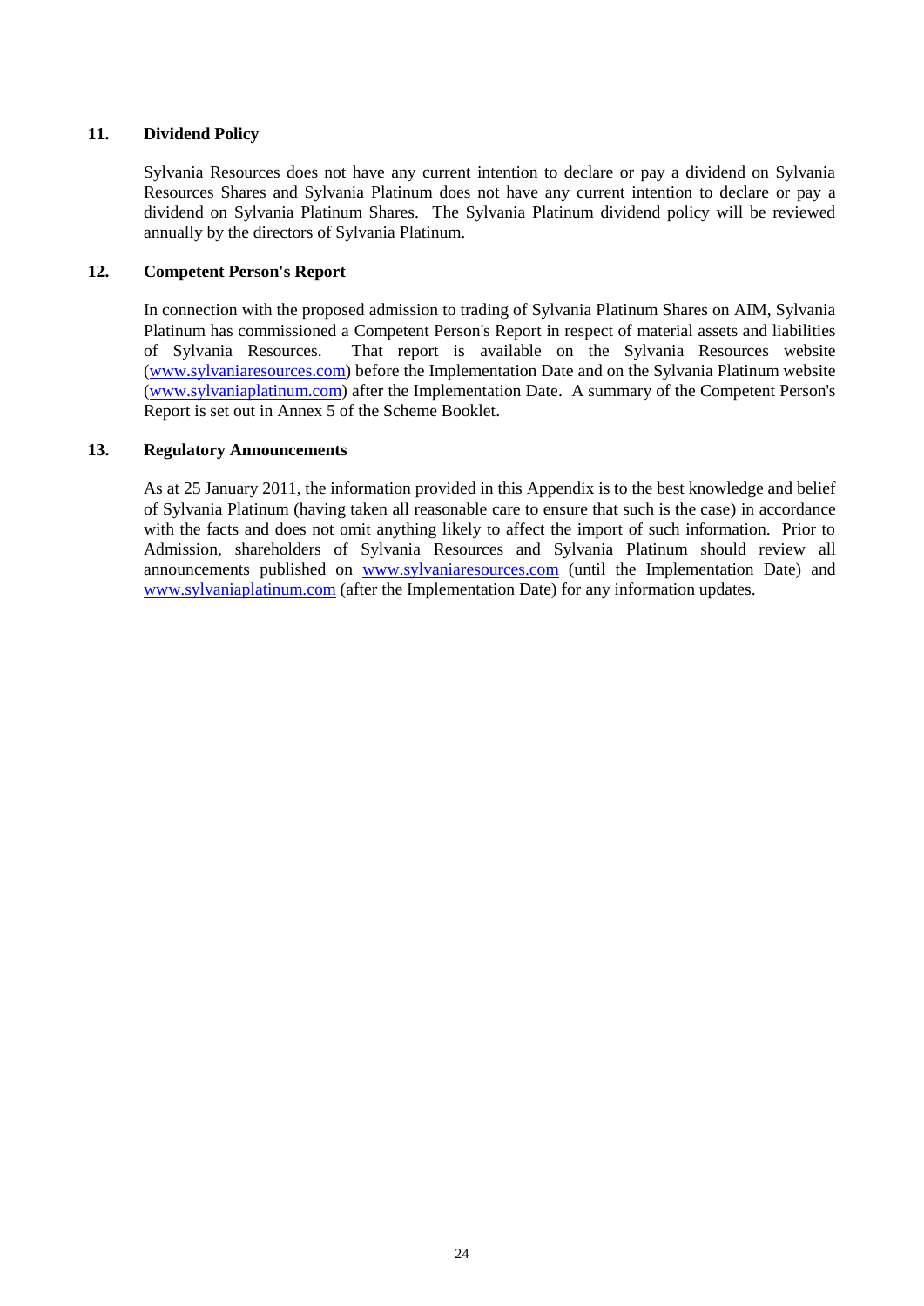## 11. Dividend Policy

Sylvania Resources does not have any current intention to declare or pay a dividend on Sylvania Resources Shares and Sylvania Platinum does not have any current intention to declare or pay a dividend on Sylvania Platinum Shares. The Sylvania Platinum dividend policy will be reviewed annually by the directors of Sylvania Platinum.

## 12. Competent Person's Report

In connection with the proposed admission to trading of Sylvania Platinum Shares on AIM, Sylvania Platinum has commissioned a Competent Person's Report in respect of material assets and liabilities of Sylvania Resources. That report is available on the Sylvania Resources website (www.sylvaniaresources.com) before the Implementation Date and on the Sylvania Platinum website (www.sylvaniaplatinum.com) after the Implementation Date. A summary of the Competent Person's Report is set out in Annex 5 of the Scheme Booklet.

## 13. Regulatory Announcements

As at 25 January 2011, the information provided in this Appendix is to the best knowledge and belief of Sylvania Platinum (having taken all reasonable care to ensure that such is the case) in accordance with the facts and does not omit anything likely to affect the import of such information. Prior to Admission, shareholders of Sylvania Resources and Sylvania Platinum should review all announcements published on www.sylvaniaresources.com (until the Implementation Date) and www.sylvaniaplatinum.com (after the Implementation Date) for any information updates.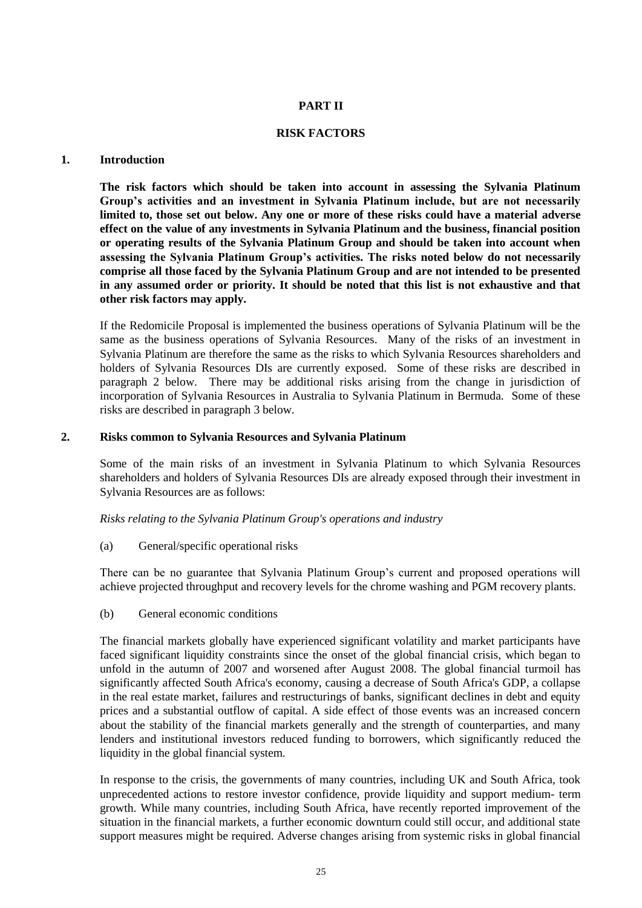# PART II

## RISK FACTORS

### 1. Introduction

**The risk factors which should be taken into account in assessing the Sylvania Platinum Group's activities and an investment in Sylvania Platinum include, but are not necessarily limited to, those set out below. Any one or more of these risks could have a material adverse effect on the value of any investments in Sylvania Platinum and the business, financial position or operating results of the Sylvania Platinum Group and should be taken into account when assessing the Sylvania Platinum Group's activities. The risks noted below do not necessarily comprise all those faced by the Sylvania Platinum Group and are not intended to be presented in any assumed order or priority. It should be noted that this list is not exhaustive and that other risk factors may apply.**

If the Redomicile Proposal is implemented the business operations of Sylvania Platinum will be the same as the business operations of Sylvania Resources. Many of the risks of an investment in Sylvania Platinum are therefore the same as the risks to which Sylvania Resources shareholders and holders of Sylvania Resources DIs are currently exposed. Some of these risks are described in paragraph 2 below. There may be additional risks arising from the change in jurisdiction of incorporation of Sylvania Resources in Australia to Sylvania Platinum in Bermuda. Some of these risks are described in paragraph 3 below.

### 2. Risks common to Sylvania Resources and Sylvania Platinum

Some of the main risks of an investment in Sylvania Platinum to which Sylvania Resources shareholders and holders of Sylvania Resources DIs are already exposed through their investment in Sylvania Resources are as follows:

*Risks relating to the Sylvania Platinum Group's operations and industry*

(a) General/specific operational risks

There can be no guarantee that Sylvania Platinum Group's current and proposed operations will achieve projected throughput and recovery levels for the chrome washing and PGM recovery plants.

(b) General economic conditions

The financial markets globally have experienced significant volatility and market participants have faced significant liquidity constraints since the onset of the global financial crisis, which began to unfold in the autumn of 2007 and worsened after August 2008. The global financial turmoil has significantly affected South Africa's economy, causing a decrease of South Africa's GDP, a collapse in the real estate market, failures and restructurings of banks, significant declines in debt and equity prices and a substantial outflow of capital. A side effect of those events was an increased concern about the stability of the financial markets generally and the strength of counterparties, and many lenders and institutional investors reduced funding to borrowers, which significantly reduced the liquidity in the global financial system.

In response to the crisis, the governments of many countries, including UK and South Africa, took unprecedented actions to restore investor confidence, provide liquidity and support medium- term growth. While many countries, including South Africa, have recently reported improvement of the situation in the financial markets, a further economic downturn could still occur, and additional state support measures might be required. Adverse changes arising from systemic risks in global financial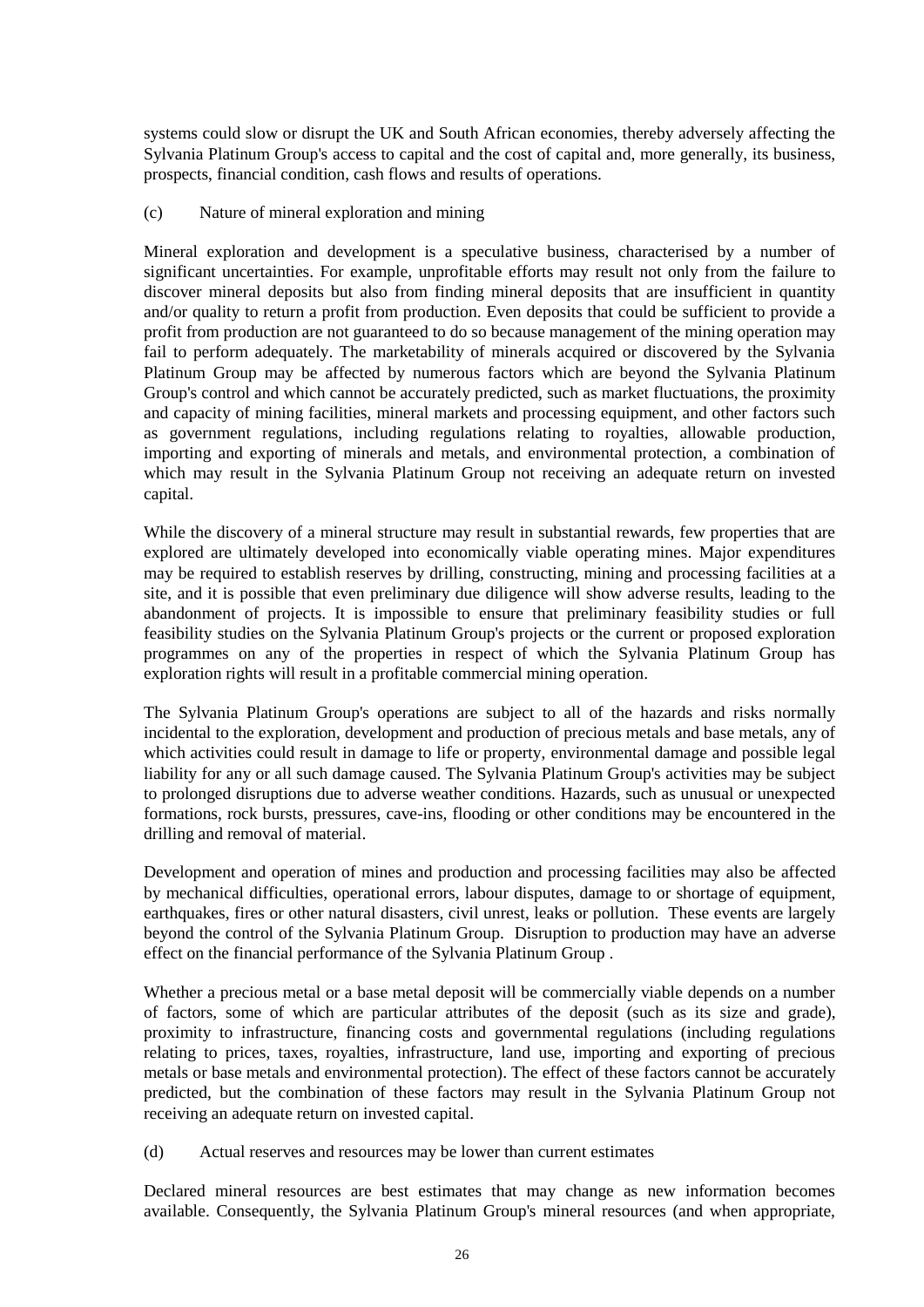systems could slow or disrupt the UK and South African economies, thereby adversely affecting the Sylvania Platinum Group's access to capital and the cost of capital and, more generally, its business, prospects, financial condition, cash flows and results of operations.

(c) Nature of mineral exploration and mining

Mineral exploration and development is a speculative business, characterised by a number of significant uncertainties. For example, unprofitable efforts may result not only from the failure to discover mineral deposits but also from finding mineral deposits that are insufficient in quantity and/or quality to return a profit from production. Even deposits that could be sufficient to provide a profit from production are not guaranteed to do so because management of the mining operation may fail to perform adequately. The marketability of minerals acquired or discovered by the Sylvania Platinum Group may be affected by numerous factors which are beyond the Sylvania Platinum Group's control and which cannot be accurately predicted, such as market fluctuations, the proximity and capacity of mining facilities, mineral markets and processing equipment, and other factors such as government regulations, including regulations relating to royalties, allowable production, importing and exporting of minerals and metals, and environmental protection, a combination of which may result in the Sylvania Platinum Group not receiving an adequate return on invested capital.

While the discovery of a mineral structure may result in substantial rewards, few properties that are explored are ultimately developed into economically viable operating mines. Major expenditures may be required to establish reserves by drilling, constructing, mining and processing facilities at a site, and it is possible that even preliminary due diligence will show adverse results, leading to the abandonment of projects. It is impossible to ensure that preliminary feasibility studies or full feasibility studies on the Sylvania Platinum Group's projects or the current or proposed exploration programmes on any of the properties in respect of which the Sylvania Platinum Group has exploration rights will result in a profitable commercial mining operation.

The Sylvania Platinum Group's operations are subject to all of the hazards and risks normally incidental to the exploration, development and production of precious metals and base metals, any of which activities could result in damage to life or property, environmental damage and possible legal liability for any or all such damage caused. The Sylvania Platinum Group's activities may be subject to prolonged disruptions due to adverse weather conditions. Hazards, such as unusual or unexpected formations, rock bursts, pressures, cave-ins, flooding or other conditions may be encountered in the drilling and removal of material.

Development and operation of mines and production and processing facilities may also be affected by mechanical difficulties, operational errors, labour disputes, damage to or shortage of equipment, earthquakes, fires or other natural disasters, civil unrest, leaks or pollution. These events are largely beyond the control of the Sylvania Platinum Group. Disruption to production may have an adverse effect on the financial performance of the Sylvania Platinum Group .

Whether a precious metal or a base metal deposit will be commercially viable depends on a number of factors, some of which are particular attributes of the deposit (such as its size and grade), proximity to infrastructure, financing costs and governmental regulations (including regulations relating to prices, taxes, royalties, infrastructure, land use, importing and exporting of precious metals or base metals and environmental protection). The effect of these factors cannot be accurately predicted, but the combination of these factors may result in the Sylvania Platinum Group not receiving an adequate return on invested capital.

(d) Actual reserves and resources may be lower than current estimates

Declared mineral resources are best estimates that may change as new information becomes available. Consequently, the Sylvania Platinum Group's mineral resources (and when appropriate,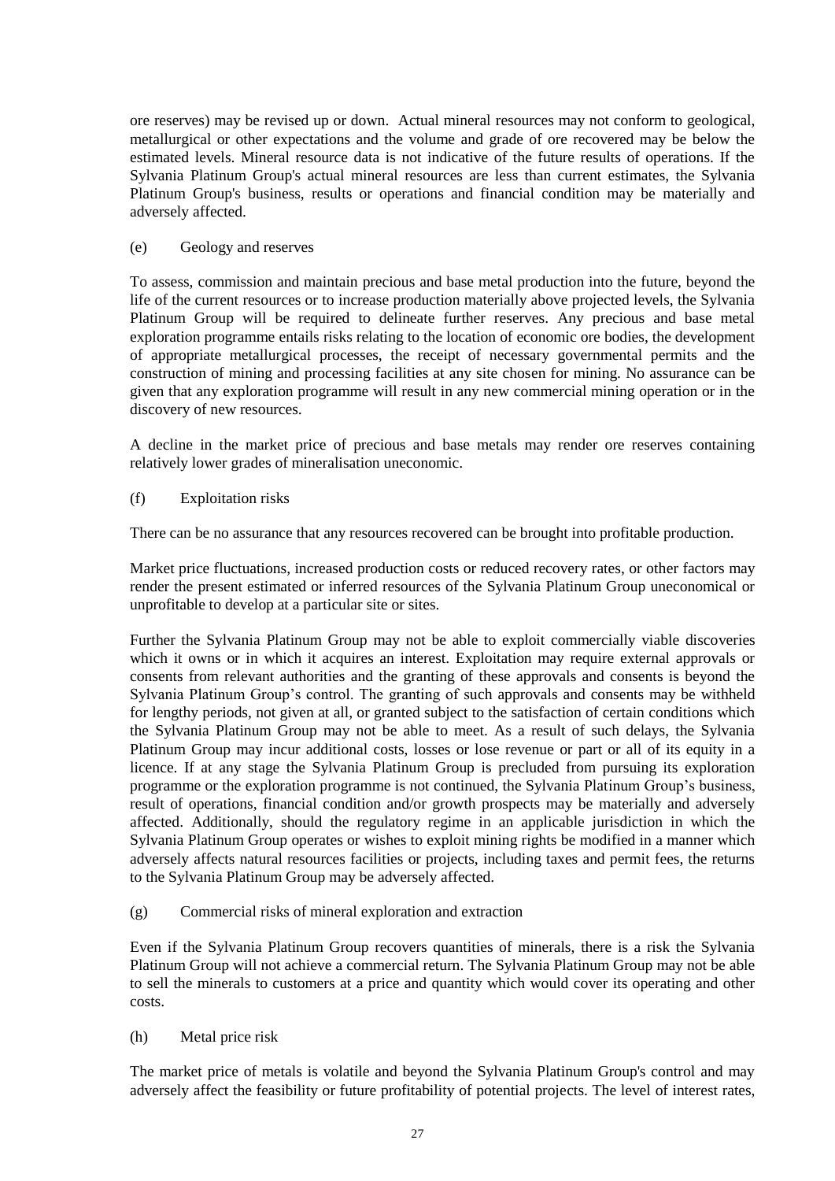ore reserves) may be revised up or down. Actual mineral resources may not conform to geological, metallurgical or other expectations and the volume and grade of ore recovered may be below the estimated levels. Mineral resource data is not indicative of the future results of operations. If the Sylvania Platinum Group's actual mineral resources are less than current estimates, the Sylvania Platinum Group's business, results or operations and financial condition may be materially and adversely affected.

(e) Geology and reserves

To assess, commission and maintain precious and base metal production into the future, beyond the life of the current resources or to increase production materially above projected levels, the Sylvania Platinum Group will be required to delineate further reserves. Any precious and base metal exploration programme entails risks relating to the location of economic ore bodies, the development of appropriate metallurgical processes, the receipt of necessary governmental permits and the construction of mining and processing facilities at any site chosen for mining. No assurance can be given that any exploration programme will result in any new commercial mining operation or in the discovery of new resources.

A decline in the market price of precious and base metals may render ore reserves containing relatively lower grades of mineralisation uneconomic.

(f) Exploitation risks

There can be no assurance that any resources recovered can be brought into profitable production.

Market price fluctuations, increased production costs or reduced recovery rates, or other factors may render the present estimated or inferred resources of the Sylvania Platinum Group uneconomical or unprofitable to develop at a particular site or sites.

Further the Sylvania Platinum Group may not be able to exploit commercially viable discoveries which it owns or in which it acquires an interest. Exploitation may require external approvals or consents from relevant authorities and the granting of these approvals and consents is beyond the Sylvania Platinum Group's control. The granting of such approvals and consents may be withheld for lengthy periods, not given at all, or granted subject to the satisfaction of certain conditions which the Sylvania Platinum Group may not be able to meet. As a result of such delays, the Sylvania Platinum Group may incur additional costs, losses or lose revenue or part or all of its equity in a licence. If at any stage the Sylvania Platinum Group is precluded from pursuing its exploration programme or the exploration programme is not continued, the Sylvania Platinum Group's business, result of operations, financial condition and/or growth prospects may be materially and adversely affected. Additionally, should the regulatory regime in an applicable jurisdiction in which the Sylvania Platinum Group operates or wishes to exploit mining rights be modified in a manner which adversely affects natural resources facilities or projects, including taxes and permit fees, the returns to the Sylvania Platinum Group may be adversely affected.

(g) Commercial risks of mineral exploration and extraction

Even if the Sylvania Platinum Group recovers quantities of minerals, there is a risk the Sylvania Platinum Group will not achieve a commercial return. The Sylvania Platinum Group may not be able to sell the minerals to customers at a price and quantity which would cover its operating and other costs.

(h) Metal price risk

The market price of metals is volatile and beyond the Sylvania Platinum Group's control and may adversely affect the feasibility or future profitability of potential projects. The level of interest rates,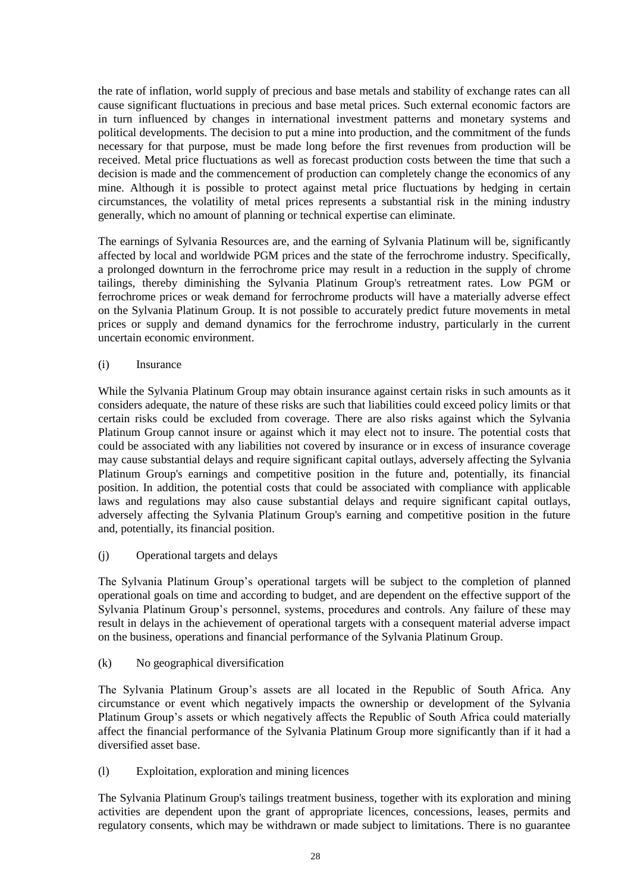the rate of inflation, world supply of precious and base metals and stability of exchange rates can all cause significant fluctuations in precious and base metal prices. Such external economic factors are in turn influenced by changes in international investment patterns and monetary systems and political developments. The decision to put a mine into production, and the commitment of the funds necessary for that purpose, must be made long before the first revenues from production will be received. Metal price fluctuations as well as forecast production costs between the time that such a decision is made and the commencement of production can completely change the economics of any mine. Although it is possible to protect against metal price fluctuations by hedging in certain circumstances, the volatility of metal prices represents a substantial risk in the mining industry generally, which no amount of planning or technical expertise can eliminate.

The earnings of Sylvania Resources are, and the earning of Sylvania Platinum will be, significantly affected by local and worldwide PGM prices and the state of the ferrochrome industry. Specifically, a prolonged downturn in the ferrochrome price may result in a reduction in the supply of chrome tailings, thereby diminishing the Sylvania Platinum Group's retreatment rates. Low PGM or ferrochrome prices or weak demand for ferrochrome products will have a materially adverse effect on the Sylvania Platinum Group. It is not possible to accurately predict future movements in metal prices or supply and demand dynamics for the ferrochrome industry, particularly in the current uncertain economic environment.

(i) Insurance

While the Sylvania Platinum Group may obtain insurance against certain risks in such amounts as it considers adequate, the nature of these risks are such that liabilities could exceed policy limits or that certain risks could be excluded from coverage. There are also risks against which the Sylvania Platinum Group cannot insure or against which it may elect not to insure. The potential costs that could be associated with any liabilities not covered by insurance or in excess of insurance coverage may cause substantial delays and require significant capital outlays, adversely affecting the Sylvania Platinum Group's earnings and competitive position in the future and, potentially, its financial position. In addition, the potential costs that could be associated with compliance with applicable laws and regulations may also cause substantial delays and require significant capital outlays, adversely affecting the Sylvania Platinum Group's earning and competitive position in the future and, potentially, its financial position.

(j) Operational targets and delays

The Sylvania Platinum Group's operational targets will be subject to the completion of planned operational goals on time and according to budget, and are dependent on the effective support of the Sylvania Platinum Group's personnel, systems, procedures and controls. Any failure of these may result in delays in the achievement of operational targets with a consequent material adverse impact on the business, operations and financial performance of the Sylvania Platinum Group.

(k) No geographical diversification

The Sylvania Platinum Group's assets are all located in the Republic of South Africa. Any circumstance or event which negatively impacts the ownership or development of the Sylvania Platinum Group's assets or which negatively affects the Republic of South Africa could materially affect the financial performance of the Sylvania Platinum Group more significantly than if it had a diversified asset base.

(l) Exploitation, exploration and mining licences

The Sylvania Platinum Group's tailings treatment business, together with its exploration and mining activities are dependent upon the grant of appropriate licences, concessions, leases, permits and regulatory consents, which may be withdrawn or made subject to limitations. There is no guarantee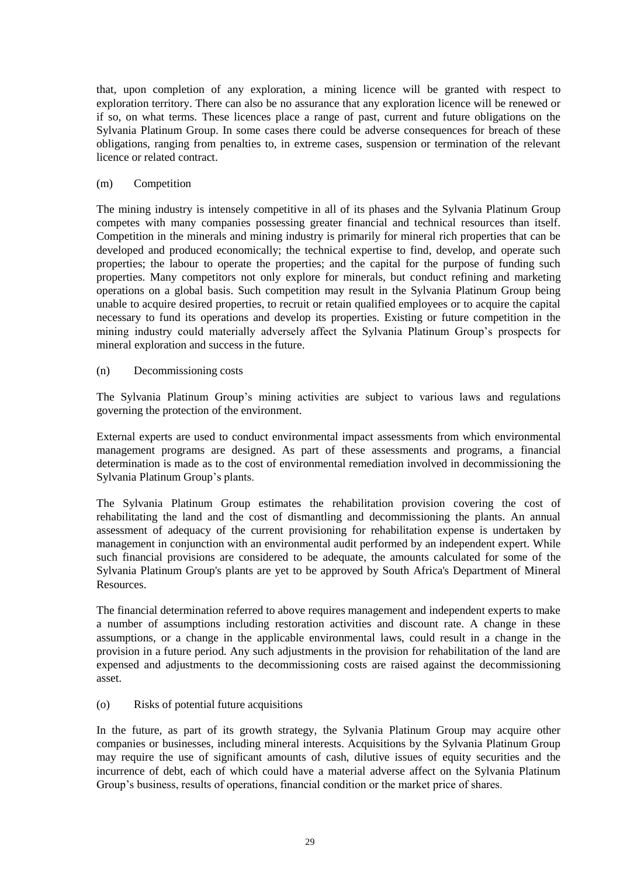that, upon completion of any exploration, a mining licence will be granted with respect to exploration territory. There can also be no assurance that any exploration licence will be renewed or if so, on what terms. These licences place a range of past, current and future obligations on the Sylvania Platinum Group. In some cases there could be adverse consequences for breach of these obligations, ranging from penalties to, in extreme cases, suspension or termination of the relevant licence or related contract.

(m) Competition

The mining industry is intensely competitive in all of its phases and the Sylvania Platinum Group competes with many companies possessing greater financial and technical resources than itself. Competition in the minerals and mining industry is primarily for mineral rich properties that can be developed and produced economically; the technical expertise to find, develop, and operate such properties; the labour to operate the properties; and the capital for the purpose of funding such properties. Many competitors not only explore for minerals, but conduct refining and marketing operations on a global basis. Such competition may result in the Sylvania Platinum Group being unable to acquire desired properties, to recruit or retain qualified employees or to acquire the capital necessary to fund its operations and develop its properties. Existing or future competition in the mining industry could materially adversely affect the Sylvania Platinum Group's prospects for mineral exploration and success in the future.

(n) Decommissioning costs

The Sylvania Platinum Group's mining activities are subject to various laws and regulations governing the protection of the environment.

External experts are used to conduct environmental impact assessments from which environmental management programs are designed. As part of these assessments and programs, a financial determination is made as to the cost of environmental remediation involved in decommissioning the Sylvania Platinum Group's plants.

The Sylvania Platinum Group estimates the rehabilitation provision covering the cost of rehabilitating the land and the cost of dismantling and decommissioning the plants. An annual assessment of adequacy of the current provisioning for rehabilitation expense is undertaken by management in conjunction with an environmental audit performed by an independent expert. While such financial provisions are considered to be adequate, the amounts calculated for some of the Sylvania Platinum Group's plants are yet to be approved by South Africa's Department of Mineral Resources.

The financial determination referred to above requires management and independent experts to make a number of assumptions including restoration activities and discount rate. A change in these assumptions, or a change in the applicable environmental laws, could result in a change in the provision in a future period. Any such adjustments in the provision for rehabilitation of the land are expensed and adjustments to the decommissioning costs are raised against the decommissioning asset.

(o) Risks of potential future acquisitions

In the future, as part of its growth strategy, the Sylvania Platinum Group may acquire other companies or businesses, including mineral interests. Acquisitions by the Sylvania Platinum Group may require the use of significant amounts of cash, dilutive issues of equity securities and the incurrence of debt, each of which could have a material adverse affect on the Sylvania Platinum Group's business, results of operations, financial condition or the market price of shares.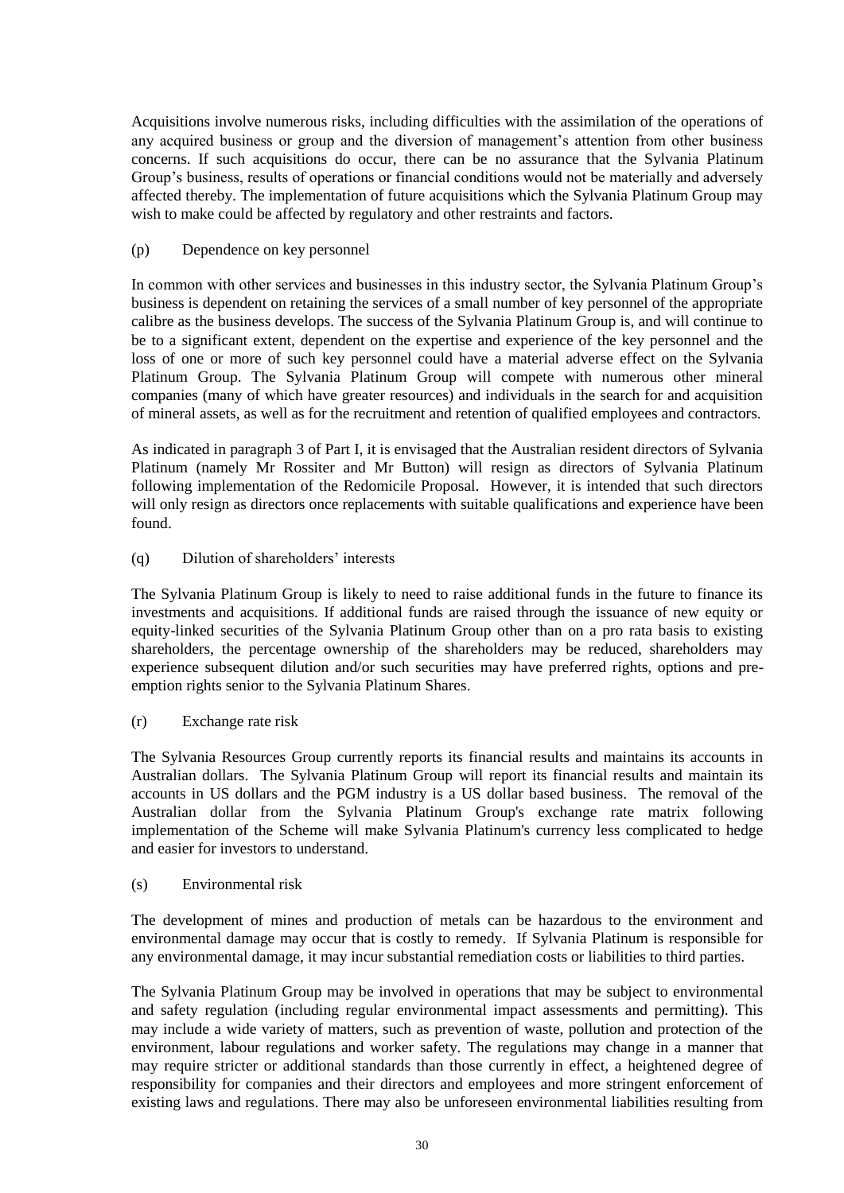Acquisitions involve numerous risks, including difficulties with the assimilation of the operations of any acquired business or group and the diversion of management's attention from other business concerns. If such acquisitions do occur, there can be no assurance that the Sylvania Platinum Group's business, results of operations or financial conditions would not be materially and adversely affected thereby. The implementation of future acquisitions which the Sylvania Platinum Group may wish to make could be affected by regulatory and other restraints and factors.

(p) Dependence on key personnel

In common with other services and businesses in this industry sector, the Sylvania Platinum Group's business is dependent on retaining the services of a small number of key personnel of the appropriate calibre as the business develops. The success of the Sylvania Platinum Group is, and will continue to be to a significant extent, dependent on the expertise and experience of the key personnel and the loss of one or more of such key personnel could have a material adverse effect on the Sylvania Platinum Group. The Sylvania Platinum Group will compete with numerous other mineral companies (many of which have greater resources) and individuals in the search for and acquisition of mineral assets, as well as for the recruitment and retention of qualified employees and contractors.

As indicated in paragraph 3 of Part I, it is envisaged that the Australian resident directors of Sylvania Platinum (namely Mr Rossiter and Mr Button) will resign as directors of Sylvania Platinum following implementation of the Redomicile Proposal. However, it is intended that such directors will only resign as directors once replacements with suitable qualifications and experience have been found.

(q) Dilution of shareholders' interests

The Sylvania Platinum Group is likely to need to raise additional funds in the future to finance its investments and acquisitions. If additional funds are raised through the issuance of new equity or equity-linked securities of the Sylvania Platinum Group other than on a pro rata basis to existing shareholders, the percentage ownership of the shareholders may be reduced, shareholders may experience subsequent dilution and/or such securities may have preferred rights, options and pre-emption rights senior to the Sylvania Platinum Shares.

(r) Exchange rate risk

The Sylvania Resources Group currently reports its financial results and maintains its accounts in Australian dollars. The Sylvania Platinum Group will report its financial results and maintain its accounts in US dollars and the PGM industry is a US dollar based business. The removal of the Australian dollar from the Sylvania Platinum Group's exchange rate matrix following implementation of the Scheme will make Sylvania Platinum's currency less complicated to hedge and easier for investors to understand.

(s) Environmental risk

The development of mines and production of metals can be hazardous to the environment and environmental damage may occur that is costly to remedy. If Sylvania Platinum is responsible for any environmental damage, it may incur substantial remediation costs or liabilities to third parties.

The Sylvania Platinum Group may be involved in operations that may be subject to environmental and safety regulation (including regular environmental impact assessments and permitting). This may include a wide variety of matters, such as prevention of waste, pollution and protection of the environment, labour regulations and worker safety. The regulations may change in a manner that may require stricter or additional standards than those currently in effect, a heightened degree of responsibility for companies and their directors and employees and more stringent enforcement of existing laws and regulations. There may also be unforeseen environmental liabilities resulting from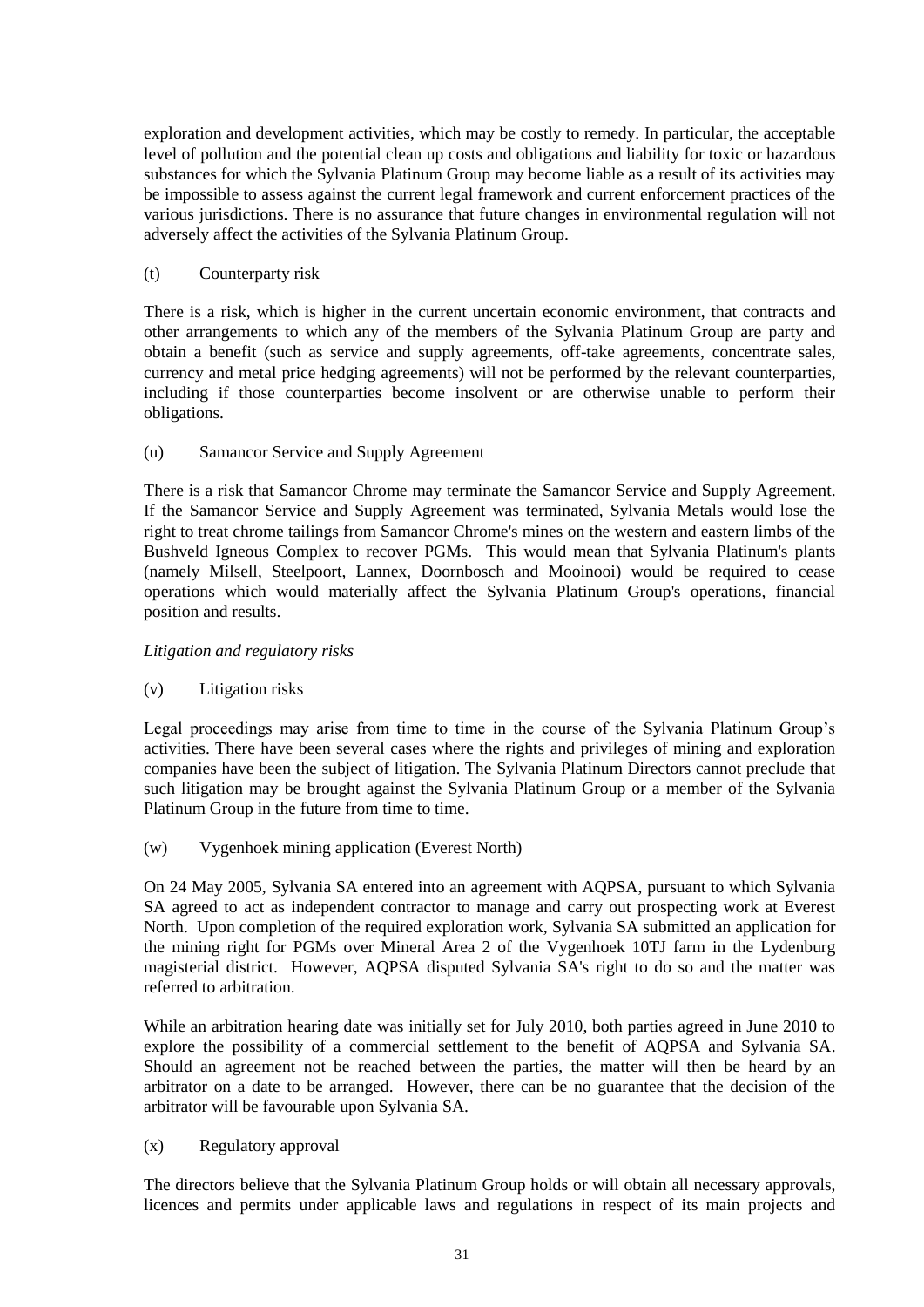exploration and development activities, which may be costly to remedy. In particular, the acceptable level of pollution and the potential clean up costs and obligations and liability for toxic or hazardous substances for which the Sylvania Platinum Group may become liable as a result of its activities may be impossible to assess against the current legal framework and current enforcement practices of the various jurisdictions. There is no assurance that future changes in environmental regulation will not adversely affect the activities of the Sylvania Platinum Group.

(t) Counterparty risk

There is a risk, which is higher in the current uncertain economic environment, that contracts and other arrangements to which any of the members of the Sylvania Platinum Group are party and obtain a benefit (such as service and supply agreements, off-take agreements, concentrate sales, currency and metal price hedging agreements) will not be performed by the relevant counterparties, including if those counterparties become insolvent or are otherwise unable to perform their obligations.

(u) Samancor Service and Supply Agreement

There is a risk that Samancor Chrome may terminate the Samancor Service and Supply Agreement. If the Samancor Service and Supply Agreement was terminated, Sylvania Metals would lose the right to treat chrome tailings from Samancor Chrome's mines on the western and eastern limbs of the Bushveld Igneous Complex to recover PGMs. This would mean that Sylvania Platinum's plants (namely Milsell, Steelpoort, Lannex, Doornbosch and Mooinooi) would be required to cease operations which would materially affect the Sylvania Platinum Group's operations, financial position and results.

*Litigation and regulatory risks*

(v) Litigation risks

Legal proceedings may arise from time to time in the course of the Sylvania Platinum Group's activities. There have been several cases where the rights and privileges of mining and exploration companies have been the subject of litigation. The Sylvania Platinum Directors cannot preclude that such litigation may be brought against the Sylvania Platinum Group or a member of the Sylvania Platinum Group in the future from time to time.

(w) Vygenhoek mining application (Everest North)

On 24 May 2005, Sylvania SA entered into an agreement with AQPSA, pursuant to which Sylvania SA agreed to act as independent contractor to manage and carry out prospecting work at Everest North. Upon completion of the required exploration work, Sylvania SA submitted an application for the mining right for PGMs over Mineral Area 2 of the Vygenhoek 10TJ farm in the Lydenburg magisterial district. However, AQPSA disputed Sylvania SA's right to do so and the matter was referred to arbitration.

While an arbitration hearing date was initially set for July 2010, both parties agreed in June 2010 to explore the possibility of a commercial settlement to the benefit of AQPSA and Sylvania SA. Should an agreement not be reached between the parties, the matter will then be heard by an arbitrator on a date to be arranged. However, there can be no guarantee that the decision of the arbitrator will be favourable upon Sylvania SA.

(x) Regulatory approval

The directors believe that the Sylvania Platinum Group holds or will obtain all necessary approvals, licences and permits under applicable laws and regulations in respect of its main projects and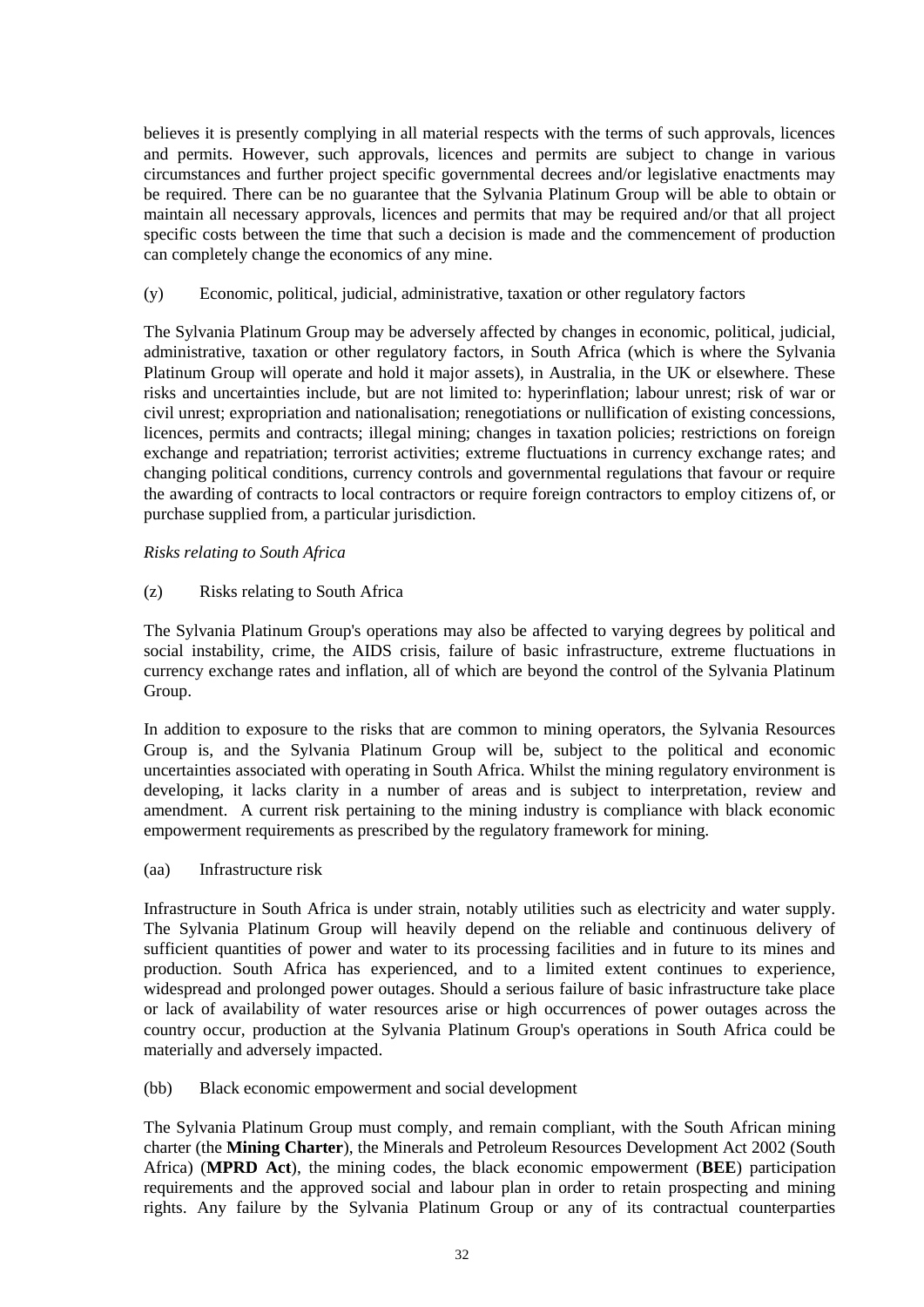believes it is presently complying in all material respects with the terms of such approvals, licences and permits. However, such approvals, licences and permits are subject to change in various circumstances and further project specific governmental decrees and/or legislative enactments may be required. There can be no guarantee that the Sylvania Platinum Group will be able to obtain or maintain all necessary approvals, licences and permits that may be required and/or that all project specific costs between the time that such a decision is made and the commencement of production can completely change the economics of any mine.

(y) Economic, political, judicial, administrative, taxation or other regulatory factors

The Sylvania Platinum Group may be adversely affected by changes in economic, political, judicial, administrative, taxation or other regulatory factors, in South Africa (which is where the Sylvania Platinum Group will operate and hold it major assets), in Australia, in the UK or elsewhere. These risks and uncertainties include, but are not limited to: hyperinflation; labour unrest; risk of war or civil unrest; expropriation and nationalisation; renegotiations or nullification of existing concessions, licences, permits and contracts; illegal mining; changes in taxation policies; restrictions on foreign exchange and repatriation; terrorist activities; extreme fluctuations in currency exchange rates; and changing political conditions, currency controls and governmental regulations that favour or require the awarding of contracts to local contractors or require foreign contractors to employ citizens of, or purchase supplied from, a particular jurisdiction.

*Risks relating to South Africa*

(z) Risks relating to South Africa

The Sylvania Platinum Group's operations may also be affected to varying degrees by political and social instability, crime, the AIDS crisis, failure of basic infrastructure, extreme fluctuations in currency exchange rates and inflation, all of which are beyond the control of the Sylvania Platinum Group.

In addition to exposure to the risks that are common to mining operators, the Sylvania Resources Group is, and the Sylvania Platinum Group will be, subject to the political and economic uncertainties associated with operating in South Africa. Whilst the mining regulatory environment is developing, it lacks clarity in a number of areas and is subject to interpretation, review and amendment. A current risk pertaining to the mining industry is compliance with black economic empowerment requirements as prescribed by the regulatory framework for mining.

(aa) Infrastructure risk

Infrastructure in South Africa is under strain, notably utilities such as electricity and water supply. The Sylvania Platinum Group will heavily depend on the reliable and continuous delivery of sufficient quantities of power and water to its processing facilities and in future to its mines and production. South Africa has experienced, and to a limited extent continues to experience, widespread and prolonged power outages. Should a serious failure of basic infrastructure take place or lack of availability of water resources arise or high occurrences of power outages across the country occur, production at the Sylvania Platinum Group's operations in South Africa could be materially and adversely impacted.

(bb) Black economic empowerment and social development

The Sylvania Platinum Group must comply, and remain compliant, with the South African mining charter (the **Mining Charter**), the Minerals and Petroleum Resources Development Act 2002 (South Africa) (**MPRD Act**), the mining codes, the black economic empowerment (**BEE**) participation requirements and the approved social and labour plan in order to retain prospecting and mining rights. Any failure by the Sylvania Platinum Group or any of its contractual counterparties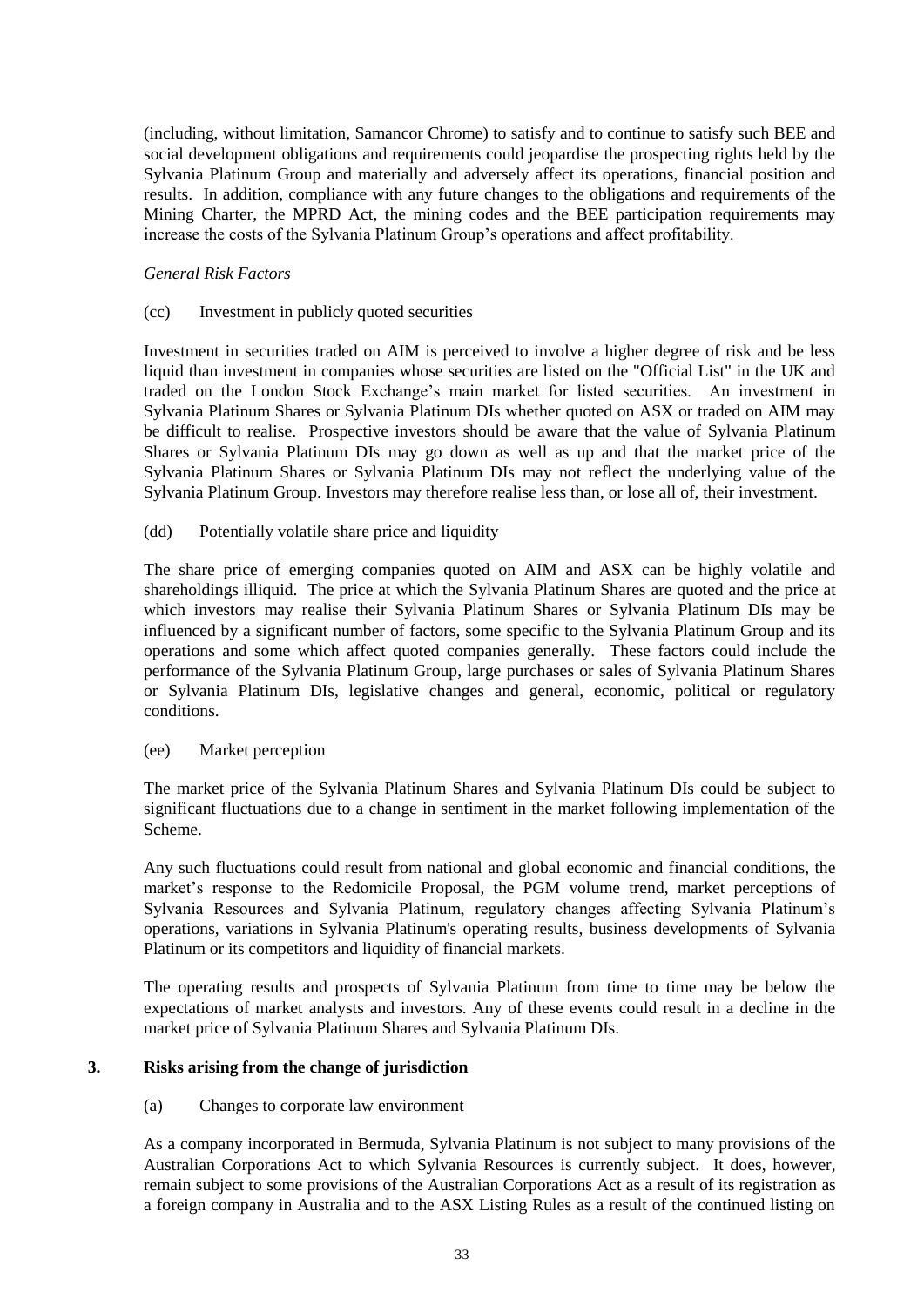(including, without limitation, Samancor Chrome) to satisfy and to continue to satisfy such BEE and social development obligations and requirements could jeopardise the prospecting rights held by the Sylvania Platinum Group and materially and adversely affect its operations, financial position and results. In addition, compliance with any future changes to the obligations and requirements of the Mining Charter, the MPRD Act, the mining codes and the BEE participation requirements may increase the costs of the Sylvania Platinum Group's operations and affect profitability.

*General Risk Factors*

(cc) Investment in publicly quoted securities

Investment in securities traded on AIM is perceived to involve a higher degree of risk and be less liquid than investment in companies whose securities are listed on the "Official List" in the UK and traded on the London Stock Exchange's main market for listed securities. An investment in Sylvania Platinum Shares or Sylvania Platinum DIs whether quoted on ASX or traded on AIM may be difficult to realise. Prospective investors should be aware that the value of Sylvania Platinum Shares or Sylvania Platinum DIs may go down as well as up and that the market price of the Sylvania Platinum Shares or Sylvania Platinum DIs may not reflect the underlying value of the Sylvania Platinum Group. Investors may therefore realise less than, or lose all of, their investment.

(dd) Potentially volatile share price and liquidity

The share price of emerging companies quoted on AIM and ASX can be highly volatile and shareholdings illiquid. The price at which the Sylvania Platinum Shares are quoted and the price at which investors may realise their Sylvania Platinum Shares or Sylvania Platinum DIs may be influenced by a significant number of factors, some specific to the Sylvania Platinum Group and its operations and some which affect quoted companies generally. These factors could include the performance of the Sylvania Platinum Group, large purchases or sales of Sylvania Platinum Shares or Sylvania Platinum DIs, legislative changes and general, economic, political or regulatory conditions.

(ee) Market perception

The market price of the Sylvania Platinum Shares and Sylvania Platinum DIs could be subject to significant fluctuations due to a change in sentiment in the market following implementation of the Scheme.

Any such fluctuations could result from national and global economic and financial conditions, the market's response to the Redomicile Proposal, the PGM volume trend, market perceptions of Sylvania Resources and Sylvania Platinum, regulatory changes affecting Sylvania Platinum's operations, variations in Sylvania Platinum's operating results, business developments of Sylvania Platinum or its competitors and liquidity of financial markets.

The operating results and prospects of Sylvania Platinum from time to time may be below the expectations of market analysts and investors. Any of these events could result in a decline in the market price of Sylvania Platinum Shares and Sylvania Platinum DIs.

## 3. Risks arising from the change of jurisdiction

(a) Changes to corporate law environment

As a company incorporated in Bermuda, Sylvania Platinum is not subject to many provisions of the Australian Corporations Act to which Sylvania Resources is currently subject. It does, however, remain subject to some provisions of the Australian Corporations Act as a result of its registration as a foreign company in Australia and to the ASX Listing Rules as a result of the continued listing on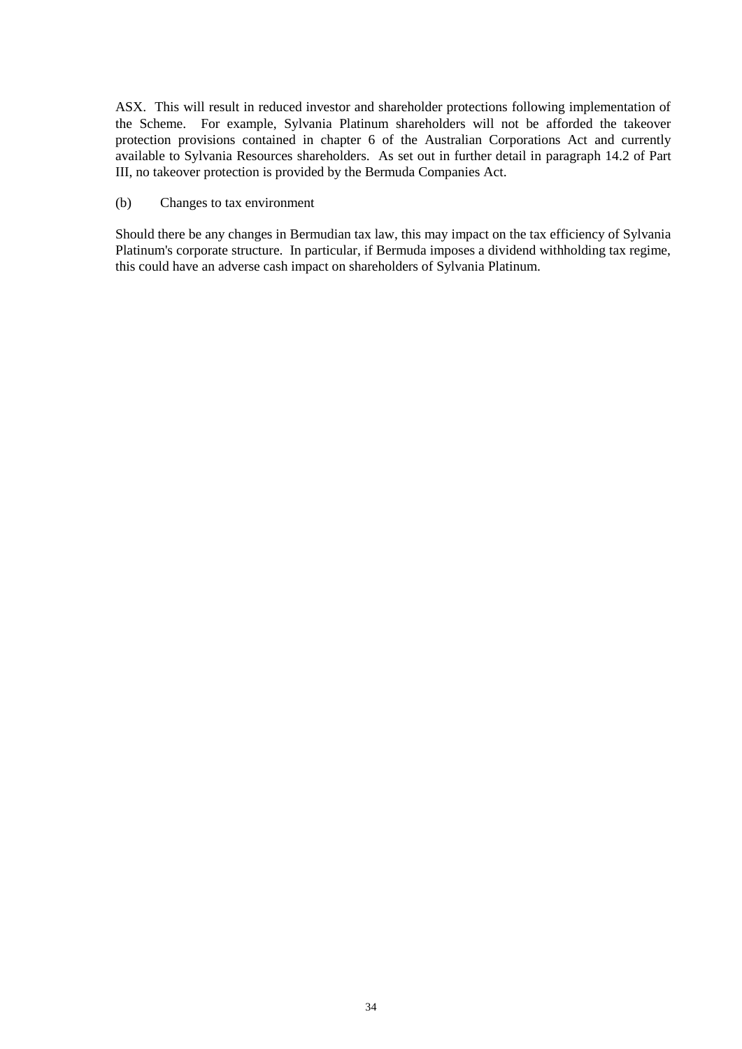ASX. This will result in reduced investor and shareholder protections following implementation of the Scheme. For example, Sylvania Platinum shareholders will not be afforded the takeover protection provisions contained in chapter 6 of the Australian Corporations Act and currently available to Sylvania Resources shareholders. As set out in further detail in paragraph 14.2 of Part III, no takeover protection is provided by the Bermuda Companies Act.

(b) Changes to tax environment

Should there be any changes in Bermudian tax law, this may impact on the tax efficiency of Sylvania Platinum's corporate structure. In particular, if Bermuda imposes a dividend withholding tax regime, this could have an adverse cash impact on shareholders of Sylvania Platinum.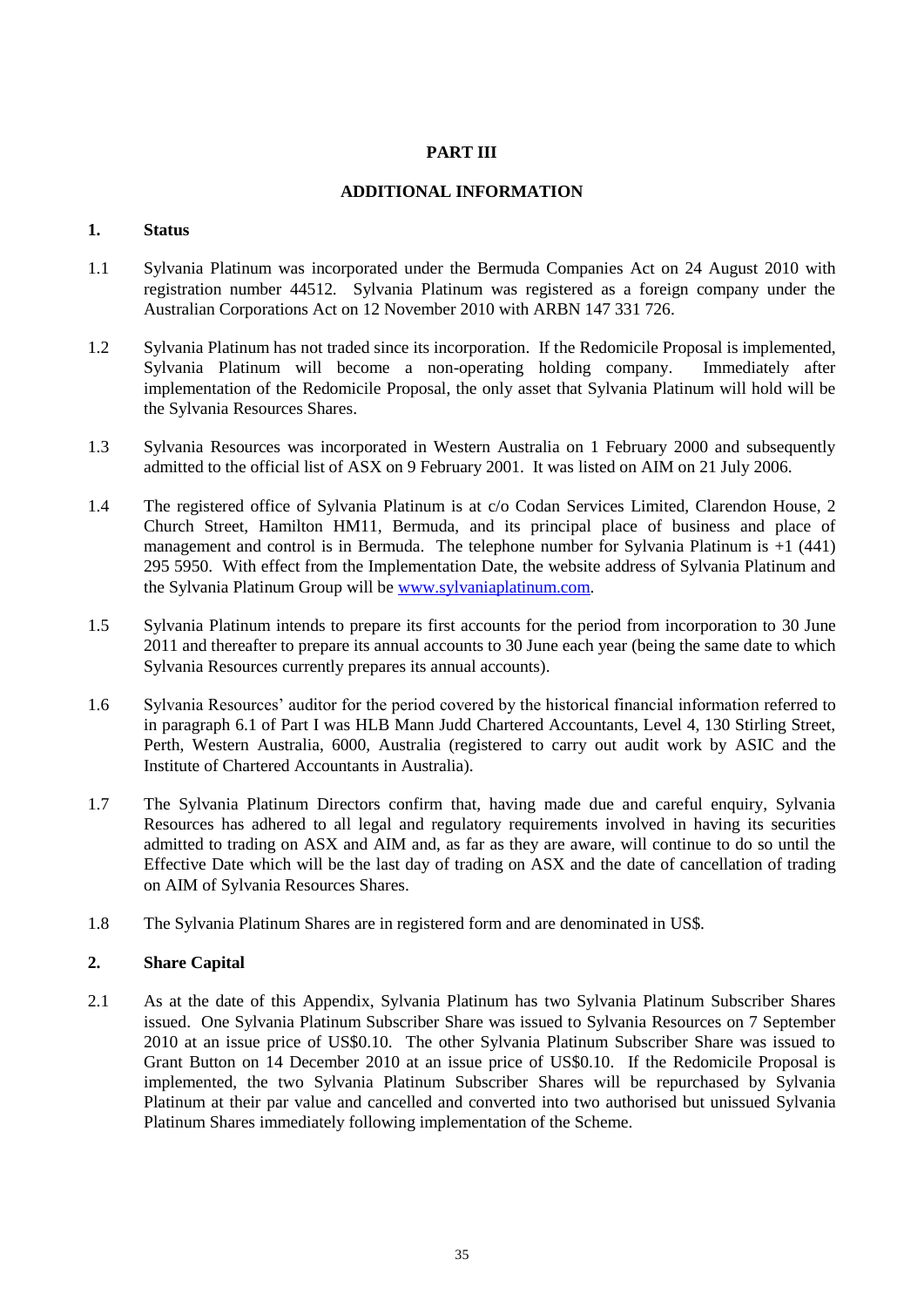# PART III

## ADDITIONAL INFORMATION

### 1. Status

1.1 Sylvania Platinum was incorporated under the Bermuda Companies Act on 24 August 2010 with registration number 44512. Sylvania Platinum was registered as a foreign company under the Australian Corporations Act on 12 November 2010 with ARBN 147 331 726.

1.2 Sylvania Platinum has not traded since its incorporation. If the Redomicile Proposal is implemented, Sylvania Platinum will become a non-operating holding company. Immediately after implementation of the Redomicile Proposal, the only asset that Sylvania Platinum will hold will be the Sylvania Resources Shares.

1.3 Sylvania Resources was incorporated in Western Australia on 1 February 2000 and subsequently admitted to the official list of ASX on 9 February 2001. It was listed on AIM on 21 July 2006.

1.4 The registered office of Sylvania Platinum is at c/o Codan Services Limited, Clarendon House, 2 Church Street, Hamilton HM11, Bermuda, and its principal place of business and place of management and control is in Bermuda. The telephone number for Sylvania Platinum is +1 (441) 295 5950. With effect from the Implementation Date, the website address of Sylvania Platinum and the Sylvania Platinum Group will be www.sylvaniaplatinum.com.

1.5 Sylvania Platinum intends to prepare its first accounts for the period from incorporation to 30 June 2011 and thereafter to prepare its annual accounts to 30 June each year (being the same date to which Sylvania Resources currently prepares its annual accounts).

1.6 Sylvania Resources' auditor for the period covered by the historical financial information referred to in paragraph 6.1 of Part I was HLB Mann Judd Chartered Accountants, Level 4, 130 Stirling Street, Perth, Western Australia, 6000, Australia (registered to carry out audit work by ASIC and the Institute of Chartered Accountants in Australia).

1.7 The Sylvania Platinum Directors confirm that, having made due and careful enquiry, Sylvania Resources has adhered to all legal and regulatory requirements involved in having its securities admitted to trading on ASX and AIM and, as far as they are aware, will continue to do so until the Effective Date which will be the last day of trading on ASX and the date of cancellation of trading on AIM of Sylvania Resources Shares.

1.8 The Sylvania Platinum Shares are in registered form and are denominated in US$.

### 2. Share Capital

2.1 As at the date of this Appendix, Sylvania Platinum has two Sylvania Platinum Subscriber Shares issued. One Sylvania Platinum Subscriber Share was issued to Sylvania Resources on 7 September 2010 at an issue price of US$0.10. The other Sylvania Platinum Subscriber Share was issued to Grant Button on 14 December 2010 at an issue price of US$0.10. If the Redomicile Proposal is implemented, the two Sylvania Platinum Subscriber Shares will be repurchased by Sylvania Platinum at their par value and cancelled and converted into two authorised but unissued Sylvania Platinum Shares immediately following implementation of the Scheme.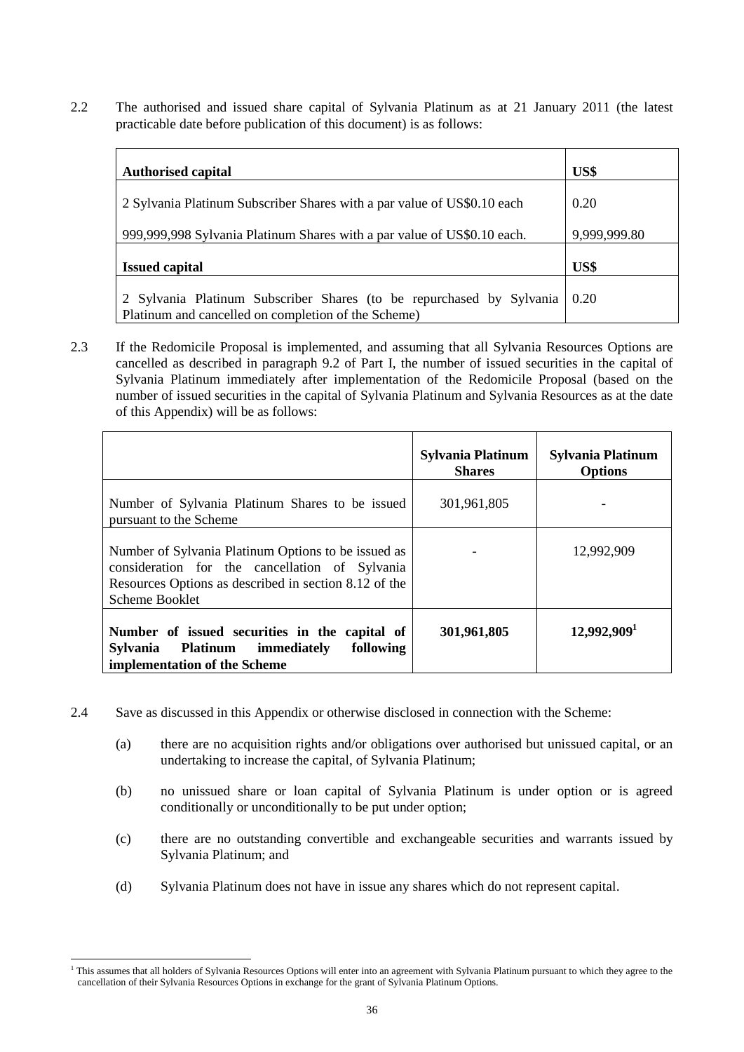2.2 The authorised and issued share capital of Sylvania Platinum as at 21 January 2011 (the latest practicable date before publication of this document) is as follows:

| **Authorised capital** | **US$** |
|---|---|
| 2 Sylvania Platinum Subscriber Shares with a par value of US$0.10 each | 0.20 |
| 999,999,998 Sylvania Platinum Shares with a par value of US$0.10 each. | 9,999,999.80 |
| **Issued capital** | **US$** |
| 2 Sylvania Platinum Subscriber Shares (to be repurchased by Sylvania Platinum and cancelled on completion of the Scheme) | 0.20 |

2.3 If the Redomicile Proposal is implemented, and assuming that all Sylvania Resources Options are cancelled as described in paragraph 9.2 of Part I, the number of issued securities in the capital of Sylvania Platinum immediately after implementation of the Redomicile Proposal (based on the number of issued securities in the capital of Sylvania Platinum and Sylvania Resources as at the date of this Appendix) will be as follows:

| | **Sylvania Platinum Shares** | **Sylvania Platinum Options** |
|---|---|---|
| Number of Sylvania Platinum Shares to be issued pursuant to the Scheme | 301,961,805 | - |
| Number of Sylvania Platinum Options to be issued as consideration for the cancellation of Sylvania Resources Options as described in section 8.12 of the Scheme Booklet | - | 12,992,909 |
| **Number of issued securities in the capital of Sylvania Platinum immediately following implementation of the Scheme** | **301,961,805** | **12,992,909**[1] |

2.4 Save as discussed in this Appendix or otherwise disclosed in connection with the Scheme:

(a) there are no acquisition rights and/or obligations over authorised but unissued capital, or an undertaking to increase the capital, of Sylvania Platinum;

(b) no unissued share or loan capital of Sylvania Platinum is under option or is agreed conditionally or unconditionally to be put under option;

(c) there are no outstanding convertible and exchangeable securities and warrants issued by Sylvania Platinum; and

(d) Sylvania Platinum does not have in issue any shares which do not represent capital.

[1] This assumes that all holders of Sylvania Resources Options will enter into an agreement with Sylvania Platinum pursuant to which they agree to the cancellation of their Sylvania Resources Options in exchange for the grant of Sylvania Platinum Options.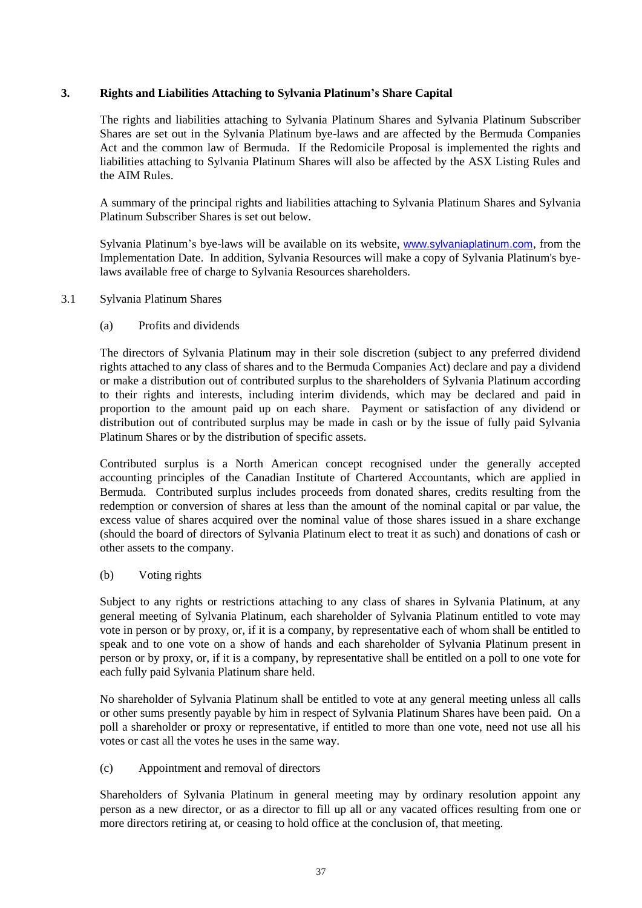## 3. Rights and Liabilities Attaching to Sylvania Platinum's Share Capital

The rights and liabilities attaching to Sylvania Platinum Shares and Sylvania Platinum Subscriber Shares are set out in the Sylvania Platinum bye-laws and are affected by the Bermuda Companies Act and the common law of Bermuda. If the Redomicile Proposal is implemented the rights and liabilities attaching to Sylvania Platinum Shares will also be affected by the ASX Listing Rules and the AIM Rules.

A summary of the principal rights and liabilities attaching to Sylvania Platinum Shares and Sylvania Platinum Subscriber Shares is set out below.

Sylvania Platinum's bye-laws will be available on its website, www.sylvaniaplatinum.com, from the Implementation Date. In addition, Sylvania Resources will make a copy of Sylvania Platinum's bye-laws available free of charge to Sylvania Resources shareholders.

### 3.1 Sylvania Platinum Shares

#### (a) Profits and dividends

The directors of Sylvania Platinum may in their sole discretion (subject to any preferred dividend rights attached to any class of shares and to the Bermuda Companies Act) declare and pay a dividend or make a distribution out of contributed surplus to the shareholders of Sylvania Platinum according to their rights and interests, including interim dividends, which may be declared and paid in proportion to the amount paid up on each share. Payment or satisfaction of any dividend or distribution out of contributed surplus may be made in cash or by the issue of fully paid Sylvania Platinum Shares or by the distribution of specific assets.

Contributed surplus is a North American concept recognised under the generally accepted accounting principles of the Canadian Institute of Chartered Accountants, which are applied in Bermuda. Contributed surplus includes proceeds from donated shares, credits resulting from the redemption or conversion of shares at less than the amount of the nominal capital or par value, the excess value of shares acquired over the nominal value of those shares issued in a share exchange (should the board of directors of Sylvania Platinum elect to treat it as such) and donations of cash or other assets to the company.

#### (b) Voting rights

Subject to any rights or restrictions attaching to any class of shares in Sylvania Platinum, at any general meeting of Sylvania Platinum, each shareholder of Sylvania Platinum entitled to vote may vote in person or by proxy, or, if it is a company, by representative each of whom shall be entitled to speak and to one vote on a show of hands and each shareholder of Sylvania Platinum present in person or by proxy, or, if it is a company, by representative shall be entitled on a poll to one vote for each fully paid Sylvania Platinum share held.

No shareholder of Sylvania Platinum shall be entitled to vote at any general meeting unless all calls or other sums presently payable by him in respect of Sylvania Platinum Shares have been paid. On a poll a shareholder or proxy or representative, if entitled to more than one vote, need not use all his votes or cast all the votes he uses in the same way.

#### (c) Appointment and removal of directors

Shareholders of Sylvania Platinum in general meeting may by ordinary resolution appoint any person as a new director, or as a director to fill up all or any vacated offices resulting from one or more directors retiring at, or ceasing to hold office at the conclusion of, that meeting.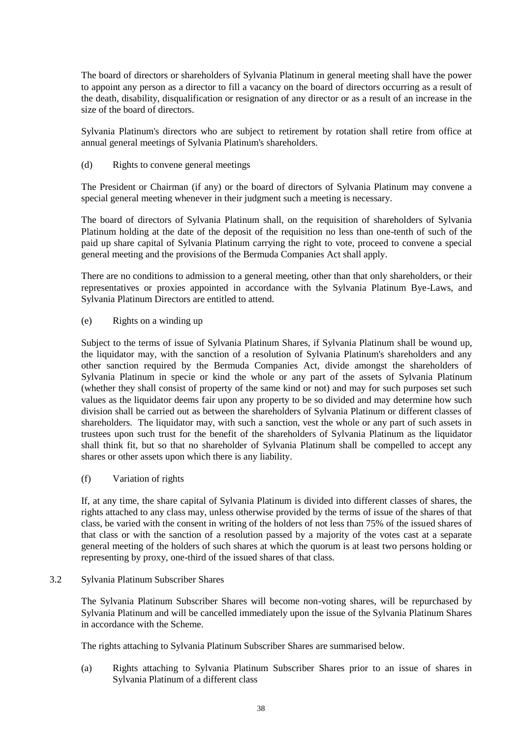The board of directors or shareholders of Sylvania Platinum in general meeting shall have the power to appoint any person as a director to fill a vacancy on the board of directors occurring as a result of the death, disability, disqualification or resignation of any director or as a result of an increase in the size of the board of directors.

Sylvania Platinum's directors who are subject to retirement by rotation shall retire from office at annual general meetings of Sylvania Platinum's shareholders.

(d) Rights to convene general meetings

The President or Chairman (if any) or the board of directors of Sylvania Platinum may convene a special general meeting whenever in their judgment such a meeting is necessary.

The board of directors of Sylvania Platinum shall, on the requisition of shareholders of Sylvania Platinum holding at the date of the deposit of the requisition no less than one-tenth of such of the paid up share capital of Sylvania Platinum carrying the right to vote, proceed to convene a special general meeting and the provisions of the Bermuda Companies Act shall apply.

There are no conditions to admission to a general meeting, other than that only shareholders, or their representatives or proxies appointed in accordance with the Sylvania Platinum Bye-Laws, and Sylvania Platinum Directors are entitled to attend.

(e) Rights on a winding up

Subject to the terms of issue of Sylvania Platinum Shares, if Sylvania Platinum shall be wound up, the liquidator may, with the sanction of a resolution of Sylvania Platinum's shareholders and any other sanction required by the Bermuda Companies Act, divide amongst the shareholders of Sylvania Platinum in specie or kind the whole or any part of the assets of Sylvania Platinum (whether they shall consist of property of the same kind or not) and may for such purposes set such values as the liquidator deems fair upon any property to be so divided and may determine how such division shall be carried out as between the shareholders of Sylvania Platinum or different classes of shareholders. The liquidator may, with such a sanction, vest the whole or any part of such assets in trustees upon such trust for the benefit of the shareholders of Sylvania Platinum as the liquidator shall think fit, but so that no shareholder of Sylvania Platinum shall be compelled to accept any shares or other assets upon which there is any liability.

(f) Variation of rights

If, at any time, the share capital of Sylvania Platinum is divided into different classes of shares, the rights attached to any class may, unless otherwise provided by the terms of issue of the shares of that class, be varied with the consent in writing of the holders of not less than 75% of the issued shares of that class or with the sanction of a resolution passed by a majority of the votes cast at a separate general meeting of the holders of such shares at which the quorum is at least two persons holding or representing by proxy, one-third of the issued shares of that class.

3.2 Sylvania Platinum Subscriber Shares

The Sylvania Platinum Subscriber Shares will become non-voting shares, will be repurchased by Sylvania Platinum and will be cancelled immediately upon the issue of the Sylvania Platinum Shares in accordance with the Scheme.

The rights attaching to Sylvania Platinum Subscriber Shares are summarised below.

(a) Rights attaching to Sylvania Platinum Subscriber Shares prior to an issue of shares in Sylvania Platinum of a different class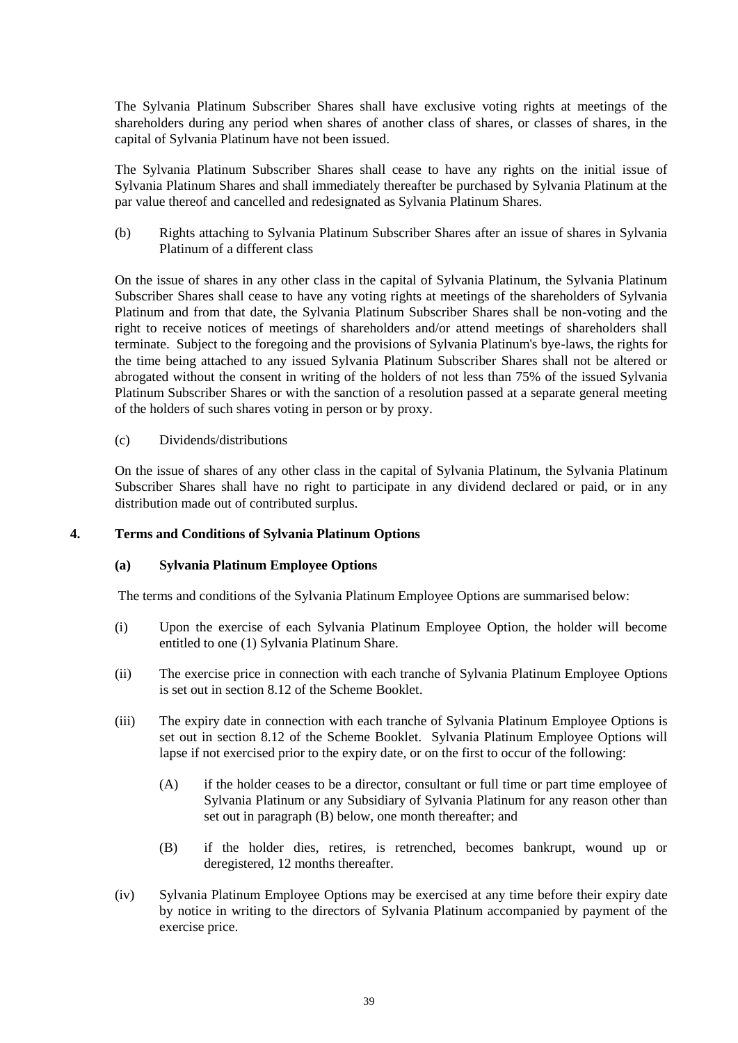The Sylvania Platinum Subscriber Shares shall have exclusive voting rights at meetings of the shareholders during any period when shares of another class of shares, or classes of shares, in the capital of Sylvania Platinum have not been issued.

The Sylvania Platinum Subscriber Shares shall cease to have any rights on the initial issue of Sylvania Platinum Shares and shall immediately thereafter be purchased by Sylvania Platinum at the par value thereof and cancelled and redesignated as Sylvania Platinum Shares.

(b) Rights attaching to Sylvania Platinum Subscriber Shares after an issue of shares in Sylvania Platinum of a different class

On the issue of shares in any other class in the capital of Sylvania Platinum, the Sylvania Platinum Subscriber Shares shall cease to have any voting rights at meetings of the shareholders of Sylvania Platinum and from that date, the Sylvania Platinum Subscriber Shares shall be non-voting and the right to receive notices of meetings of shareholders and/or attend meetings of shareholders shall terminate. Subject to the foregoing and the provisions of Sylvania Platinum's bye-laws, the rights for the time being attached to any issued Sylvania Platinum Subscriber Shares shall not be altered or abrogated without the consent in writing of the holders of not less than 75% of the issued Sylvania Platinum Subscriber Shares or with the sanction of a resolution passed at a separate general meeting of the holders of such shares voting in person or by proxy.

(c) Dividends/distributions

On the issue of shares of any other class in the capital of Sylvania Platinum, the Sylvania Platinum Subscriber Shares shall have no right to participate in any dividend declared or paid, or in any distribution made out of contributed surplus.

## 4. Terms and Conditions of Sylvania Platinum Options

### (a) Sylvania Platinum Employee Options

The terms and conditions of the Sylvania Platinum Employee Options are summarised below:

(i) Upon the exercise of each Sylvania Platinum Employee Option, the holder will become entitled to one (1) Sylvania Platinum Share.

(ii) The exercise price in connection with each tranche of Sylvania Platinum Employee Options is set out in section 8.12 of the Scheme Booklet.

(iii) The expiry date in connection with each tranche of Sylvania Platinum Employee Options is set out in section 8.12 of the Scheme Booklet. Sylvania Platinum Employee Options will lapse if not exercised prior to the expiry date, or on the first to occur of the following:

- (A) if the holder ceases to be a director, consultant or full time or part time employee of Sylvania Platinum or any Subsidiary of Sylvania Platinum for any reason other than set out in paragraph (B) below, one month thereafter; and
- (B) if the holder dies, retires, is retrenched, becomes bankrupt, wound up or deregistered, 12 months thereafter.

(iv) Sylvania Platinum Employee Options may be exercised at any time before their expiry date by notice in writing to the directors of Sylvania Platinum accompanied by payment of the exercise price.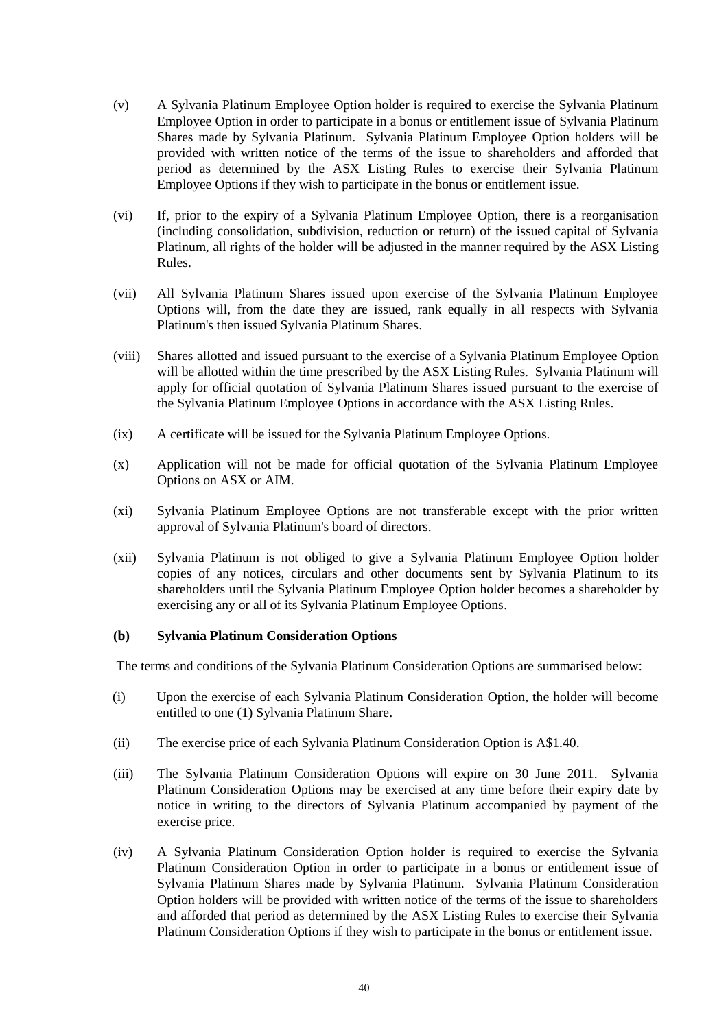(v) A Sylvania Platinum Employee Option holder is required to exercise the Sylvania Platinum Employee Option in order to participate in a bonus or entitlement issue of Sylvania Platinum Shares made by Sylvania Platinum. Sylvania Platinum Employee Option holders will be provided with written notice of the terms of the issue to shareholders and afforded that period as determined by the ASX Listing Rules to exercise their Sylvania Platinum Employee Options if they wish to participate in the bonus or entitlement issue.

(vi) If, prior to the expiry of a Sylvania Platinum Employee Option, there is a reorganisation (including consolidation, subdivision, reduction or return) of the issued capital of Sylvania Platinum, all rights of the holder will be adjusted in the manner required by the ASX Listing Rules.

(vii) All Sylvania Platinum Shares issued upon exercise of the Sylvania Platinum Employee Options will, from the date they are issued, rank equally in all respects with Sylvania Platinum's then issued Sylvania Platinum Shares.

(viii) Shares allotted and issued pursuant to the exercise of a Sylvania Platinum Employee Option will be allotted within the time prescribed by the ASX Listing Rules. Sylvania Platinum will apply for official quotation of Sylvania Platinum Shares issued pursuant to the exercise of the Sylvania Platinum Employee Options in accordance with the ASX Listing Rules.

(ix) A certificate will be issued for the Sylvania Platinum Employee Options.

(x) Application will not be made for official quotation of the Sylvania Platinum Employee Options on ASX or AIM.

(xi) Sylvania Platinum Employee Options are not transferable except with the prior written approval of Sylvania Platinum's board of directors.

(xii) Sylvania Platinum is not obliged to give a Sylvania Platinum Employee Option holder copies of any notices, circulars and other documents sent by Sylvania Platinum to its shareholders until the Sylvania Platinum Employee Option holder becomes a shareholder by exercising any or all of its Sylvania Platinum Employee Options.

**(b) Sylvania Platinum Consideration Options**

The terms and conditions of the Sylvania Platinum Consideration Options are summarised below:

(i) Upon the exercise of each Sylvania Platinum Consideration Option, the holder will become entitled to one (1) Sylvania Platinum Share.

(ii) The exercise price of each Sylvania Platinum Consideration Option is A$1.40.

(iii) The Sylvania Platinum Consideration Options will expire on 30 June 2011. Sylvania Platinum Consideration Options may be exercised at any time before their expiry date by notice in writing to the directors of Sylvania Platinum accompanied by payment of the exercise price.

(iv) A Sylvania Platinum Consideration Option holder is required to exercise the Sylvania Platinum Consideration Option in order to participate in a bonus or entitlement issue of Sylvania Platinum Shares made by Sylvania Platinum. Sylvania Platinum Consideration Option holders will be provided with written notice of the terms of the issue to shareholders and afforded that period as determined by the ASX Listing Rules to exercise their Sylvania Platinum Consideration Options if they wish to participate in the bonus or entitlement issue.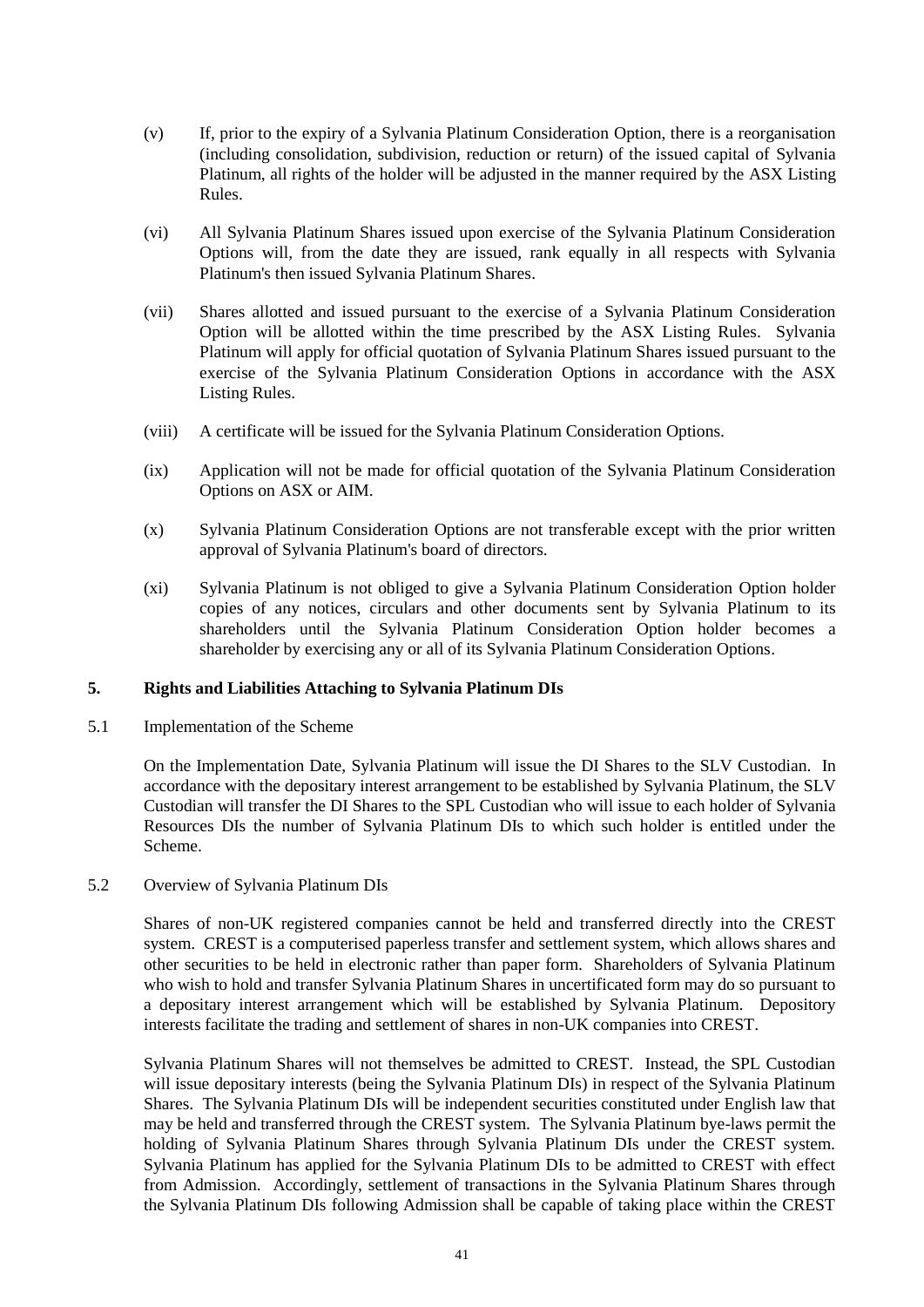(v) If, prior to the expiry of a Sylvania Platinum Consideration Option, there is a reorganisation (including consolidation, subdivision, reduction or return) of the issued capital of Sylvania Platinum, all rights of the holder will be adjusted in the manner required by the ASX Listing Rules.

(vi) All Sylvania Platinum Shares issued upon exercise of the Sylvania Platinum Consideration Options will, from the date they are issued, rank equally in all respects with Sylvania Platinum's then issued Sylvania Platinum Shares.

(vii) Shares allotted and issued pursuant to the exercise of a Sylvania Platinum Consideration Option will be allotted within the time prescribed by the ASX Listing Rules. Sylvania Platinum will apply for official quotation of Sylvania Platinum Shares issued pursuant to the exercise of the Sylvania Platinum Consideration Options in accordance with the ASX Listing Rules.

(viii) A certificate will be issued for the Sylvania Platinum Consideration Options.

(ix) Application will not be made for official quotation of the Sylvania Platinum Consideration Options on ASX or AIM.

(x) Sylvania Platinum Consideration Options are not transferable except with the prior written approval of Sylvania Platinum's board of directors.

(xi) Sylvania Platinum is not obliged to give a Sylvania Platinum Consideration Option holder copies of any notices, circulars and other documents sent by Sylvania Platinum to its shareholders until the Sylvania Platinum Consideration Option holder becomes a shareholder by exercising any or all of its Sylvania Platinum Consideration Options.

## 5. Rights and Liabilities Attaching to Sylvania Platinum DIs

5.1 Implementation of the Scheme

On the Implementation Date, Sylvania Platinum will issue the DI Shares to the SLV Custodian. In accordance with the depositary interest arrangement to be established by Sylvania Platinum, the SLV Custodian will transfer the DI Shares to the SPL Custodian who will issue to each holder of Sylvania Resources DIs the number of Sylvania Platinum DIs to which such holder is entitled under the Scheme.

5.2 Overview of Sylvania Platinum DIs

Shares of non-UK registered companies cannot be held and transferred directly into the CREST system. CREST is a computerised paperless transfer and settlement system, which allows shares and other securities to be held in electronic rather than paper form. Shareholders of Sylvania Platinum who wish to hold and transfer Sylvania Platinum Shares in uncertificated form may do so pursuant to a depositary interest arrangement which will be established by Sylvania Platinum. Depository interests facilitate the trading and settlement of shares in non-UK companies into CREST.

Sylvania Platinum Shares will not themselves be admitted to CREST. Instead, the SPL Custodian will issue depositary interests (being the Sylvania Platinum DIs) in respect of the Sylvania Platinum Shares. The Sylvania Platinum DIs will be independent securities constituted under English law that may be held and transferred through the CREST system. The Sylvania Platinum bye-laws permit the holding of Sylvania Platinum Shares through Sylvania Platinum DIs under the CREST system. Sylvania Platinum has applied for the Sylvania Platinum DIs to be admitted to CREST with effect from Admission. Accordingly, settlement of transactions in the Sylvania Platinum Shares through the Sylvania Platinum DIs following Admission shall be capable of taking place within the CREST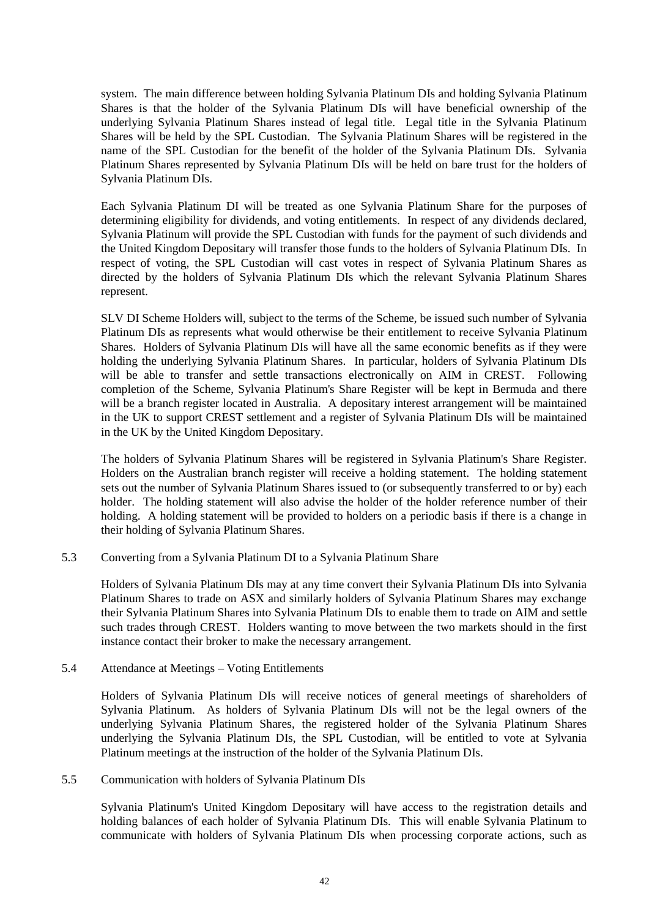system. The main difference between holding Sylvania Platinum DIs and holding Sylvania Platinum Shares is that the holder of the Sylvania Platinum DIs will have beneficial ownership of the underlying Sylvania Platinum Shares instead of legal title. Legal title in the Sylvania Platinum Shares will be held by the SPL Custodian. The Sylvania Platinum Shares will be registered in the name of the SPL Custodian for the benefit of the holder of the Sylvania Platinum DIs. Sylvania Platinum Shares represented by Sylvania Platinum DIs will be held on bare trust for the holders of Sylvania Platinum DIs.

Each Sylvania Platinum DI will be treated as one Sylvania Platinum Share for the purposes of determining eligibility for dividends, and voting entitlements. In respect of any dividends declared, Sylvania Platinum will provide the SPL Custodian with funds for the payment of such dividends and the United Kingdom Depositary will transfer those funds to the holders of Sylvania Platinum DIs. In respect of voting, the SPL Custodian will cast votes in respect of Sylvania Platinum Shares as directed by the holders of Sylvania Platinum DIs which the relevant Sylvania Platinum Shares represent.

SLV DI Scheme Holders will, subject to the terms of the Scheme, be issued such number of Sylvania Platinum DIs as represents what would otherwise be their entitlement to receive Sylvania Platinum Shares. Holders of Sylvania Platinum DIs will have all the same economic benefits as if they were holding the underlying Sylvania Platinum Shares. In particular, holders of Sylvania Platinum DIs will be able to transfer and settle transactions electronically on AIM in CREST. Following completion of the Scheme, Sylvania Platinum's Share Register will be kept in Bermuda and there will be a branch register located in Australia. A depositary interest arrangement will be maintained in the UK to support CREST settlement and a register of Sylvania Platinum DIs will be maintained in the UK by the United Kingdom Depositary.

The holders of Sylvania Platinum Shares will be registered in Sylvania Platinum's Share Register. Holders on the Australian branch register will receive a holding statement. The holding statement sets out the number of Sylvania Platinum Shares issued to (or subsequently transferred to or by) each holder. The holding statement will also advise the holder of the holder reference number of their holding. A holding statement will be provided to holders on a periodic basis if there is a change in their holding of Sylvania Platinum Shares.

5.3 Converting from a Sylvania Platinum DI to a Sylvania Platinum Share

Holders of Sylvania Platinum DIs may at any time convert their Sylvania Platinum DIs into Sylvania Platinum Shares to trade on ASX and similarly holders of Sylvania Platinum Shares may exchange their Sylvania Platinum Shares into Sylvania Platinum DIs to enable them to trade on AIM and settle such trades through CREST. Holders wanting to move between the two markets should in the first instance contact their broker to make the necessary arrangement.

5.4 Attendance at Meetings – Voting Entitlements

Holders of Sylvania Platinum DIs will receive notices of general meetings of shareholders of Sylvania Platinum. As holders of Sylvania Platinum DIs will not be the legal owners of the underlying Sylvania Platinum Shares, the registered holder of the Sylvania Platinum Shares underlying the Sylvania Platinum DIs, the SPL Custodian, will be entitled to vote at Sylvania Platinum meetings at the instruction of the holder of the Sylvania Platinum DIs.

5.5 Communication with holders of Sylvania Platinum DIs

Sylvania Platinum's United Kingdom Depositary will have access to the registration details and holding balances of each holder of Sylvania Platinum DIs. This will enable Sylvania Platinum to communicate with holders of Sylvania Platinum DIs when processing corporate actions, such as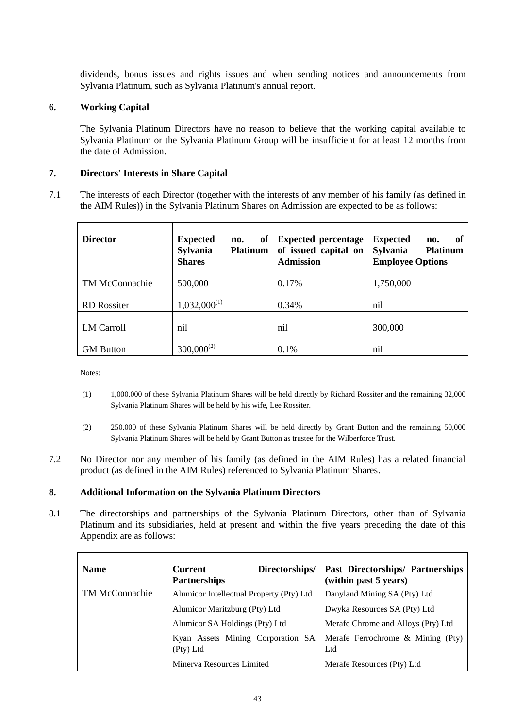dividends, bonus issues and rights issues and when sending notices and announcements from Sylvania Platinum, such as Sylvania Platinum's annual report.

## 6. Working Capital

The Sylvania Platinum Directors have no reason to believe that the working capital available to Sylvania Platinum or the Sylvania Platinum Group will be insufficient for at least 12 months from the date of Admission.

## 7. Directors' Interests in Share Capital

7.1 The interests of each Director (together with the interests of any member of his family (as defined in the AIM Rules)) in the Sylvania Platinum Shares on Admission are expected to be as follows:

| Director | Expected no. of Sylvania Platinum Shares | Expected percentage of issued capital on Admission | Expected no. of Sylvania Platinum Employee Options |
|---|---|---|---|
| TM McConnachie | 500,000 | 0.17% | 1,750,000 |
| RD Rossiter | 1,032,000(1) | 0.34% | nil |
| LM Carroll | nil | nil | 300,000 |
| GM Button | 300,000(2) | 0.1% | nil |

Notes:

(1) 1,000,000 of these Sylvania Platinum Shares will be held directly by Richard Rossiter and the remaining 32,000 Sylvania Platinum Shares will be held by his wife, Lee Rossiter.

(2) 250,000 of these Sylvania Platinum Shares will be held directly by Grant Button and the remaining 50,000 Sylvania Platinum Shares will be held by Grant Button as trustee for the Wilberforce Trust.

7.2 No Director nor any member of his family (as defined in the AIM Rules) has a related financial product (as defined in the AIM Rules) referenced to Sylvania Platinum Shares.

## 8. Additional Information on the Sylvania Platinum Directors

8.1 The directorships and partnerships of the Sylvania Platinum Directors, other than of Sylvania Platinum and its subsidiaries, held at present and within the five years preceding the date of this Appendix are as follows:

| Name | Current Directorships/ Partnerships | Past Directorships/ Partnerships (within past 5 years) |
|---|---|---|
| TM McConnachie | Alumicor Intellectual Property (Pty) Ltd | Danyland Mining SA (Pty) Ltd |
| | Alumicor Maritzburg (Pty) Ltd | Dwyka Resources SA (Pty) Ltd |
| | Alumicor SA Holdings (Pty) Ltd | Merafe Chrome and Alloys (Pty) Ltd |
| | Kyan Assets Mining Corporation SA (Pty) Ltd | Merafe Ferrochrome & Mining (Pty) Ltd |
| | Minerva Resources Limited | Merafe Resources (Pty) Ltd |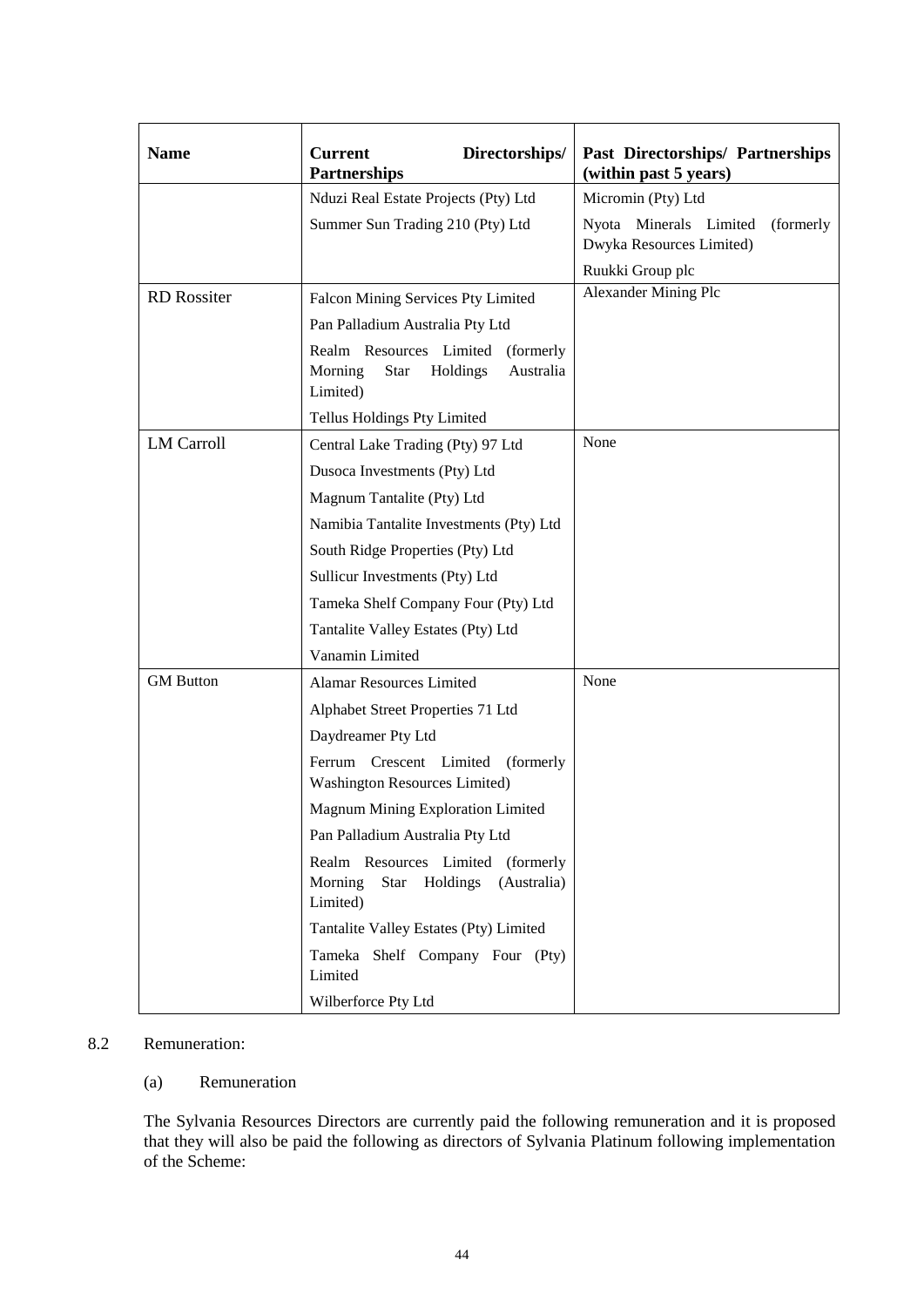| Name | Current Directorships/ Partnerships | Past Directorships/ Partnerships (within past 5 years) |
|---|---|---|
| | Nduzi Real Estate Projects (Pty) Ltd | Micromin (Pty) Ltd |
| | Summer Sun Trading 210 (Pty) Ltd | Nyota Minerals Limited (formerly Dwyka Resources Limited) |
| | | Ruukki Group plc |
| RD Rossiter | Falcon Mining Services Pty Limited | Alexander Mining Plc |
| | Pan Palladium Australia Pty Ltd | |
| | Realm Resources Limited (formerly Morning Star Holdings Australia Limited) | |
| | Tellus Holdings Pty Limited | |
| LM Carroll | Central Lake Trading (Pty) 97 Ltd | None |
| | Dusoca Investments (Pty) Ltd | |
| | Magnum Tantalite (Pty) Ltd | |
| | Namibia Tantalite Investments (Pty) Ltd | |
| | South Ridge Properties (Pty) Ltd | |
| | Sullicur Investments (Pty) Ltd | |
| | Tameka Shelf Company Four (Pty) Ltd | |
| | Tantalite Valley Estates (Pty) Ltd | |
| | Vanamin Limited | |
| GM Button | Alamar Resources Limited | None |
| | Alphabet Street Properties 71 Ltd | |
| | Daydreamer Pty Ltd | |
| | Ferrum Crescent Limited (formerly Washington Resources Limited) | |
| | Magnum Mining Exploration Limited | |
| | Pan Palladium Australia Pty Ltd | |
| | Realm Resources Limited (formerly Morning Star Holdings (Australia) Limited) | |
| | Tantalite Valley Estates (Pty) Limited | |
| | Tameka Shelf Company Four (Pty) Limited | |
| | Wilberforce Pty Ltd | |

8.2 Remuneration:

(a) Remuneration

The Sylvania Resources Directors are currently paid the following remuneration and it is proposed that they will also be paid the following as directors of Sylvania Platinum following implementation of the Scheme: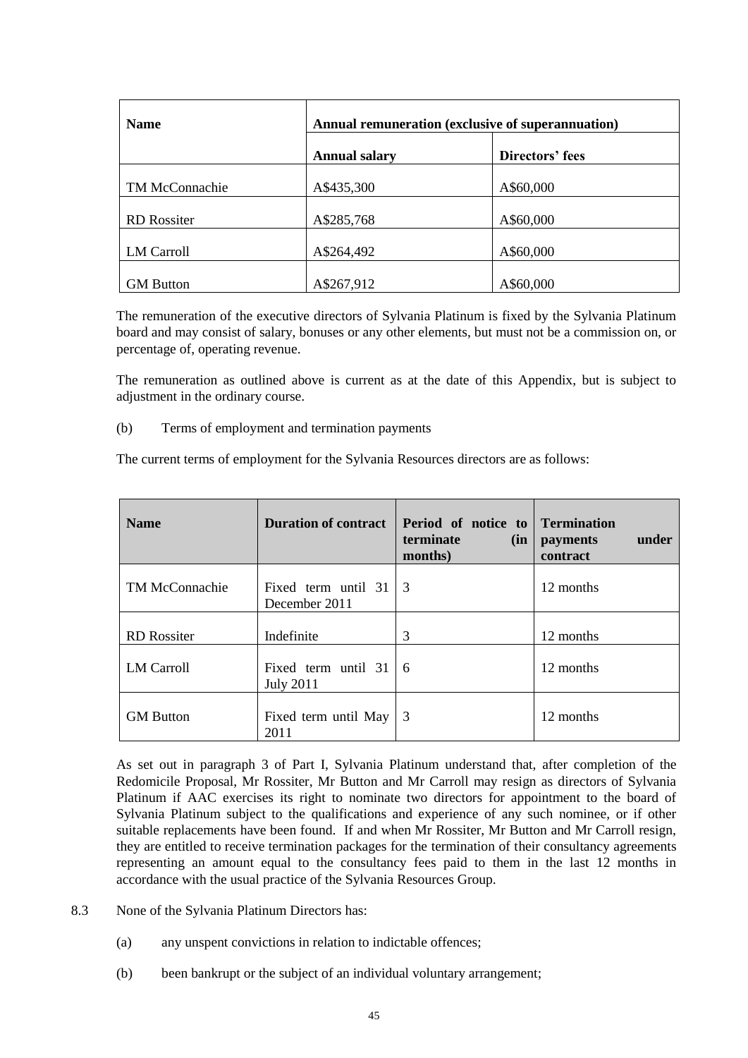| Name | Annual remuneration (exclusive of superannuation) | |
|---|---|---|
| | **Annual salary** | **Directors' fees** |
| TM McConnachie | A$435,300 | A$60,000 |
| RD Rossiter | A$285,768 | A$60,000 |
| LM Carroll | A$264,492 | A$60,000 |
| GM Button | A$267,912 | A$60,000 |

The remuneration of the executive directors of Sylvania Platinum is fixed by the Sylvania Platinum board and may consist of salary, bonuses or any other elements, but must not be a commission on, or percentage of, operating revenue.

The remuneration as outlined above is current as at the date of this Appendix, but is subject to adjustment in the ordinary course.

(b) Terms of employment and termination payments

The current terms of employment for the Sylvania Resources directors are as follows:

| Name | Duration of contract | Period of notice to terminate (in months) | Termination payments under contract |
|---|---|---|---|
| TM McConnachie | Fixed term until 31 December 2011 | 3 | 12 months |
| RD Rossiter | Indefinite | 3 | 12 months |
| LM Carroll | Fixed term until 31 July 2011 | 6 | 12 months |
| GM Button | Fixed term until May 2011 | 3 | 12 months |

As set out in paragraph 3 of Part I, Sylvania Platinum understand that, after completion of the Redomicile Proposal, Mr Rossiter, Mr Button and Mr Carroll may resign as directors of Sylvania Platinum if AAC exercises its right to nominate two directors for appointment to the board of Sylvania Platinum subject to the qualifications and experience of any such nominee, or if other suitable replacements have been found. If and when Mr Rossiter, Mr Button and Mr Carroll resign, they are entitled to receive termination packages for the termination of their consultancy agreements representing an amount equal to the consultancy fees paid to them in the last 12 months in accordance with the usual practice of the Sylvania Resources Group.

8.3 None of the Sylvania Platinum Directors has:

(a) any unspent convictions in relation to indictable offences;

(b) been bankrupt or the subject of an individual voluntary arrangement;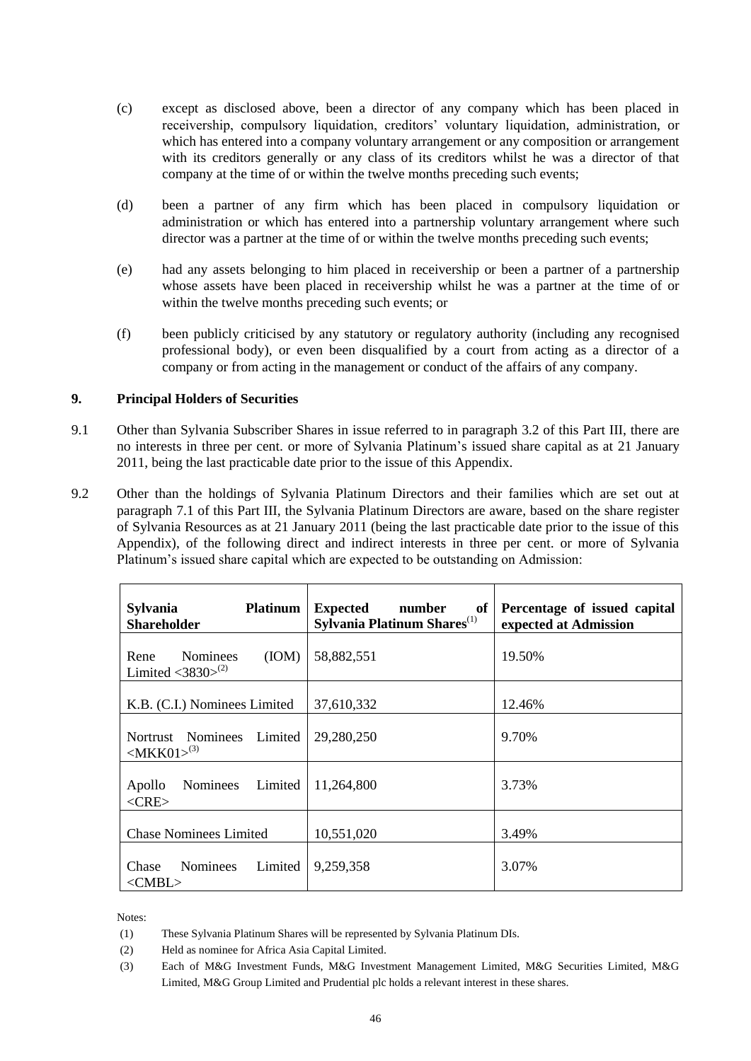(c) except as disclosed above, been a director of any company which has been placed in receivership, compulsory liquidation, creditors' voluntary liquidation, administration, or which has entered into a company voluntary arrangement or any composition or arrangement with its creditors generally or any class of its creditors whilst he was a director of that company at the time of or within the twelve months preceding such events;

(d) been a partner of any firm which has been placed in compulsory liquidation or administration or which has entered into a partnership voluntary arrangement where such director was a partner at the time of or within the twelve months preceding such events;

(e) had any assets belonging to him placed in receivership or been a partner of a partnership whose assets have been placed in receivership whilst he was a partner at the time of or within the twelve months preceding such events; or

(f) been publicly criticised by any statutory or regulatory authority (including any recognised professional body), or even been disqualified by a court from acting as a director of a company or from acting in the management or conduct of the affairs of any company.

## 9. Principal Holders of Securities

9.1 Other than Sylvania Subscriber Shares in issue referred to in paragraph 3.2 of this Part III, there are no interests in three per cent. or more of Sylvania Platinum's issued share capital as at 21 January 2011, being the last practicable date prior to the issue of this Appendix.

9.2 Other than the holdings of Sylvania Platinum Directors and their families which are set out at paragraph 7.1 of this Part III, the Sylvania Platinum Directors are aware, based on the share register of Sylvania Resources as at 21 January 2011 (being the last practicable date prior to the issue of this Appendix), of the following direct and indirect interests in three per cent. or more of Sylvania Platinum's issued share capital which are expected to be outstanding on Admission:

| **Sylvania Platinum Shareholder** | **Expected number of Sylvania Platinum Shares**[(1)] | **Percentage of issued capital expected at Admission** |
|---|---|---|
| Rene Nominees (IOM) Limited <3830>[(2)] | 58,882,551 | 19.50% |
| K.B. (C.I.) Nominees Limited | 37,610,332 | 12.46% |
| Nortrust Nominees Limited <MKK01>[(3)] | 29,280,250 | 9.70% |
| Apollo Nominees Limited <CRE> | 11,264,800 | 3.73% |
| Chase Nominees Limited | 10,551,020 | 3.49% |
| Chase Nominees Limited <CMBL> | 9,259,358 | 3.07% |

Notes:

(1) These Sylvania Platinum Shares will be represented by Sylvania Platinum DIs.

(2) Held as nominee for Africa Asia Capital Limited.

(3) Each of M&G Investment Funds, M&G Investment Management Limited, M&G Securities Limited, M&G Limited, M&G Group Limited and Prudential plc holds a relevant interest in these shares.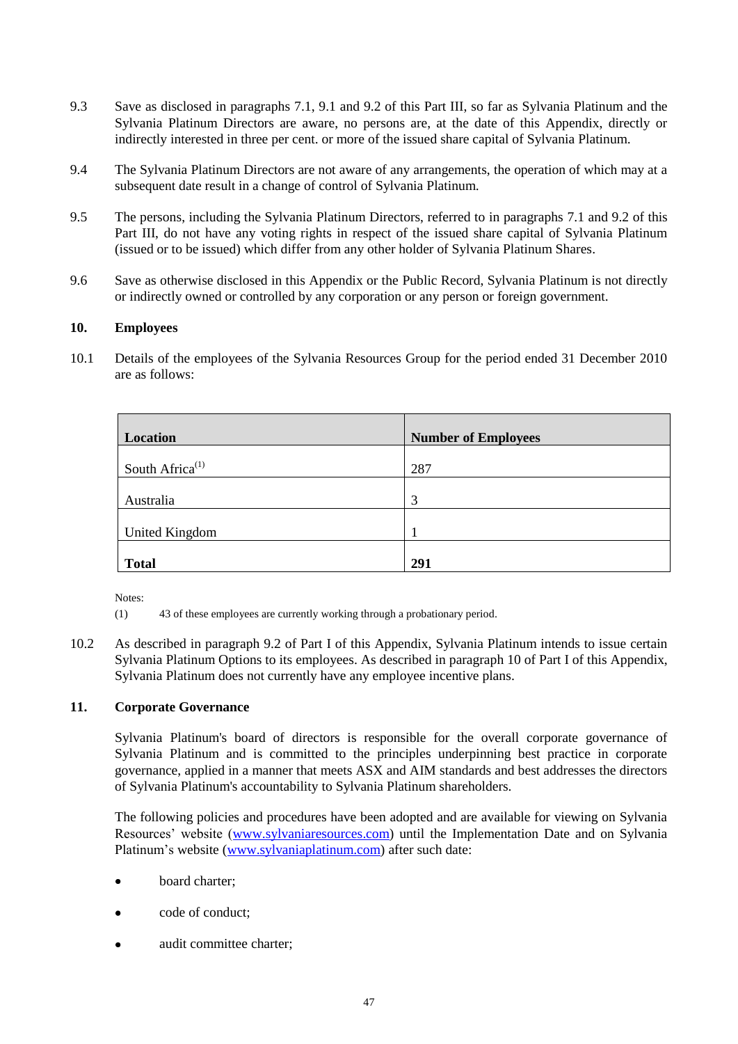9.3 Save as disclosed in paragraphs 7.1, 9.1 and 9.2 of this Part III, so far as Sylvania Platinum and the Sylvania Platinum Directors are aware, no persons are, at the date of this Appendix, directly or indirectly interested in three per cent. or more of the issued share capital of Sylvania Platinum.

9.4 The Sylvania Platinum Directors are not aware of any arrangements, the operation of which may at a subsequent date result in a change of control of Sylvania Platinum.

9.5 The persons, including the Sylvania Platinum Directors, referred to in paragraphs 7.1 and 9.2 of this Part III, do not have any voting rights in respect of the issued share capital of Sylvania Platinum (issued or to be issued) which differ from any other holder of Sylvania Platinum Shares.

9.6 Save as otherwise disclosed in this Appendix or the Public Record, Sylvania Platinum is not directly or indirectly owned or controlled by any corporation or any person or foreign government.

## 10. Employees

10.1 Details of the employees of the Sylvania Resources Group for the period ended 31 December 2010 are as follows:

| Location | Number of Employees |
|---|---|
| South Africa[1] | 287 |
| Australia | 3 |
| United Kingdom | 1 |
| **Total** | **291** |

Notes:

(1) 43 of these employees are currently working through a probationary period.

10.2 As described in paragraph 9.2 of Part I of this Appendix, Sylvania Platinum intends to issue certain Sylvania Platinum Options to its employees. As described in paragraph 10 of Part I of this Appendix, Sylvania Platinum does not currently have any employee incentive plans.

## 11. Corporate Governance

Sylvania Platinum's board of directors is responsible for the overall corporate governance of Sylvania Platinum and is committed to the principles underpinning best practice in corporate governance, applied in a manner that meets ASX and AIM standards and best addresses the directors of Sylvania Platinum's accountability to Sylvania Platinum shareholders.

The following policies and procedures have been adopted and are available for viewing on Sylvania Resources' website (www.sylvaniaresources.com) until the Implementation Date and on Sylvania Platinum's website (www.sylvaniaplatinum.com) after such date:

- board charter;
- code of conduct;
- audit committee charter;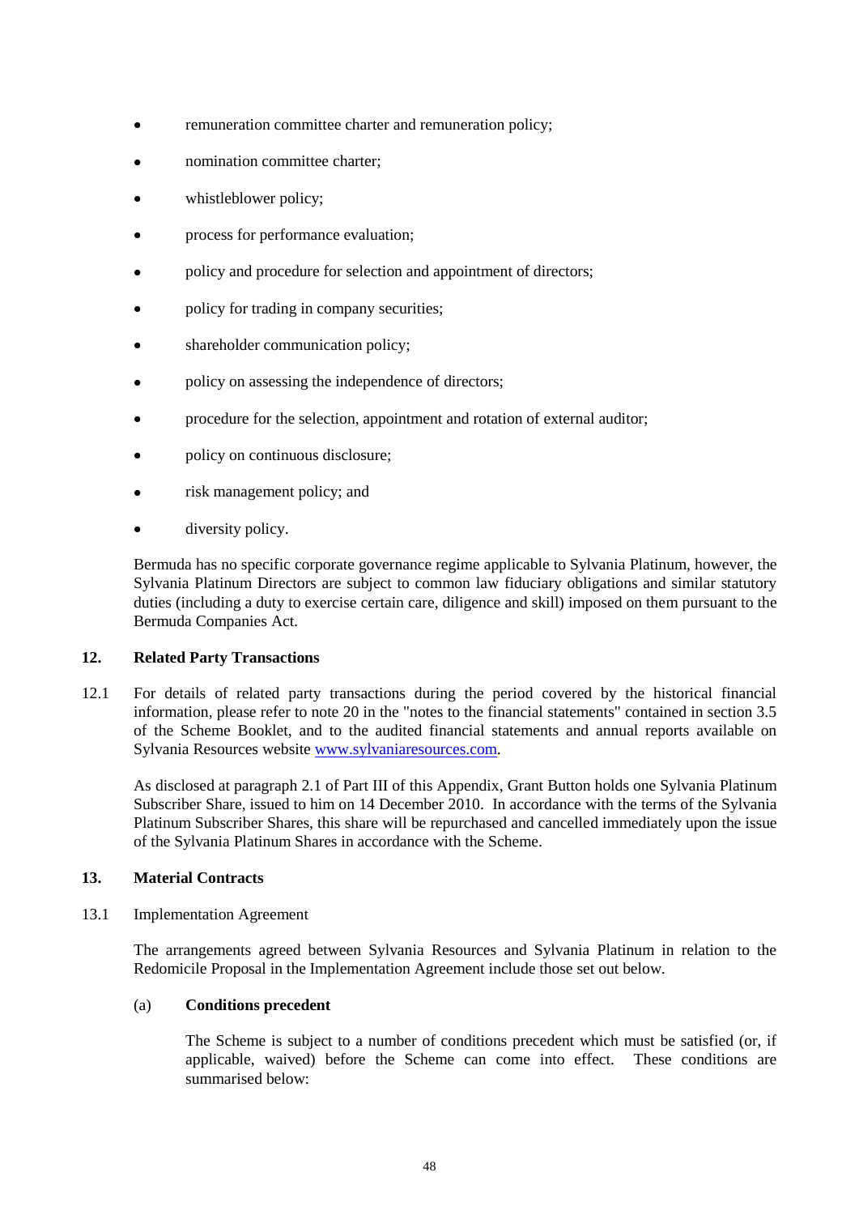- remuneration committee charter and remuneration policy;
- nomination committee charter;
- whistleblower policy;
- process for performance evaluation;
- policy and procedure for selection and appointment of directors;
- policy for trading in company securities;
- shareholder communication policy;
- policy on assessing the independence of directors;
- procedure for the selection, appointment and rotation of external auditor;
- policy on continuous disclosure;
- risk management policy; and
- diversity policy.

Bermuda has no specific corporate governance regime applicable to Sylvania Platinum, however, the Sylvania Platinum Directors are subject to common law fiduciary obligations and similar statutory duties (including a duty to exercise certain care, diligence and skill) imposed on them pursuant to the Bermuda Companies Act.

## 12. Related Party Transactions

12.1 For details of related party transactions during the period covered by the historical financial information, please refer to note 20 in the "notes to the financial statements" contained in section 3.5 of the Scheme Booklet, and to the audited financial statements and annual reports available on Sylvania Resources website www.sylvaniaresources.com.

As disclosed at paragraph 2.1 of Part III of this Appendix, Grant Button holds one Sylvania Platinum Subscriber Share, issued to him on 14 December 2010. In accordance with the terms of the Sylvania Platinum Subscriber Shares, this share will be repurchased and cancelled immediately upon the issue of the Sylvania Platinum Shares in accordance with the Scheme.

## 13. Material Contracts

13.1 Implementation Agreement

The arrangements agreed between Sylvania Resources and Sylvania Platinum in relation to the Redomicile Proposal in the Implementation Agreement include those set out below.

(a) **Conditions precedent**

The Scheme is subject to a number of conditions precedent which must be satisfied (or, if applicable, waived) before the Scheme can come into effect. These conditions are summarised below: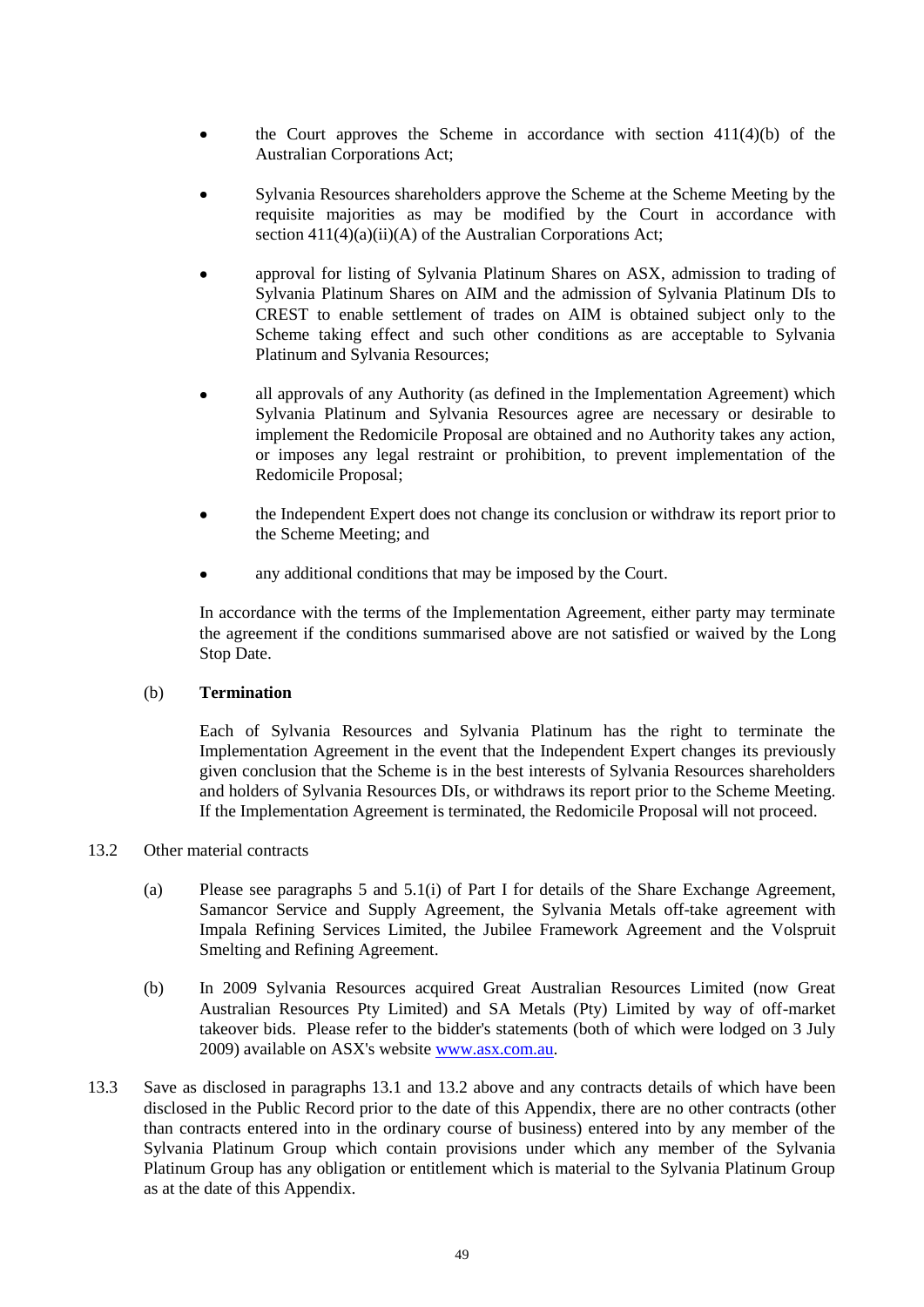- the Court approves the Scheme in accordance with section 411(4)(b) of the Australian Corporations Act;

- Sylvania Resources shareholders approve the Scheme at the Scheme Meeting by the requisite majorities as may be modified by the Court in accordance with section 411(4)(a)(ii)(A) of the Australian Corporations Act;

- approval for listing of Sylvania Platinum Shares on ASX, admission to trading of Sylvania Platinum Shares on AIM and the admission of Sylvania Platinum DIs to CREST to enable settlement of trades on AIM is obtained subject only to the Scheme taking effect and such other conditions as are acceptable to Sylvania Platinum and Sylvania Resources;

- all approvals of any Authority (as defined in the Implementation Agreement) which Sylvania Platinum and Sylvania Resources agree are necessary or desirable to implement the Redomicile Proposal are obtained and no Authority takes any action, or imposes any legal restraint or prohibition, to prevent implementation of the Redomicile Proposal;

- the Independent Expert does not change its conclusion or withdraw its report prior to the Scheme Meeting; and

- any additional conditions that may be imposed by the Court.

In accordance with the terms of the Implementation Agreement, either party may terminate the agreement if the conditions summarised above are not satisfied or waived by the Long Stop Date.

(b) **Termination**

Each of Sylvania Resources and Sylvania Platinum has the right to terminate the Implementation Agreement in the event that the Independent Expert changes its previously given conclusion that the Scheme is in the best interests of Sylvania Resources shareholders and holders of Sylvania Resources DIs, or withdraws its report prior to the Scheme Meeting. If the Implementation Agreement is terminated, the Redomicile Proposal will not proceed.

13.2 Other material contracts

(a) Please see paragraphs 5 and 5.1(i) of Part I for details of the Share Exchange Agreement, Samancor Service and Supply Agreement, the Sylvania Metals off-take agreement with Impala Refining Services Limited, the Jubilee Framework Agreement and the Volspruit Smelting and Refining Agreement.

(b) In 2009 Sylvania Resources acquired Great Australian Resources Limited (now Great Australian Resources Pty Limited) and SA Metals (Pty) Limited by way of off-market takeover bids. Please refer to the bidder's statements (both of which were lodged on 3 July 2009) available on ASX's website www.asx.com.au.

13.3 Save as disclosed in paragraphs 13.1 and 13.2 above and any contracts details of which have been disclosed in the Public Record prior to the date of this Appendix, there are no other contracts (other than contracts entered into in the ordinary course of business) entered into by any member of the Sylvania Platinum Group which contain provisions under which any member of the Sylvania Platinum Group has any obligation or entitlement which is material to the Sylvania Platinum Group as at the date of this Appendix.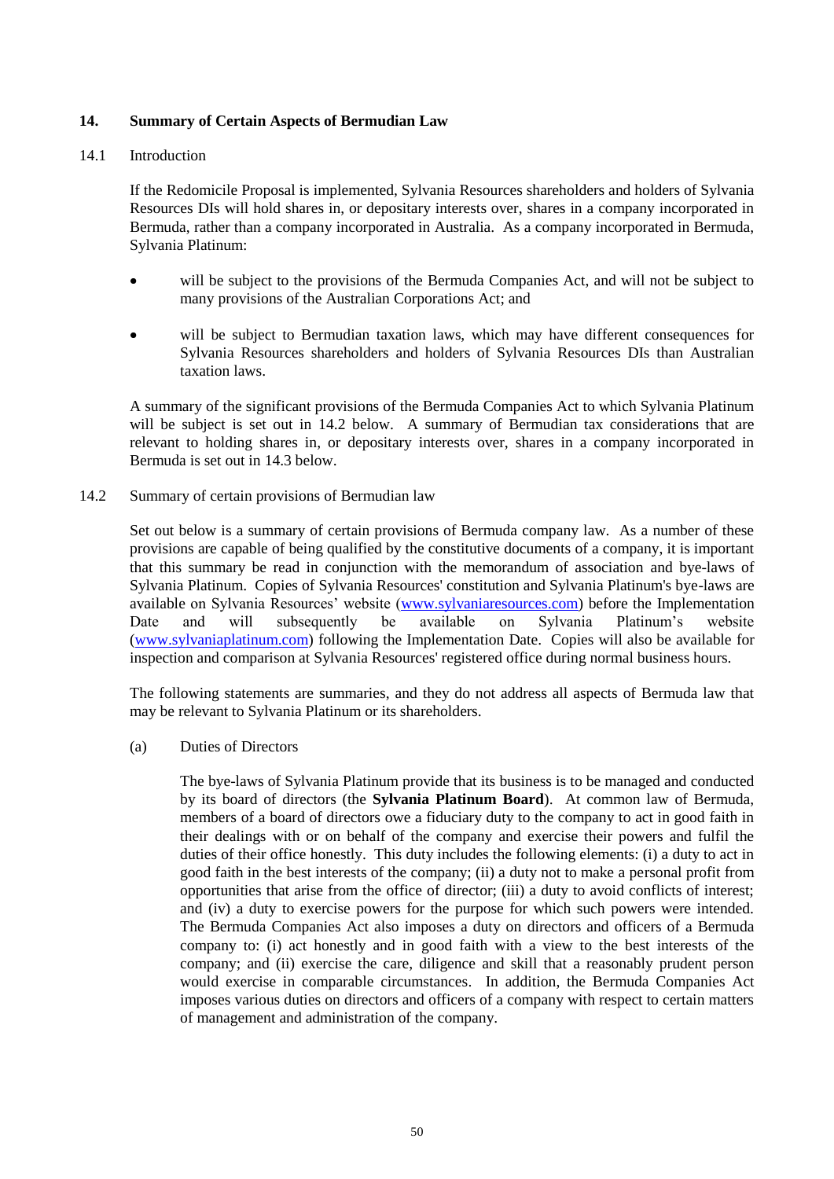## 14. Summary of Certain Aspects of Bermudian Law

### 14.1 Introduction

If the Redomicile Proposal is implemented, Sylvania Resources shareholders and holders of Sylvania Resources DIs will hold shares in, or depositary interests over, shares in a company incorporated in Bermuda, rather than a company incorporated in Australia. As a company incorporated in Bermuda, Sylvania Platinum:

- will be subject to the provisions of the Bermuda Companies Act, and will not be subject to many provisions of the Australian Corporations Act; and
- will be subject to Bermudian taxation laws, which may have different consequences for Sylvania Resources shareholders and holders of Sylvania Resources DIs than Australian taxation laws.

A summary of the significant provisions of the Bermuda Companies Act to which Sylvania Platinum will be subject is set out in 14.2 below. A summary of Bermudian tax considerations that are relevant to holding shares in, or depositary interests over, shares in a company incorporated in Bermuda is set out in 14.3 below.

### 14.2 Summary of certain provisions of Bermudian law

Set out below is a summary of certain provisions of Bermuda company law. As a number of these provisions are capable of being qualified by the constitutive documents of a company, it is important that this summary be read in conjunction with the memorandum of association and bye-laws of Sylvania Platinum. Copies of Sylvania Resources' constitution and Sylvania Platinum's bye-laws are available on Sylvania Resources' website (www.sylvaniaresources.com) before the Implementation Date and will subsequently be available on Sylvania Platinum's website (www.sylvaniaplatinum.com) following the Implementation Date. Copies will also be available for inspection and comparison at Sylvania Resources' registered office during normal business hours.

The following statements are summaries, and they do not address all aspects of Bermuda law that may be relevant to Sylvania Platinum or its shareholders.

(a) Duties of Directors

The bye-laws of Sylvania Platinum provide that its business is to be managed and conducted by its board of directors (the **Sylvania Platinum Board**). At common law of Bermuda, members of a board of directors owe a fiduciary duty to the company to act in good faith in their dealings with or on behalf of the company and exercise their powers and fulfil the duties of their office honestly. This duty includes the following elements: (i) a duty to act in good faith in the best interests of the company; (ii) a duty not to make a personal profit from opportunities that arise from the office of director; (iii) a duty to avoid conflicts of interest; and (iv) a duty to exercise powers for the purpose for which such powers were intended. The Bermuda Companies Act also imposes a duty on directors and officers of a Bermuda company to: (i) act honestly and in good faith with a view to the best interests of the company; and (ii) exercise the care, diligence and skill that a reasonably prudent person would exercise in comparable circumstances. In addition, the Bermuda Companies Act imposes various duties on directors and officers of a company with respect to certain matters of management and administration of the company.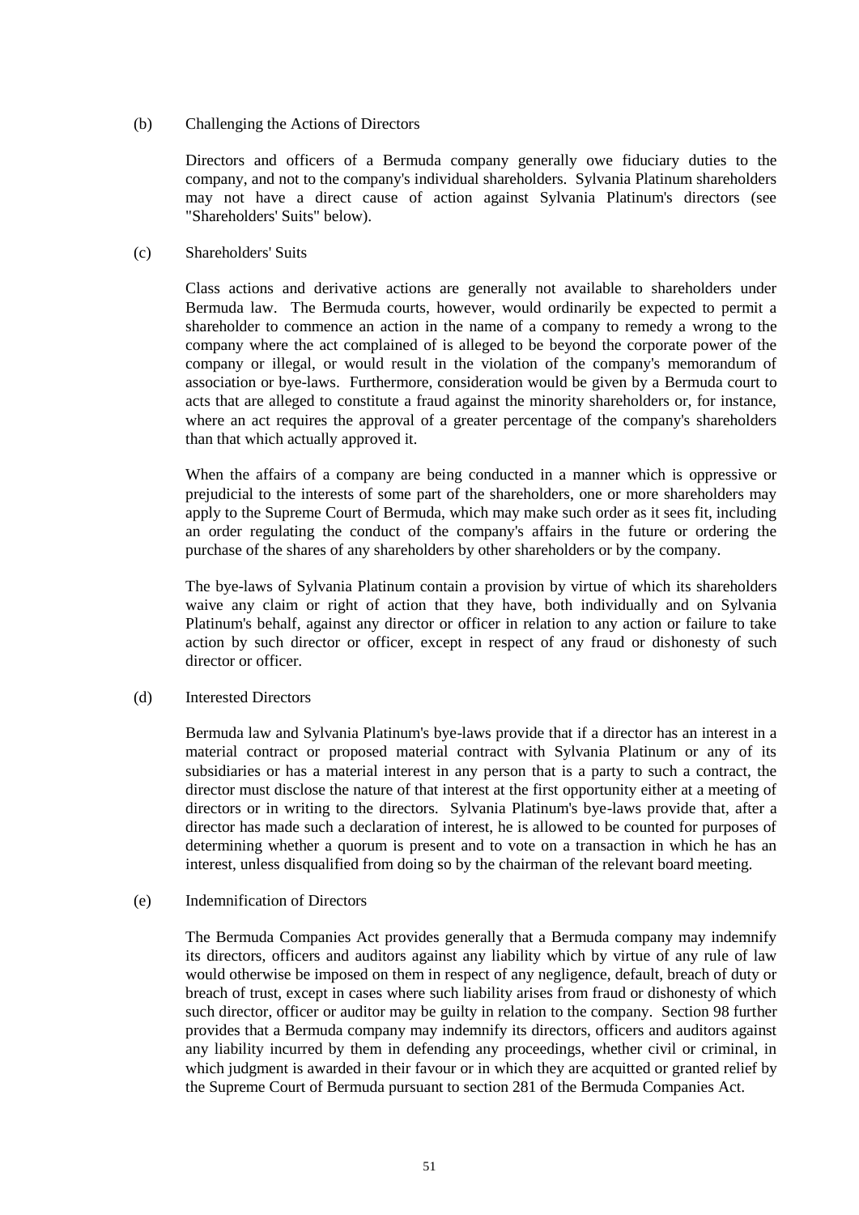(b) Challenging the Actions of Directors

Directors and officers of a Bermuda company generally owe fiduciary duties to the company, and not to the company's individual shareholders. Sylvania Platinum shareholders may not have a direct cause of action against Sylvania Platinum's directors (see "Shareholders' Suits" below).

(c) Shareholders' Suits

Class actions and derivative actions are generally not available to shareholders under Bermuda law. The Bermuda courts, however, would ordinarily be expected to permit a shareholder to commence an action in the name of a company to remedy a wrong to the company where the act complained of is alleged to be beyond the corporate power of the company or illegal, or would result in the violation of the company's memorandum of association or bye-laws. Furthermore, consideration would be given by a Bermuda court to acts that are alleged to constitute a fraud against the minority shareholders or, for instance, where an act requires the approval of a greater percentage of the company's shareholders than that which actually approved it.

When the affairs of a company are being conducted in a manner which is oppressive or prejudicial to the interests of some part of the shareholders, one or more shareholders may apply to the Supreme Court of Bermuda, which may make such order as it sees fit, including an order regulating the conduct of the company's affairs in the future or ordering the purchase of the shares of any shareholders by other shareholders or by the company.

The bye-laws of Sylvania Platinum contain a provision by virtue of which its shareholders waive any claim or right of action that they have, both individually and on Sylvania Platinum's behalf, against any director or officer in relation to any action or failure to take action by such director or officer, except in respect of any fraud or dishonesty of such director or officer.

(d) Interested Directors

Bermuda law and Sylvania Platinum's bye-laws provide that if a director has an interest in a material contract or proposed material contract with Sylvania Platinum or any of its subsidiaries or has a material interest in any person that is a party to such a contract, the director must disclose the nature of that interest at the first opportunity either at a meeting of directors or in writing to the directors. Sylvania Platinum's bye-laws provide that, after a director has made such a declaration of interest, he is allowed to be counted for purposes of determining whether a quorum is present and to vote on a transaction in which he has an interest, unless disqualified from doing so by the chairman of the relevant board meeting.

(e) Indemnification of Directors

The Bermuda Companies Act provides generally that a Bermuda company may indemnify its directors, officers and auditors against any liability which by virtue of any rule of law would otherwise be imposed on them in respect of any negligence, default, breach of duty or breach of trust, except in cases where such liability arises from fraud or dishonesty of which such director, officer or auditor may be guilty in relation to the company. Section 98 further provides that a Bermuda company may indemnify its directors, officers and auditors against any liability incurred by them in defending any proceedings, whether civil or criminal, in which judgment is awarded in their favour or in which they are acquitted or granted relief by the Supreme Court of Bermuda pursuant to section 281 of the Bermuda Companies Act.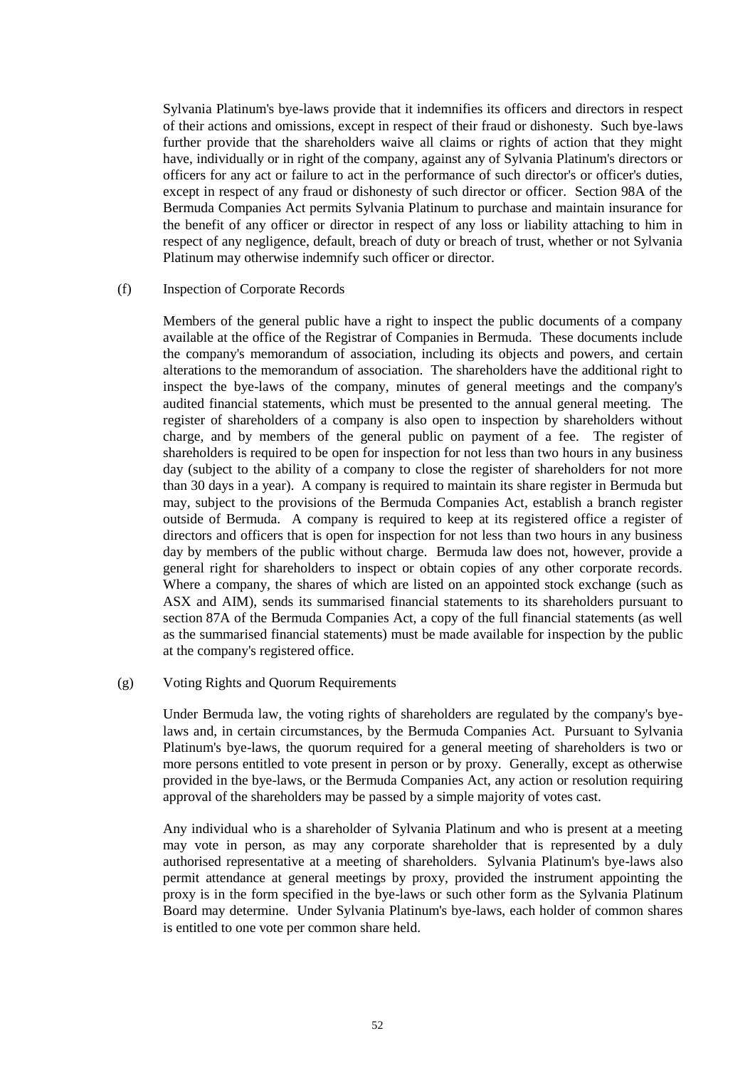Sylvania Platinum's bye-laws provide that it indemnifies its officers and directors in respect of their actions and omissions, except in respect of their fraud or dishonesty. Such bye-laws further provide that the shareholders waive all claims or rights of action that they might have, individually or in right of the company, against any of Sylvania Platinum's directors or officers for any act or failure to act in the performance of such director's or officer's duties, except in respect of any fraud or dishonesty of such director or officer. Section 98A of the Bermuda Companies Act permits Sylvania Platinum to purchase and maintain insurance for the benefit of any officer or director in respect of any loss or liability attaching to him in respect of any negligence, default, breach of duty or breach of trust, whether or not Sylvania Platinum may otherwise indemnify such officer or director.

(f) Inspection of Corporate Records

Members of the general public have a right to inspect the public documents of a company available at the office of the Registrar of Companies in Bermuda. These documents include the company's memorandum of association, including its objects and powers, and certain alterations to the memorandum of association. The shareholders have the additional right to inspect the bye-laws of the company, minutes of general meetings and the company's audited financial statements, which must be presented to the annual general meeting. The register of shareholders of a company is also open to inspection by shareholders without charge, and by members of the general public on payment of a fee. The register of shareholders is required to be open for inspection for not less than two hours in any business day (subject to the ability of a company to close the register of shareholders for not more than 30 days in a year). A company is required to maintain its share register in Bermuda but may, subject to the provisions of the Bermuda Companies Act, establish a branch register outside of Bermuda. A company is required to keep at its registered office a register of directors and officers that is open for inspection for not less than two hours in any business day by members of the public without charge. Bermuda law does not, however, provide a general right for shareholders to inspect or obtain copies of any other corporate records. Where a company, the shares of which are listed on an appointed stock exchange (such as ASX and AIM), sends its summarised financial statements to its shareholders pursuant to section 87A of the Bermuda Companies Act, a copy of the full financial statements (as well as the summarised financial statements) must be made available for inspection by the public at the company's registered office.

(g) Voting Rights and Quorum Requirements

Under Bermuda law, the voting rights of shareholders are regulated by the company's bye-laws and, in certain circumstances, by the Bermuda Companies Act. Pursuant to Sylvania Platinum's bye-laws, the quorum required for a general meeting of shareholders is two or more persons entitled to vote present in person or by proxy. Generally, except as otherwise provided in the bye-laws, or the Bermuda Companies Act, any action or resolution requiring approval of the shareholders may be passed by a simple majority of votes cast.

Any individual who is a shareholder of Sylvania Platinum and who is present at a meeting may vote in person, as may any corporate shareholder that is represented by a duly authorised representative at a meeting of shareholders. Sylvania Platinum's bye-laws also permit attendance at general meetings by proxy, provided the instrument appointing the proxy is in the form specified in the bye-laws or such other form as the Sylvania Platinum Board may determine. Under Sylvania Platinum's bye-laws, each holder of common shares is entitled to one vote per common share held.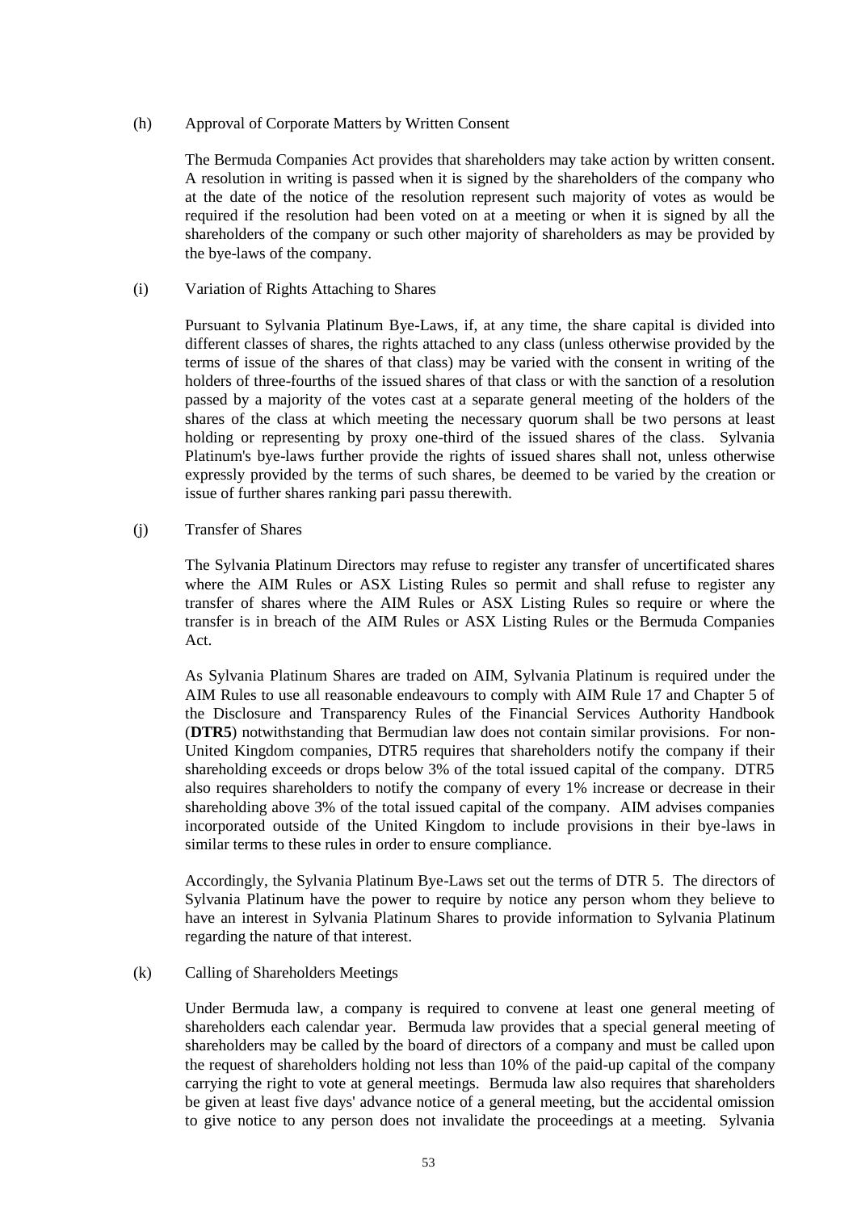(h) Approval of Corporate Matters by Written Consent

The Bermuda Companies Act provides that shareholders may take action by written consent. A resolution in writing is passed when it is signed by the shareholders of the company who at the date of the notice of the resolution represent such majority of votes as would be required if the resolution had been voted on at a meeting or when it is signed by all the shareholders of the company or such other majority of shareholders as may be provided by the bye-laws of the company.

(i) Variation of Rights Attaching to Shares

Pursuant to Sylvania Platinum Bye-Laws, if, at any time, the share capital is divided into different classes of shares, the rights attached to any class (unless otherwise provided by the terms of issue of the shares of that class) may be varied with the consent in writing of the holders of three-fourths of the issued shares of that class or with the sanction of a resolution passed by a majority of the votes cast at a separate general meeting of the holders of the shares of the class at which meeting the necessary quorum shall be two persons at least holding or representing by proxy one-third of the issued shares of the class. Sylvania Platinum's bye-laws further provide the rights of issued shares shall not, unless otherwise expressly provided by the terms of such shares, be deemed to be varied by the creation or issue of further shares ranking pari passu therewith.

(j) Transfer of Shares

The Sylvania Platinum Directors may refuse to register any transfer of uncertificated shares where the AIM Rules or ASX Listing Rules so permit and shall refuse to register any transfer of shares where the AIM Rules or ASX Listing Rules so require or where the transfer is in breach of the AIM Rules or ASX Listing Rules or the Bermuda Companies Act.

As Sylvania Platinum Shares are traded on AIM, Sylvania Platinum is required under the AIM Rules to use all reasonable endeavours to comply with AIM Rule 17 and Chapter 5 of the Disclosure and Transparency Rules of the Financial Services Authority Handbook (**DTR5**) notwithstanding that Bermudian law does not contain similar provisions. For non-United Kingdom companies, DTR5 requires that shareholders notify the company if their shareholding exceeds or drops below 3% of the total issued capital of the company. DTR5 also requires shareholders to notify the company of every 1% increase or decrease in their shareholding above 3% of the total issued capital of the company. AIM advises companies incorporated outside of the United Kingdom to include provisions in their bye-laws in similar terms to these rules in order to ensure compliance.

Accordingly, the Sylvania Platinum Bye-Laws set out the terms of DTR 5. The directors of Sylvania Platinum have the power to require by notice any person whom they believe to have an interest in Sylvania Platinum Shares to provide information to Sylvania Platinum regarding the nature of that interest.

(k) Calling of Shareholders Meetings

Under Bermuda law, a company is required to convene at least one general meeting of shareholders each calendar year. Bermuda law provides that a special general meeting of shareholders may be called by the board of directors of a company and must be called upon the request of shareholders holding not less than 10% of the paid-up capital of the company carrying the right to vote at general meetings. Bermuda law also requires that shareholders be given at least five days' advance notice of a general meeting, but the accidental omission to give notice to any person does not invalidate the proceedings at a meeting. Sylvania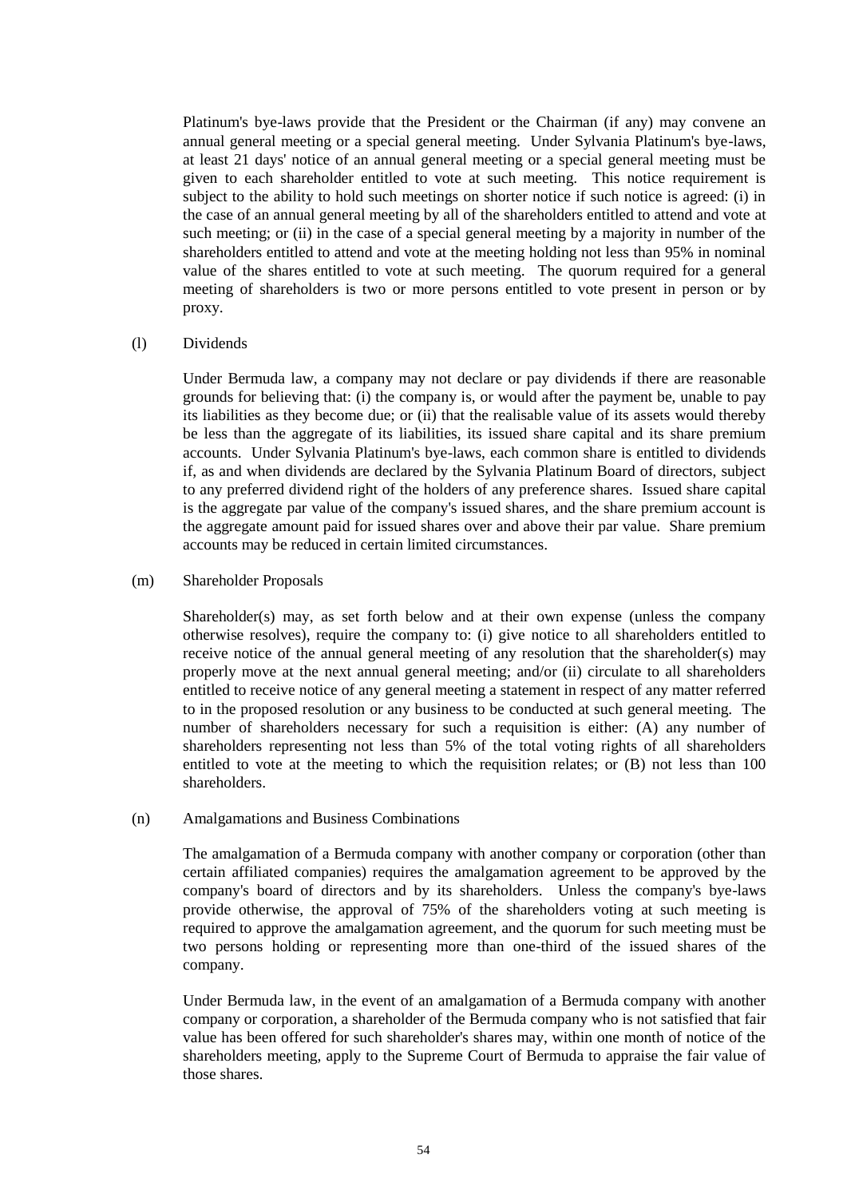Platinum's bye-laws provide that the President or the Chairman (if any) may convene an annual general meeting or a special general meeting. Under Sylvania Platinum's bye-laws, at least 21 days' notice of an annual general meeting or a special general meeting must be given to each shareholder entitled to vote at such meeting. This notice requirement is subject to the ability to hold such meetings on shorter notice if such notice is agreed: (i) in the case of an annual general meeting by all of the shareholders entitled to attend and vote at such meeting; or (ii) in the case of a special general meeting by a majority in number of the shareholders entitled to attend and vote at the meeting holding not less than 95% in nominal value of the shares entitled to vote at such meeting. The quorum required for a general meeting of shareholders is two or more persons entitled to vote present in person or by proxy.

(l) Dividends

Under Bermuda law, a company may not declare or pay dividends if there are reasonable grounds for believing that: (i) the company is, or would after the payment be, unable to pay its liabilities as they become due; or (ii) that the realisable value of its assets would thereby be less than the aggregate of its liabilities, its issued share capital and its share premium accounts. Under Sylvania Platinum's bye-laws, each common share is entitled to dividends if, as and when dividends are declared by the Sylvania Platinum Board of directors, subject to any preferred dividend right of the holders of any preference shares. Issued share capital is the aggregate par value of the company's issued shares, and the share premium account is the aggregate amount paid for issued shares over and above their par value. Share premium accounts may be reduced in certain limited circumstances.

(m) Shareholder Proposals

Shareholder(s) may, as set forth below and at their own expense (unless the company otherwise resolves), require the company to: (i) give notice to all shareholders entitled to receive notice of the annual general meeting of any resolution that the shareholder(s) may properly move at the next annual general meeting; and/or (ii) circulate to all shareholders entitled to receive notice of any general meeting a statement in respect of any matter referred to in the proposed resolution or any business to be conducted at such general meeting. The number of shareholders necessary for such a requisition is either: (A) any number of shareholders representing not less than 5% of the total voting rights of all shareholders entitled to vote at the meeting to which the requisition relates; or (B) not less than 100 shareholders.

(n) Amalgamations and Business Combinations

The amalgamation of a Bermuda company with another company or corporation (other than certain affiliated companies) requires the amalgamation agreement to be approved by the company's board of directors and by its shareholders. Unless the company's bye-laws provide otherwise, the approval of 75% of the shareholders voting at such meeting is required to approve the amalgamation agreement, and the quorum for such meeting must be two persons holding or representing more than one-third of the issued shares of the company.

Under Bermuda law, in the event of an amalgamation of a Bermuda company with another company or corporation, a shareholder of the Bermuda company who is not satisfied that fair value has been offered for such shareholder's shares may, within one month of notice of the shareholders meeting, apply to the Supreme Court of Bermuda to appraise the fair value of those shares.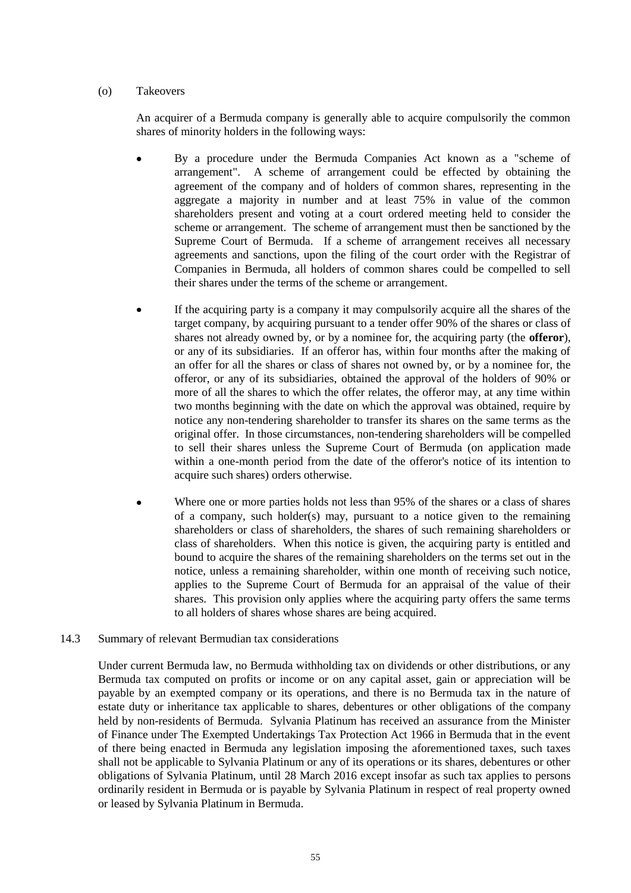(o) Takeovers

An acquirer of a Bermuda company is generally able to acquire compulsorily the common shares of minority holders in the following ways:

- By a procedure under the Bermuda Companies Act known as a "scheme of arrangement". A scheme of arrangement could be effected by obtaining the agreement of the company and of holders of common shares, representing in the aggregate a majority in number and at least 75% in value of the common shareholders present and voting at a court ordered meeting held to consider the scheme or arrangement. The scheme of arrangement must then be sanctioned by the Supreme Court of Bermuda. If a scheme of arrangement receives all necessary agreements and sanctions, upon the filing of the court order with the Registrar of Companies in Bermuda, all holders of common shares could be compelled to sell their shares under the terms of the scheme or arrangement.

- If the acquiring party is a company it may compulsorily acquire all the shares of the target company, by acquiring pursuant to a tender offer 90% of the shares or class of shares not already owned by, or by a nominee for, the acquiring party (the **offeror**), or any of its subsidiaries. If an offeror has, within four months after the making of an offer for all the shares or class of shares not owned by, or by a nominee for, the offeror, or any of its subsidiaries, obtained the approval of the holders of 90% or more of all the shares to which the offer relates, the offeror may, at any time within two months beginning with the date on which the approval was obtained, require by notice any non-tendering shareholder to transfer its shares on the same terms as the original offer. In those circumstances, non-tendering shareholders will be compelled to sell their shares unless the Supreme Court of Bermuda (on application made within a one-month period from the date of the offeror's notice of its intention to acquire such shares) orders otherwise.

- Where one or more parties holds not less than 95% of the shares or a class of shares of a company, such holder(s) may, pursuant to a notice given to the remaining shareholders or class of shareholders, the shares of such remaining shareholders or class of shareholders. When this notice is given, the acquiring party is entitled and bound to acquire the shares of the remaining shareholders on the terms set out in the notice, unless a remaining shareholder, within one month of receiving such notice, applies to the Supreme Court of Bermuda for an appraisal of the value of their shares. This provision only applies where the acquiring party offers the same terms to all holders of shares whose shares are being acquired.

14.3 Summary of relevant Bermudian tax considerations

Under current Bermuda law, no Bermuda withholding tax on dividends or other distributions, or any Bermuda tax computed on profits or income or on any capital asset, gain or appreciation will be payable by an exempted company or its operations, and there is no Bermuda tax in the nature of estate duty or inheritance tax applicable to shares, debentures or other obligations of the company held by non-residents of Bermuda. Sylvania Platinum has received an assurance from the Minister of Finance under The Exempted Undertakings Tax Protection Act 1966 in Bermuda that in the event of there being enacted in Bermuda any legislation imposing the aforementioned taxes, such taxes shall not be applicable to Sylvania Platinum or any of its operations or its shares, debentures or other obligations of Sylvania Platinum, until 28 March 2016 except insofar as such tax applies to persons ordinarily resident in Bermuda or is payable by Sylvania Platinum in respect of real property owned or leased by Sylvania Platinum in Bermuda.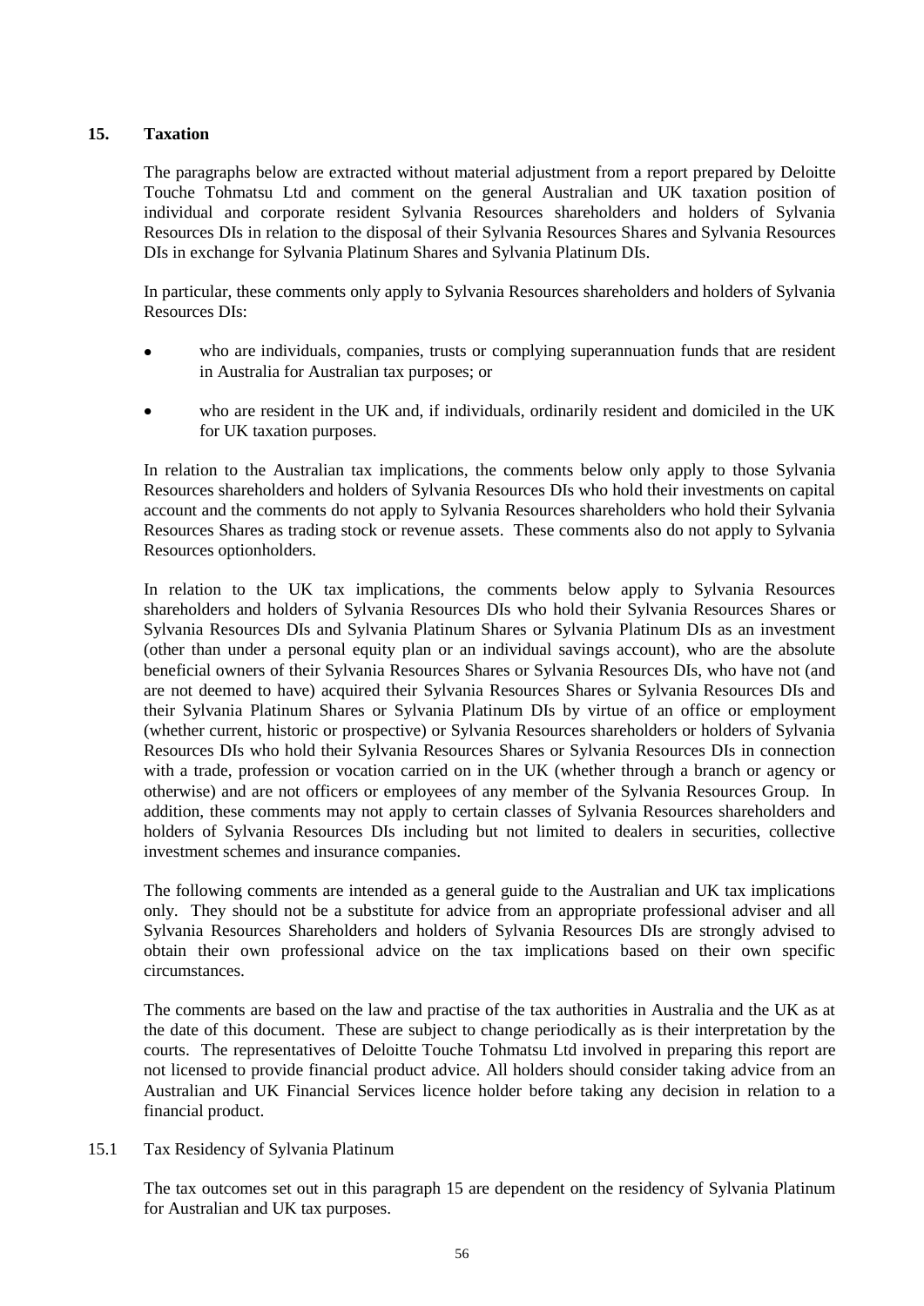## 15. Taxation

The paragraphs below are extracted without material adjustment from a report prepared by Deloitte Touche Tohmatsu Ltd and comment on the general Australian and UK taxation position of individual and corporate resident Sylvania Resources shareholders and holders of Sylvania Resources DIs in relation to the disposal of their Sylvania Resources Shares and Sylvania Resources DIs in exchange for Sylvania Platinum Shares and Sylvania Platinum DIs.

In particular, these comments only apply to Sylvania Resources shareholders and holders of Sylvania Resources DIs:

- who are individuals, companies, trusts or complying superannuation funds that are resident in Australia for Australian tax purposes; or
- who are resident in the UK and, if individuals, ordinarily resident and domiciled in the UK for UK taxation purposes.

In relation to the Australian tax implications, the comments below only apply to those Sylvania Resources shareholders and holders of Sylvania Resources DIs who hold their investments on capital account and the comments do not apply to Sylvania Resources shareholders who hold their Sylvania Resources Shares as trading stock or revenue assets. These comments also do not apply to Sylvania Resources optionholders.

In relation to the UK tax implications, the comments below apply to Sylvania Resources shareholders and holders of Sylvania Resources DIs who hold their Sylvania Resources Shares or Sylvania Resources DIs and Sylvania Platinum Shares or Sylvania Platinum DIs as an investment (other than under a personal equity plan or an individual savings account), who are the absolute beneficial owners of their Sylvania Resources Shares or Sylvania Resources DIs, who have not (and are not deemed to have) acquired their Sylvania Resources Shares or Sylvania Resources DIs and their Sylvania Platinum Shares or Sylvania Platinum DIs by virtue of an office or employment (whether current, historic or prospective) or Sylvania Resources shareholders or holders of Sylvania Resources DIs who hold their Sylvania Resources Shares or Sylvania Resources DIs in connection with a trade, profession or vocation carried on in the UK (whether through a branch or agency or otherwise) and are not officers or employees of any member of the Sylvania Resources Group. In addition, these comments may not apply to certain classes of Sylvania Resources shareholders and holders of Sylvania Resources DIs including but not limited to dealers in securities, collective investment schemes and insurance companies.

The following comments are intended as a general guide to the Australian and UK tax implications only. They should not be a substitute for advice from an appropriate professional adviser and all Sylvania Resources Shareholders and holders of Sylvania Resources DIs are strongly advised to obtain their own professional advice on the tax implications based on their own specific circumstances.

The comments are based on the law and practise of the tax authorities in Australia and the UK as at the date of this document. These are subject to change periodically as is their interpretation by the courts. The representatives of Deloitte Touche Tohmatsu Ltd involved in preparing this report are not licensed to provide financial product advice. All holders should consider taking advice from an Australian and UK Financial Services licence holder before taking any decision in relation to a financial product.

### 15.1 Tax Residency of Sylvania Platinum

The tax outcomes set out in this paragraph 15 are dependent on the residency of Sylvania Platinum for Australian and UK tax purposes.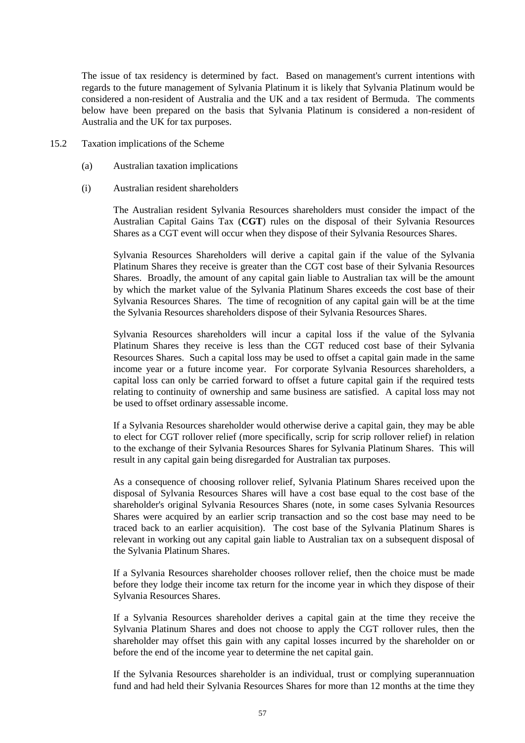The issue of tax residency is determined by fact. Based on management's current intentions with regards to the future management of Sylvania Platinum it is likely that Sylvania Platinum would be considered a non-resident of Australia and the UK and a tax resident of Bermuda. The comments below have been prepared on the basis that Sylvania Platinum is considered a non-resident of Australia and the UK for tax purposes.

15.2 Taxation implications of the Scheme

(a) Australian taxation implications

(i) Australian resident shareholders

The Australian resident Sylvania Resources shareholders must consider the impact of the Australian Capital Gains Tax (**CGT**) rules on the disposal of their Sylvania Resources Shares as a CGT event will occur when they dispose of their Sylvania Resources Shares.

Sylvania Resources Shareholders will derive a capital gain if the value of the Sylvania Platinum Shares they receive is greater than the CGT cost base of their Sylvania Resources Shares. Broadly, the amount of any capital gain liable to Australian tax will be the amount by which the market value of the Sylvania Platinum Shares exceeds the cost base of their Sylvania Resources Shares. The time of recognition of any capital gain will be at the time the Sylvania Resources shareholders dispose of their Sylvania Resources Shares.

Sylvania Resources shareholders will incur a capital loss if the value of the Sylvania Platinum Shares they receive is less than the CGT reduced cost base of their Sylvania Resources Shares. Such a capital loss may be used to offset a capital gain made in the same income year or a future income year. For corporate Sylvania Resources shareholders, a capital loss can only be carried forward to offset a future capital gain if the required tests relating to continuity of ownership and same business are satisfied. A capital loss may not be used to offset ordinary assessable income.

If a Sylvania Resources shareholder would otherwise derive a capital gain, they may be able to elect for CGT rollover relief (more specifically, scrip for scrip rollover relief) in relation to the exchange of their Sylvania Resources Shares for Sylvania Platinum Shares. This will result in any capital gain being disregarded for Australian tax purposes.

As a consequence of choosing rollover relief, Sylvania Platinum Shares received upon the disposal of Sylvania Resources Shares will have a cost base equal to the cost base of the shareholder's original Sylvania Resources Shares (note, in some cases Sylvania Resources Shares were acquired by an earlier scrip transaction and so the cost base may need to be traced back to an earlier acquisition). The cost base of the Sylvania Platinum Shares is relevant in working out any capital gain liable to Australian tax on a subsequent disposal of the Sylvania Platinum Shares.

If a Sylvania Resources shareholder chooses rollover relief, then the choice must be made before they lodge their income tax return for the income year in which they dispose of their Sylvania Resources Shares.

If a Sylvania Resources shareholder derives a capital gain at the time they receive the Sylvania Platinum Shares and does not choose to apply the CGT rollover rules, then the shareholder may offset this gain with any capital losses incurred by the shareholder on or before the end of the income year to determine the net capital gain.

If the Sylvania Resources shareholder is an individual, trust or complying superannuation fund and had held their Sylvania Resources Shares for more than 12 months at the time they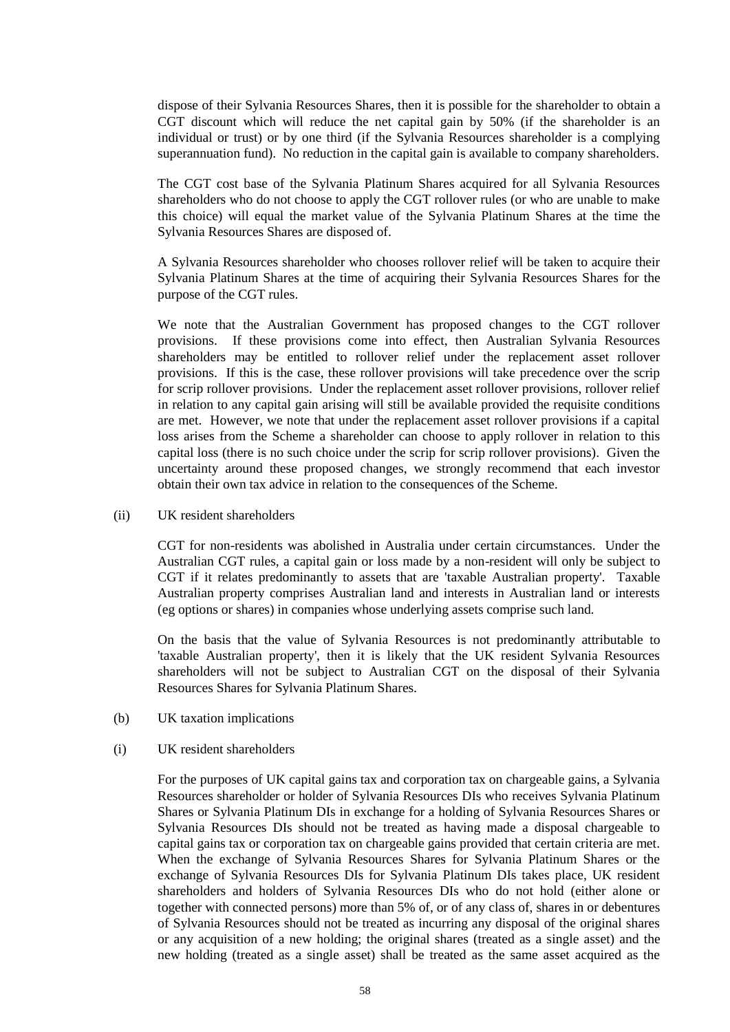dispose of their Sylvania Resources Shares, then it is possible for the shareholder to obtain a CGT discount which will reduce the net capital gain by 50% (if the shareholder is an individual or trust) or by one third (if the Sylvania Resources shareholder is a complying superannuation fund). No reduction in the capital gain is available to company shareholders.

The CGT cost base of the Sylvania Platinum Shares acquired for all Sylvania Resources shareholders who do not choose to apply the CGT rollover rules (or who are unable to make this choice) will equal the market value of the Sylvania Platinum Shares at the time the Sylvania Resources Shares are disposed of.

A Sylvania Resources shareholder who chooses rollover relief will be taken to acquire their Sylvania Platinum Shares at the time of acquiring their Sylvania Resources Shares for the purpose of the CGT rules.

We note that the Australian Government has proposed changes to the CGT rollover provisions. If these provisions come into effect, then Australian Sylvania Resources shareholders may be entitled to rollover relief under the replacement asset rollover provisions. If this is the case, these rollover provisions will take precedence over the scrip for scrip rollover provisions. Under the replacement asset rollover provisions, rollover relief in relation to any capital gain arising will still be available provided the requisite conditions are met. However, we note that under the replacement asset rollover provisions if a capital loss arises from the Scheme a shareholder can choose to apply rollover in relation to this capital loss (there is no such choice under the scrip for scrip rollover provisions). Given the uncertainty around these proposed changes, we strongly recommend that each investor obtain their own tax advice in relation to the consequences of the Scheme.

(ii) UK resident shareholders

CGT for non-residents was abolished in Australia under certain circumstances. Under the Australian CGT rules, a capital gain or loss made by a non-resident will only be subject to CGT if it relates predominantly to assets that are 'taxable Australian property'. Taxable Australian property comprises Australian land and interests in Australian land or interests (eg options or shares) in companies whose underlying assets comprise such land.

On the basis that the value of Sylvania Resources is not predominantly attributable to 'taxable Australian property', then it is likely that the UK resident Sylvania Resources shareholders will not be subject to Australian CGT on the disposal of their Sylvania Resources Shares for Sylvania Platinum Shares.

(b) UK taxation implications

(i) UK resident shareholders

For the purposes of UK capital gains tax and corporation tax on chargeable gains, a Sylvania Resources shareholder or holder of Sylvania Resources DIs who receives Sylvania Platinum Shares or Sylvania Platinum DIs in exchange for a holding of Sylvania Resources Shares or Sylvania Resources DIs should not be treated as having made a disposal chargeable to capital gains tax or corporation tax on chargeable gains provided that certain criteria are met. When the exchange of Sylvania Resources Shares for Sylvania Platinum Shares or the exchange of Sylvania Resources DIs for Sylvania Platinum DIs takes place, UK resident shareholders and holders of Sylvania Resources DIs who do not hold (either alone or together with connected persons) more than 5% of, or of any class of, shares in or debentures of Sylvania Resources should not be treated as incurring any disposal of the original shares or any acquisition of a new holding; the original shares (treated as a single asset) and the new holding (treated as a single asset) shall be treated as the same asset acquired as the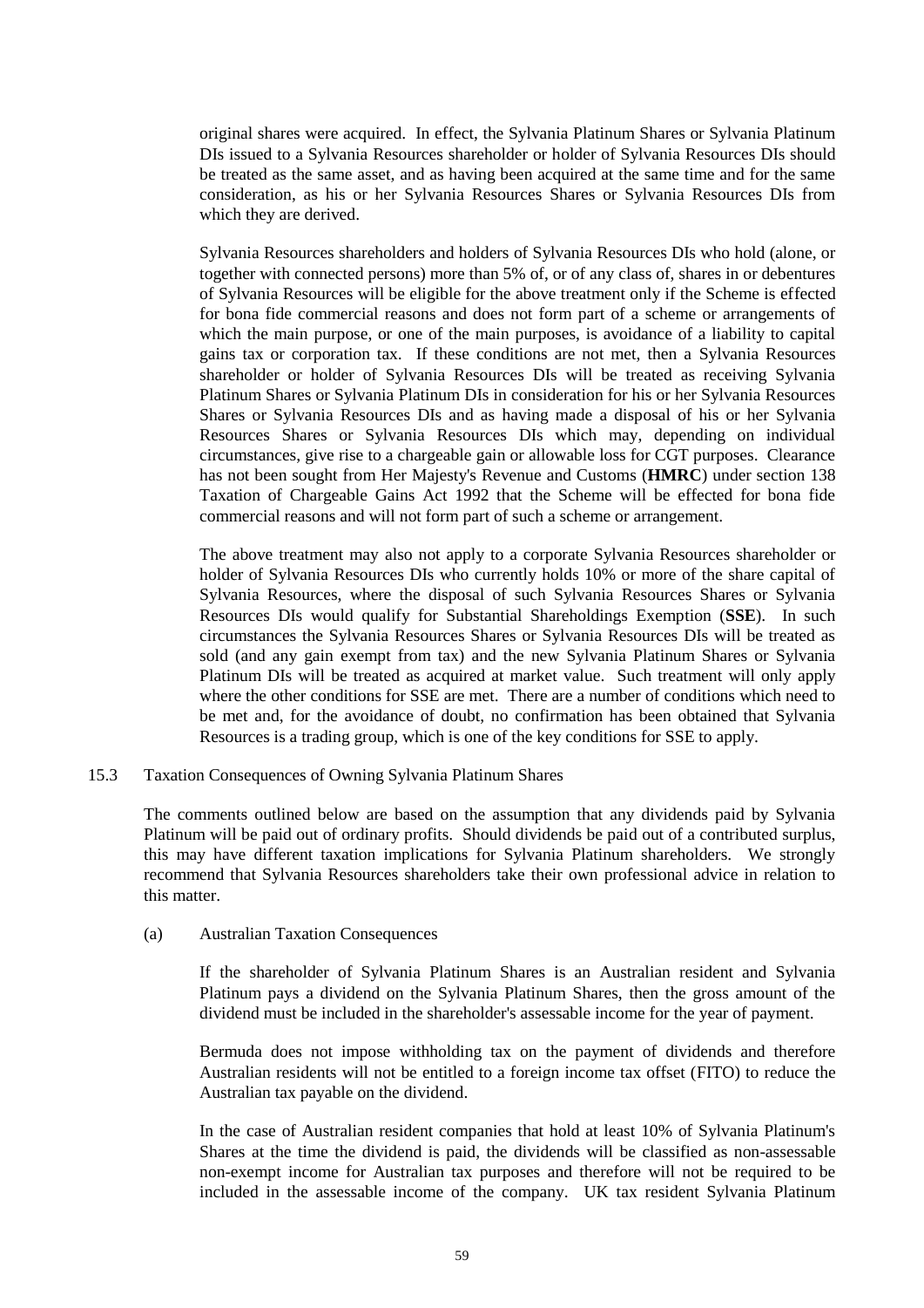original shares were acquired. In effect, the Sylvania Platinum Shares or Sylvania Platinum DIs issued to a Sylvania Resources shareholder or holder of Sylvania Resources DIs should be treated as the same asset, and as having been acquired at the same time and for the same consideration, as his or her Sylvania Resources Shares or Sylvania Resources DIs from which they are derived.

Sylvania Resources shareholders and holders of Sylvania Resources DIs who hold (alone, or together with connected persons) more than 5% of, or of any class of, shares in or debentures of Sylvania Resources will be eligible for the above treatment only if the Scheme is effected for bona fide commercial reasons and does not form part of a scheme or arrangements of which the main purpose, or one of the main purposes, is avoidance of a liability to capital gains tax or corporation tax. If these conditions are not met, then a Sylvania Resources shareholder or holder of Sylvania Resources DIs will be treated as receiving Sylvania Platinum Shares or Sylvania Platinum DIs in consideration for his or her Sylvania Resources Shares or Sylvania Resources DIs and as having made a disposal of his or her Sylvania Resources Shares or Sylvania Resources DIs which may, depending on individual circumstances, give rise to a chargeable gain or allowable loss for CGT purposes. Clearance has not been sought from Her Majesty's Revenue and Customs (**HMRC**) under section 138 Taxation of Chargeable Gains Act 1992 that the Scheme will be effected for bona fide commercial reasons and will not form part of such a scheme or arrangement.

The above treatment may also not apply to a corporate Sylvania Resources shareholder or holder of Sylvania Resources DIs who currently holds 10% or more of the share capital of Sylvania Resources, where the disposal of such Sylvania Resources Shares or Sylvania Resources DIs would qualify for Substantial Shareholdings Exemption (**SSE**). In such circumstances the Sylvania Resources Shares or Sylvania Resources DIs will be treated as sold (and any gain exempt from tax) and the new Sylvania Platinum Shares or Sylvania Platinum DIs will be treated as acquired at market value. Such treatment will only apply where the other conditions for SSE are met. There are a number of conditions which need to be met and, for the avoidance of doubt, no confirmation has been obtained that Sylvania Resources is a trading group, which is one of the key conditions for SSE to apply.

15.3 Taxation Consequences of Owning Sylvania Platinum Shares

The comments outlined below are based on the assumption that any dividends paid by Sylvania Platinum will be paid out of ordinary profits. Should dividends be paid out of a contributed surplus, this may have different taxation implications for Sylvania Platinum shareholders. We strongly recommend that Sylvania Resources shareholders take their own professional advice in relation to this matter.

(a) Australian Taxation Consequences

If the shareholder of Sylvania Platinum Shares is an Australian resident and Sylvania Platinum pays a dividend on the Sylvania Platinum Shares, then the gross amount of the dividend must be included in the shareholder's assessable income for the year of payment.

Bermuda does not impose withholding tax on the payment of dividends and therefore Australian residents will not be entitled to a foreign income tax offset (FITO) to reduce the Australian tax payable on the dividend.

In the case of Australian resident companies that hold at least 10% of Sylvania Platinum's Shares at the time the dividend is paid, the dividends will be classified as non-assessable non-exempt income for Australian tax purposes and therefore will not be required to be included in the assessable income of the company. UK tax resident Sylvania Platinum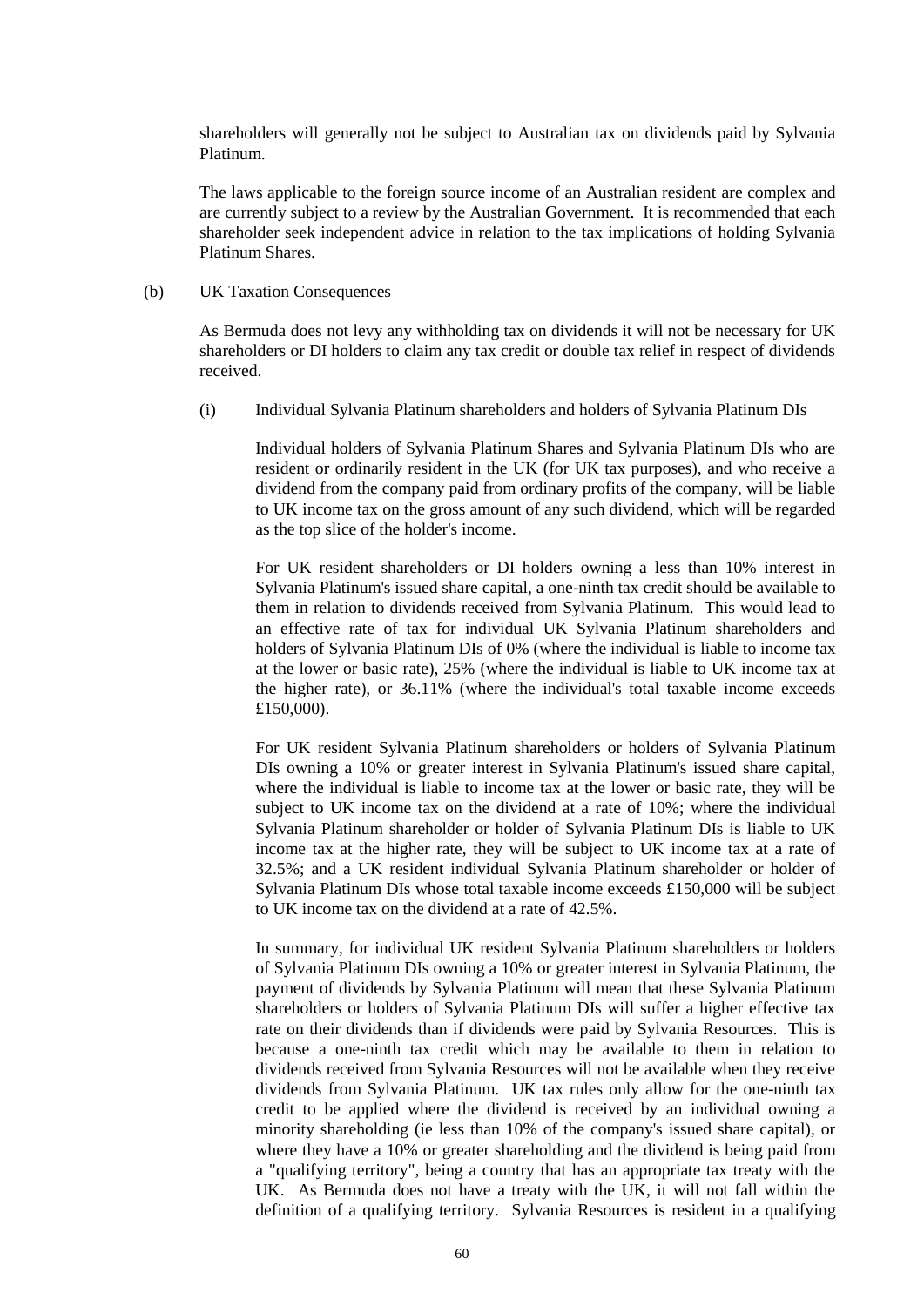shareholders will generally not be subject to Australian tax on dividends paid by Sylvania Platinum.

The laws applicable to the foreign source income of an Australian resident are complex and are currently subject to a review by the Australian Government. It is recommended that each shareholder seek independent advice in relation to the tax implications of holding Sylvania Platinum Shares.

(b) UK Taxation Consequences

As Bermuda does not levy any withholding tax on dividends it will not be necessary for UK shareholders or DI holders to claim any tax credit or double tax relief in respect of dividends received.

(i) Individual Sylvania Platinum shareholders and holders of Sylvania Platinum DIs

Individual holders of Sylvania Platinum Shares and Sylvania Platinum DIs who are resident or ordinarily resident in the UK (for UK tax purposes), and who receive a dividend from the company paid from ordinary profits of the company, will be liable to UK income tax on the gross amount of any such dividend, which will be regarded as the top slice of the holder's income.

For UK resident shareholders or DI holders owning a less than 10% interest in Sylvania Platinum's issued share capital, a one-ninth tax credit should be available to them in relation to dividends received from Sylvania Platinum. This would lead to an effective rate of tax for individual UK Sylvania Platinum shareholders and holders of Sylvania Platinum DIs of 0% (where the individual is liable to income tax at the lower or basic rate), 25% (where the individual is liable to UK income tax at the higher rate), or 36.11% (where the individual's total taxable income exceeds £150,000).

For UK resident Sylvania Platinum shareholders or holders of Sylvania Platinum DIs owning a 10% or greater interest in Sylvania Platinum's issued share capital, where the individual is liable to income tax at the lower or basic rate, they will be subject to UK income tax on the dividend at a rate of 10%; where the individual Sylvania Platinum shareholder or holder of Sylvania Platinum DIs is liable to UK income tax at the higher rate, they will be subject to UK income tax at a rate of 32.5%; and a UK resident individual Sylvania Platinum shareholder or holder of Sylvania Platinum DIs whose total taxable income exceeds £150,000 will be subject to UK income tax on the dividend at a rate of 42.5%.

In summary, for individual UK resident Sylvania Platinum shareholders or holders of Sylvania Platinum DIs owning a 10% or greater interest in Sylvania Platinum, the payment of dividends by Sylvania Platinum will mean that these Sylvania Platinum shareholders or holders of Sylvania Platinum DIs will suffer a higher effective tax rate on their dividends than if dividends were paid by Sylvania Resources. This is because a one-ninth tax credit which may be available to them in relation to dividends received from Sylvania Resources will not be available when they receive dividends from Sylvania Platinum. UK tax rules only allow for the one-ninth tax credit to be applied where the dividend is received by an individual owning a minority shareholding (ie less than 10% of the company's issued share capital), or where they have a 10% or greater shareholding and the dividend is being paid from a "qualifying territory", being a country that has an appropriate tax treaty with the UK. As Bermuda does not have a treaty with the UK, it will not fall within the definition of a qualifying territory. Sylvania Resources is resident in a qualifying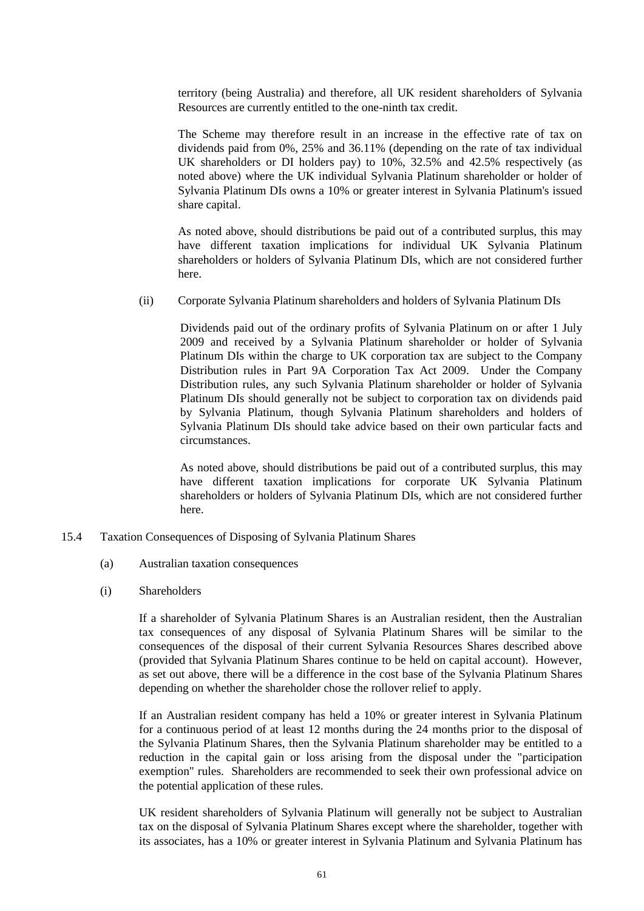territory (being Australia) and therefore, all UK resident shareholders of Sylvania Resources are currently entitled to the one-ninth tax credit.

The Scheme may therefore result in an increase in the effective rate of tax on dividends paid from 0%, 25% and 36.11% (depending on the rate of tax individual UK shareholders or DI holders pay) to 10%, 32.5% and 42.5% respectively (as noted above) where the UK individual Sylvania Platinum shareholder or holder of Sylvania Platinum DIs owns a 10% or greater interest in Sylvania Platinum's issued share capital.

As noted above, should distributions be paid out of a contributed surplus, this may have different taxation implications for individual UK Sylvania Platinum shareholders or holders of Sylvania Platinum DIs, which are not considered further here.

(ii) Corporate Sylvania Platinum shareholders and holders of Sylvania Platinum DIs

Dividends paid out of the ordinary profits of Sylvania Platinum on or after 1 July 2009 and received by a Sylvania Platinum shareholder or holder of Sylvania Platinum DIs within the charge to UK corporation tax are subject to the Company Distribution rules in Part 9A Corporation Tax Act 2009. Under the Company Distribution rules, any such Sylvania Platinum shareholder or holder of Sylvania Platinum DIs should generally not be subject to corporation tax on dividends paid by Sylvania Platinum, though Sylvania Platinum shareholders and holders of Sylvania Platinum DIs should take advice based on their own particular facts and circumstances.

As noted above, should distributions be paid out of a contributed surplus, this may have different taxation implications for corporate UK Sylvania Platinum shareholders or holders of Sylvania Platinum DIs, which are not considered further here.

15.4 Taxation Consequences of Disposing of Sylvania Platinum Shares

(a) Australian taxation consequences

(i) Shareholders

If a shareholder of Sylvania Platinum Shares is an Australian resident, then the Australian tax consequences of any disposal of Sylvania Platinum Shares will be similar to the consequences of the disposal of their current Sylvania Resources Shares described above (provided that Sylvania Platinum Shares continue to be held on capital account). However, as set out above, there will be a difference in the cost base of the Sylvania Platinum Shares depending on whether the shareholder chose the rollover relief to apply.

If an Australian resident company has held a 10% or greater interest in Sylvania Platinum for a continuous period of at least 12 months during the 24 months prior to the disposal of the Sylvania Platinum Shares, then the Sylvania Platinum shareholder may be entitled to a reduction in the capital gain or loss arising from the disposal under the "participation exemption" rules. Shareholders are recommended to seek their own professional advice on the potential application of these rules.

UK resident shareholders of Sylvania Platinum will generally not be subject to Australian tax on the disposal of Sylvania Platinum Shares except where the shareholder, together with its associates, has a 10% or greater interest in Sylvania Platinum and Sylvania Platinum has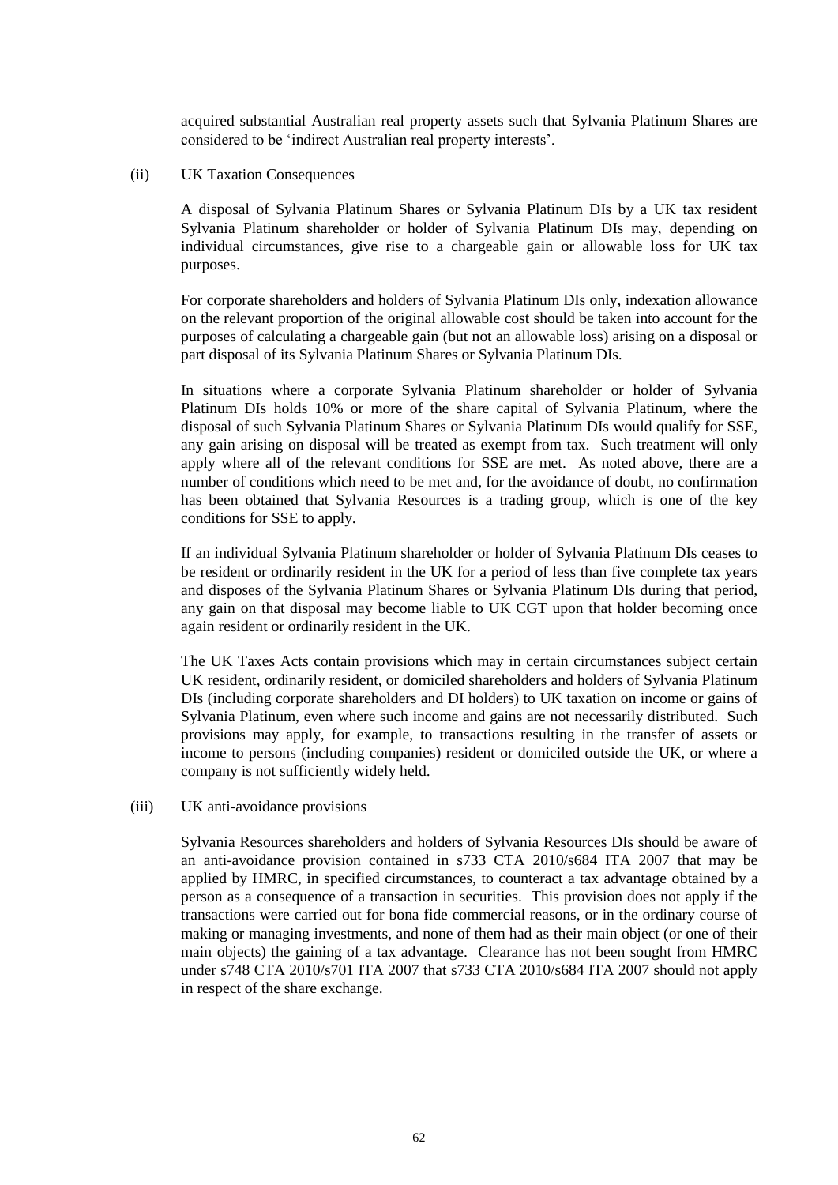acquired substantial Australian real property assets such that Sylvania Platinum Shares are considered to be 'indirect Australian real property interests'.

(ii) UK Taxation Consequences

A disposal of Sylvania Platinum Shares or Sylvania Platinum DIs by a UK tax resident Sylvania Platinum shareholder or holder of Sylvania Platinum DIs may, depending on individual circumstances, give rise to a chargeable gain or allowable loss for UK tax purposes.

For corporate shareholders and holders of Sylvania Platinum DIs only, indexation allowance on the relevant proportion of the original allowable cost should be taken into account for the purposes of calculating a chargeable gain (but not an allowable loss) arising on a disposal or part disposal of its Sylvania Platinum Shares or Sylvania Platinum DIs.

In situations where a corporate Sylvania Platinum shareholder or holder of Sylvania Platinum DIs holds 10% or more of the share capital of Sylvania Platinum, where the disposal of such Sylvania Platinum Shares or Sylvania Platinum DIs would qualify for SSE, any gain arising on disposal will be treated as exempt from tax. Such treatment will only apply where all of the relevant conditions for SSE are met. As noted above, there are a number of conditions which need to be met and, for the avoidance of doubt, no confirmation has been obtained that Sylvania Resources is a trading group, which is one of the key conditions for SSE to apply.

If an individual Sylvania Platinum shareholder or holder of Sylvania Platinum DIs ceases to be resident or ordinarily resident in the UK for a period of less than five complete tax years and disposes of the Sylvania Platinum Shares or Sylvania Platinum DIs during that period, any gain on that disposal may become liable to UK CGT upon that holder becoming once again resident or ordinarily resident in the UK.

The UK Taxes Acts contain provisions which may in certain circumstances subject certain UK resident, ordinarily resident, or domiciled shareholders and holders of Sylvania Platinum DIs (including corporate shareholders and DI holders) to UK taxation on income or gains of Sylvania Platinum, even where such income and gains are not necessarily distributed. Such provisions may apply, for example, to transactions resulting in the transfer of assets or income to persons (including companies) resident or domiciled outside the UK, or where a company is not sufficiently widely held.

(iii) UK anti-avoidance provisions

Sylvania Resources shareholders and holders of Sylvania Resources DIs should be aware of an anti-avoidance provision contained in s733 CTA 2010/s684 ITA 2007 that may be applied by HMRC, in specified circumstances, to counteract a tax advantage obtained by a person as a consequence of a transaction in securities. This provision does not apply if the transactions were carried out for bona fide commercial reasons, or in the ordinary course of making or managing investments, and none of them had as their main object (or one of their main objects) the gaining of a tax advantage. Clearance has not been sought from HMRC under s748 CTA 2010/s701 ITA 2007 that s733 CTA 2010/s684 ITA 2007 should not apply in respect of the share exchange.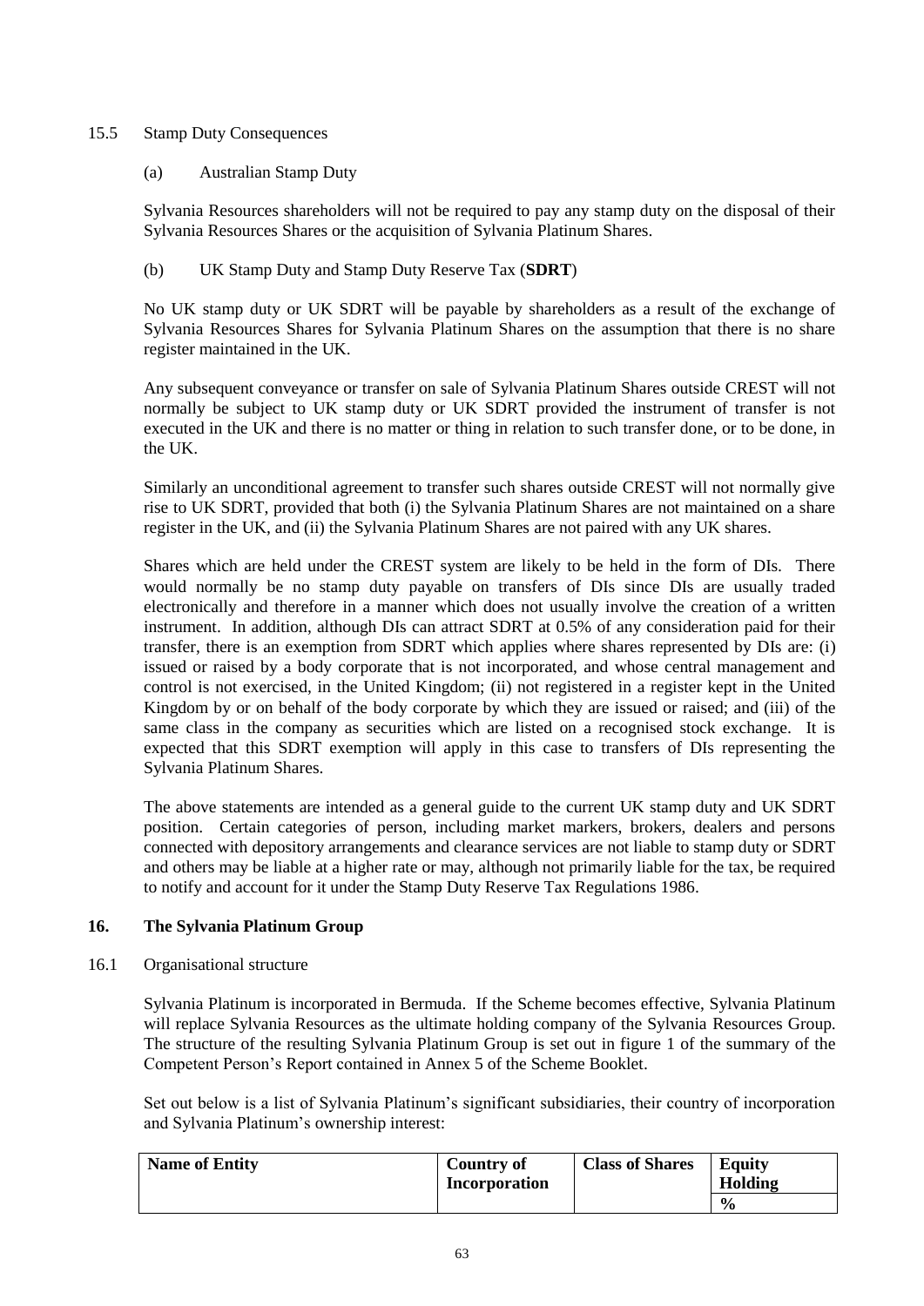15.5 Stamp Duty Consequences

(a) Australian Stamp Duty

Sylvania Resources shareholders will not be required to pay any stamp duty on the disposal of their Sylvania Resources Shares or the acquisition of Sylvania Platinum Shares.

(b) UK Stamp Duty and Stamp Duty Reserve Tax (**SDRT**)

No UK stamp duty or UK SDRT will be payable by shareholders as a result of the exchange of Sylvania Resources Shares for Sylvania Platinum Shares on the assumption that there is no share register maintained in the UK.

Any subsequent conveyance or transfer on sale of Sylvania Platinum Shares outside CREST will not normally be subject to UK stamp duty or UK SDRT provided the instrument of transfer is not executed in the UK and there is no matter or thing in relation to such transfer done, or to be done, in the UK.

Similarly an unconditional agreement to transfer such shares outside CREST will not normally give rise to UK SDRT, provided that both (i) the Sylvania Platinum Shares are not maintained on a share register in the UK, and (ii) the Sylvania Platinum Shares are not paired with any UK shares.

Shares which are held under the CREST system are likely to be held in the form of DIs. There would normally be no stamp duty payable on transfers of DIs since DIs are usually traded electronically and therefore in a manner which does not usually involve the creation of a written instrument. In addition, although DIs can attract SDRT at 0.5% of any consideration paid for their transfer, there is an exemption from SDRT which applies where shares represented by DIs are: (i) issued or raised by a body corporate that is not incorporated, and whose central management and control is not exercised, in the United Kingdom; (ii) not registered in a register kept in the United Kingdom by or on behalf of the body corporate by which they are issued or raised; and (iii) of the same class in the company as securities which are listed on a recognised stock exchange. It is expected that this SDRT exemption will apply in this case to transfers of DIs representing the Sylvania Platinum Shares.

The above statements are intended as a general guide to the current UK stamp duty and UK SDRT position. Certain categories of person, including market markers, brokers, dealers and persons connected with depository arrangements and clearance services are not liable to stamp duty or SDRT and others may be liable at a higher rate or may, although not primarily liable for the tax, be required to notify and account for it under the Stamp Duty Reserve Tax Regulations 1986.

## 16. The Sylvania Platinum Group

16.1 Organisational structure

Sylvania Platinum is incorporated in Bermuda. If the Scheme becomes effective, Sylvania Platinum will replace Sylvania Resources as the ultimate holding company of the Sylvania Resources Group. The structure of the resulting Sylvania Platinum Group is set out in figure 1 of the summary of the Competent Person's Report contained in Annex 5 of the Scheme Booklet.

Set out below is a list of Sylvania Platinum's significant subsidiaries, their country of incorporation and Sylvania Platinum's ownership interest:

| Name of Entity | Country of Incorporation | Class of Shares | Equity Holding |
|---|---|---|---|
| | | | % |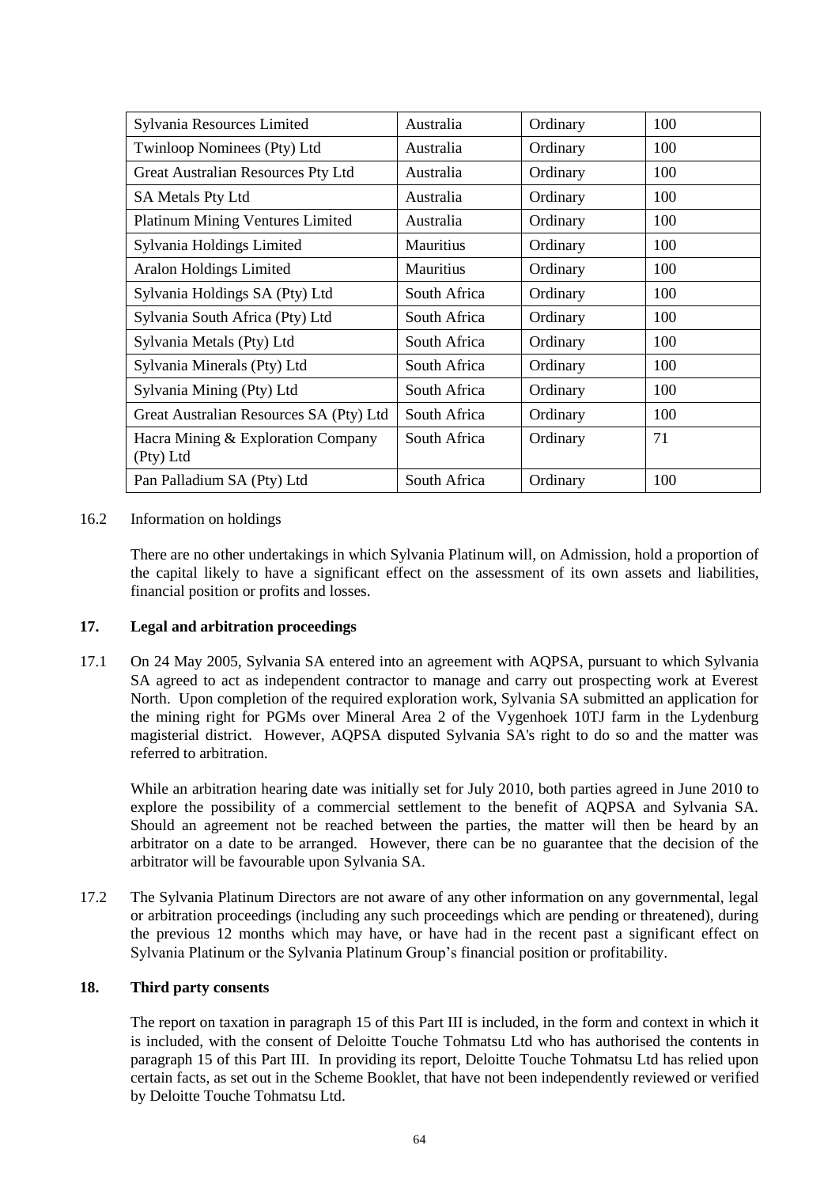| Sylvania Resources Limited | Australia | Ordinary | 100 |
|---|---|---|---|
| Twinloop Nominees (Pty) Ltd | Australia | Ordinary | 100 |
| Great Australian Resources Pty Ltd | Australia | Ordinary | 100 |
| SA Metals Pty Ltd | Australia | Ordinary | 100 |
| Platinum Mining Ventures Limited | Australia | Ordinary | 100 |
| Sylvania Holdings Limited | Mauritius | Ordinary | 100 |
| Aralon Holdings Limited | Mauritius | Ordinary | 100 |
| Sylvania Holdings SA (Pty) Ltd | South Africa | Ordinary | 100 |
| Sylvania South Africa (Pty) Ltd | South Africa | Ordinary | 100 |
| Sylvania Metals (Pty) Ltd | South Africa | Ordinary | 100 |
| Sylvania Minerals (Pty) Ltd | South Africa | Ordinary | 100 |
| Sylvania Mining (Pty) Ltd | South Africa | Ordinary | 100 |
| Great Australian Resources SA (Pty) Ltd | South Africa | Ordinary | 100 |
| Hacra Mining & Exploration Company (Pty) Ltd | South Africa | Ordinary | 71 |
| Pan Palladium SA (Pty) Ltd | South Africa | Ordinary | 100 |

16.2 Information on holdings

There are no other undertakings in which Sylvania Platinum will, on Admission, hold a proportion of the capital likely to have a significant effect on the assessment of its own assets and liabilities, financial position or profits and losses.

## 17. Legal and arbitration proceedings

17.1 On 24 May 2005, Sylvania SA entered into an agreement with AQPSA, pursuant to which Sylvania SA agreed to act as independent contractor to manage and carry out prospecting work at Everest North. Upon completion of the required exploration work, Sylvania SA submitted an application for the mining right for PGMs over Mineral Area 2 of the Vygenhoek 10TJ farm in the Lydenburg magisterial district. However, AQPSA disputed Sylvania SA's right to do so and the matter was referred to arbitration.

While an arbitration hearing date was initially set for July 2010, both parties agreed in June 2010 to explore the possibility of a commercial settlement to the benefit of AQPSA and Sylvania SA. Should an agreement not be reached between the parties, the matter will then be heard by an arbitrator on a date to be arranged. However, there can be no guarantee that the decision of the arbitrator will be favourable upon Sylvania SA.

17.2 The Sylvania Platinum Directors are not aware of any other information on any governmental, legal or arbitration proceedings (including any such proceedings which are pending or threatened), during the previous 12 months which may have, or have had in the recent past a significant effect on Sylvania Platinum or the Sylvania Platinum Group's financial position or profitability.

## 18. Third party consents

The report on taxation in paragraph 15 of this Part III is included, in the form and context in which it is included, with the consent of Deloitte Touche Tohmatsu Ltd who has authorised the contents in paragraph 15 of this Part III. In providing its report, Deloitte Touche Tohmatsu Ltd has relied upon certain facts, as set out in the Scheme Booklet, that have not been independently reviewed or verified by Deloitte Touche Tohmatsu Ltd.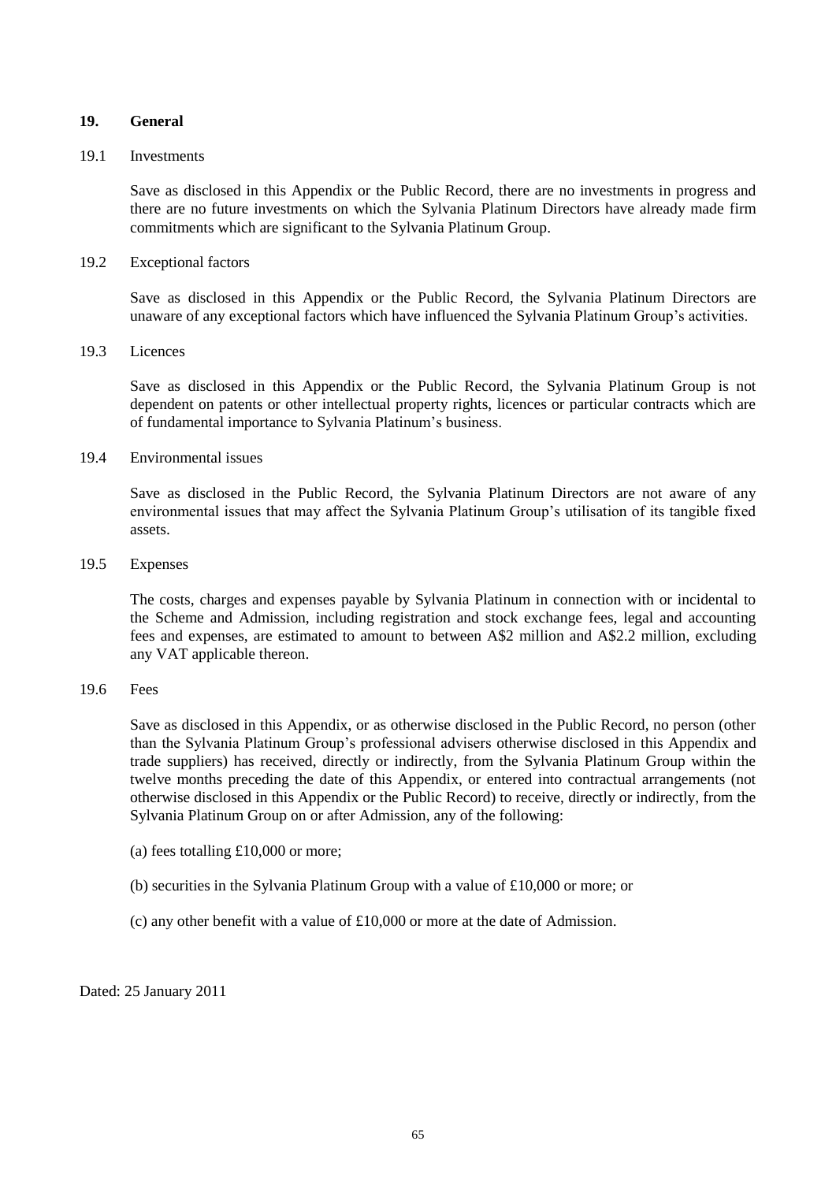## 19. General

### 19.1 Investments

Save as disclosed in this Appendix or the Public Record, there are no investments in progress and there are no future investments on which the Sylvania Platinum Directors have already made firm commitments which are significant to the Sylvania Platinum Group.

### 19.2 Exceptional factors

Save as disclosed in this Appendix or the Public Record, the Sylvania Platinum Directors are unaware of any exceptional factors which have influenced the Sylvania Platinum Group's activities.

### 19.3 Licences

Save as disclosed in this Appendix or the Public Record, the Sylvania Platinum Group is not dependent on patents or other intellectual property rights, licences or particular contracts which are of fundamental importance to Sylvania Platinum's business.

### 19.4 Environmental issues

Save as disclosed in the Public Record, the Sylvania Platinum Directors are not aware of any environmental issues that may affect the Sylvania Platinum Group's utilisation of its tangible fixed assets.

### 19.5 Expenses

The costs, charges and expenses payable by Sylvania Platinum in connection with or incidental to the Scheme and Admission, including registration and stock exchange fees, legal and accounting fees and expenses, are estimated to amount to between A$2 million and A$2.2 million, excluding any VAT applicable thereon.

### 19.6 Fees

Save as disclosed in this Appendix, or as otherwise disclosed in the Public Record, no person (other than the Sylvania Platinum Group's professional advisers otherwise disclosed in this Appendix and trade suppliers) has received, directly or indirectly, from the Sylvania Platinum Group within the twelve months preceding the date of this Appendix, or entered into contractual arrangements (not otherwise disclosed in this Appendix or the Public Record) to receive, directly or indirectly, from the Sylvania Platinum Group on or after Admission, any of the following:

(a) fees totalling £10,000 or more;

(b) securities in the Sylvania Platinum Group with a value of £10,000 or more; or

(c) any other benefit with a value of £10,000 or more at the date of Admission.

Dated: 25 January 2011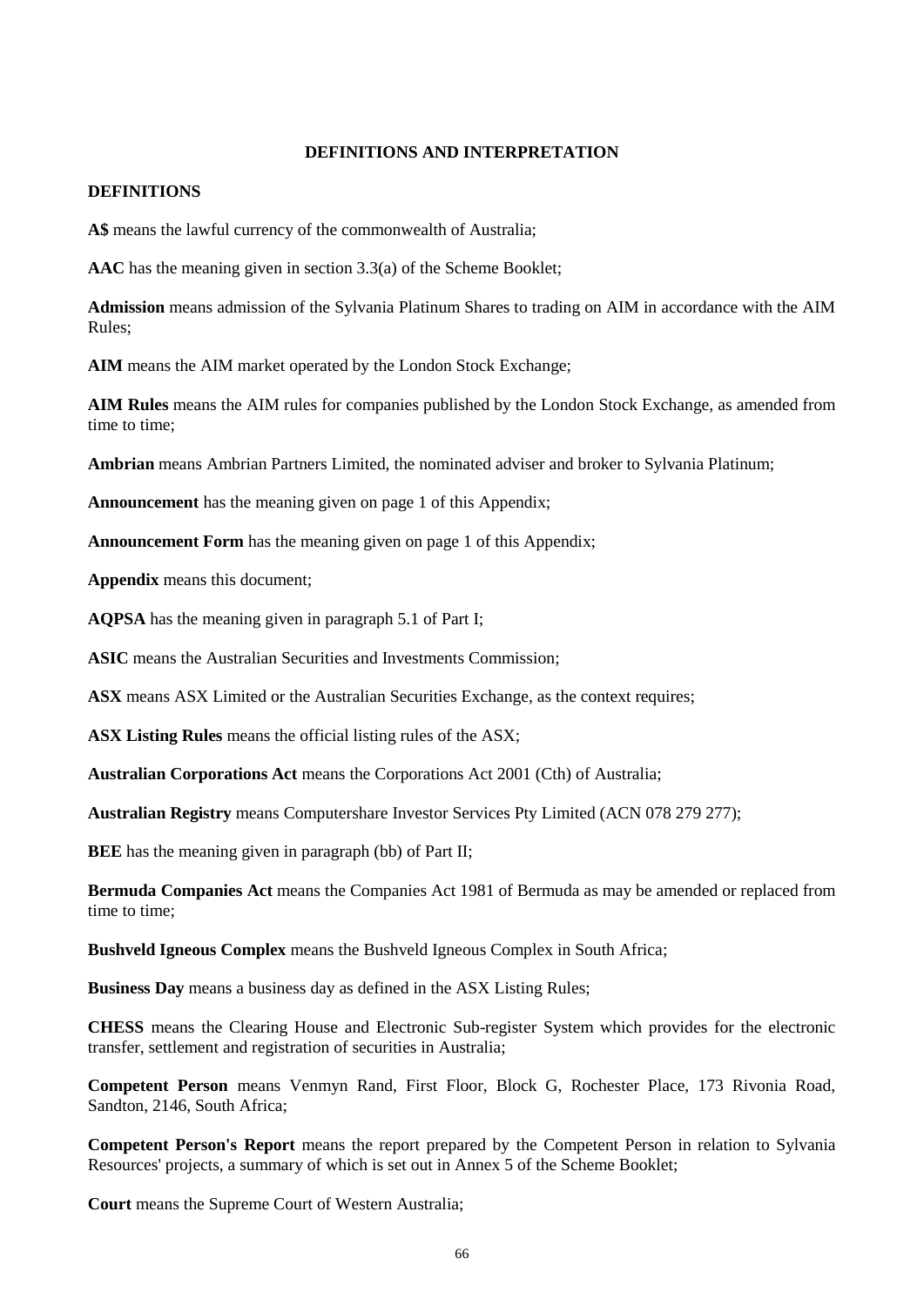# DEFINITIONS AND INTERPRETATION

## DEFINITIONS

**A$** means the lawful currency of the commonwealth of Australia;

**AAC** has the meaning given in section 3.3(a) of the Scheme Booklet;

**Admission** means admission of the Sylvania Platinum Shares to trading on AIM in accordance with the AIM Rules;

**AIM** means the AIM market operated by the London Stock Exchange;

**AIM Rules** means the AIM rules for companies published by the London Stock Exchange, as amended from time to time;

**Ambrian** means Ambrian Partners Limited, the nominated adviser and broker to Sylvania Platinum;

**Announcement** has the meaning given on page 1 of this Appendix;

**Announcement Form** has the meaning given on page 1 of this Appendix;

**Appendix** means this document;

**AQPSA** has the meaning given in paragraph 5.1 of Part I;

**ASIC** means the Australian Securities and Investments Commission;

**ASX** means ASX Limited or the Australian Securities Exchange, as the context requires;

**ASX Listing Rules** means the official listing rules of the ASX;

**Australian Corporations Act** means the Corporations Act 2001 (Cth) of Australia;

**Australian Registry** means Computershare Investor Services Pty Limited (ACN 078 279 277);

**BEE** has the meaning given in paragraph (bb) of Part II;

**Bermuda Companies Act** means the Companies Act 1981 of Bermuda as may be amended or replaced from time to time;

**Bushveld Igneous Complex** means the Bushveld Igneous Complex in South Africa;

**Business Day** means a business day as defined in the ASX Listing Rules;

**CHESS** means the Clearing House and Electronic Sub-register System which provides for the electronic transfer, settlement and registration of securities in Australia;

**Competent Person** means Venmyn Rand, First Floor, Block G, Rochester Place, 173 Rivonia Road, Sandton, 2146, South Africa;

**Competent Person's Report** means the report prepared by the Competent Person in relation to Sylvania Resources' projects, a summary of which is set out in Annex 5 of the Scheme Booklet;

**Court** means the Supreme Court of Western Australia;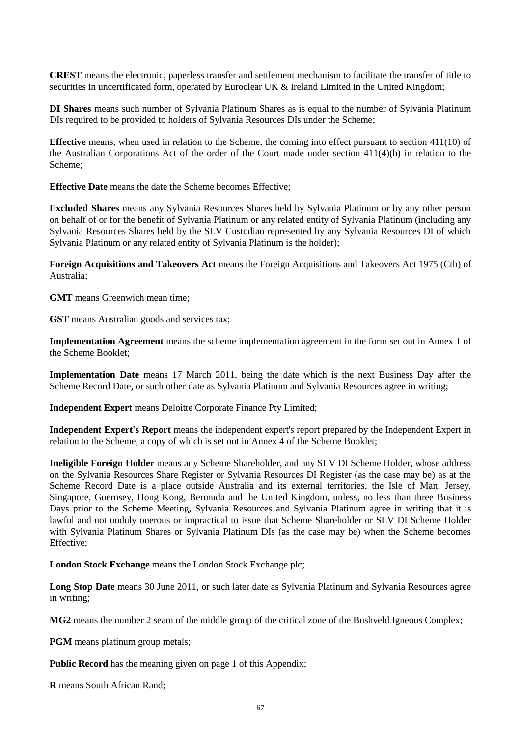**CREST** means the electronic, paperless transfer and settlement mechanism to facilitate the transfer of title to securities in uncertificated form, operated by Euroclear UK & Ireland Limited in the United Kingdom;

**DI Shares** means such number of Sylvania Platinum Shares as is equal to the number of Sylvania Platinum DIs required to be provided to holders of Sylvania Resources DIs under the Scheme;

**Effective** means, when used in relation to the Scheme, the coming into effect pursuant to section 411(10) of the Australian Corporations Act of the order of the Court made under section 411(4)(b) in relation to the Scheme;

**Effective Date** means the date the Scheme becomes Effective;

**Excluded Shares** means any Sylvania Resources Shares held by Sylvania Platinum or by any other person on behalf of or for the benefit of Sylvania Platinum or any related entity of Sylvania Platinum (including any Sylvania Resources Shares held by the SLV Custodian represented by any Sylvania Resources DI of which Sylvania Platinum or any related entity of Sylvania Platinum is the holder);

**Foreign Acquisitions and Takeovers Act** means the Foreign Acquisitions and Takeovers Act 1975 (Cth) of Australia;

**GMT** means Greenwich mean time;

**GST** means Australian goods and services tax;

**Implementation Agreement** means the scheme implementation agreement in the form set out in Annex 1 of the Scheme Booklet;

**Implementation Date** means 17 March 2011, being the date which is the next Business Day after the Scheme Record Date, or such other date as Sylvania Platinum and Sylvania Resources agree in writing;

**Independent Expert** means Deloitte Corporate Finance Pty Limited;

**Independent Expert's Report** means the independent expert's report prepared by the Independent Expert in relation to the Scheme, a copy of which is set out in Annex 4 of the Scheme Booklet;

**Ineligible Foreign Holder** means any Scheme Shareholder, and any SLV DI Scheme Holder, whose address on the Sylvania Resources Share Register or Sylvania Resources DI Register (as the case may be) as at the Scheme Record Date is a place outside Australia and its external territories, the Isle of Man, Jersey, Singapore, Guernsey, Hong Kong, Bermuda and the United Kingdom, unless, no less than three Business Days prior to the Scheme Meeting, Sylvania Resources and Sylvania Platinum agree in writing that it is lawful and not unduly onerous or impractical to issue that Scheme Shareholder or SLV DI Scheme Holder with Sylvania Platinum Shares or Sylvania Platinum DIs (as the case may be) when the Scheme becomes Effective;

**London Stock Exchange** means the London Stock Exchange plc;

**Long Stop Date** means 30 June 2011, or such later date as Sylvania Platinum and Sylvania Resources agree in writing;

**MG2** means the number 2 seam of the middle group of the critical zone of the Bushveld Igneous Complex;

**PGM** means platinum group metals;

**Public Record** has the meaning given on page 1 of this Appendix;

**R** means South African Rand;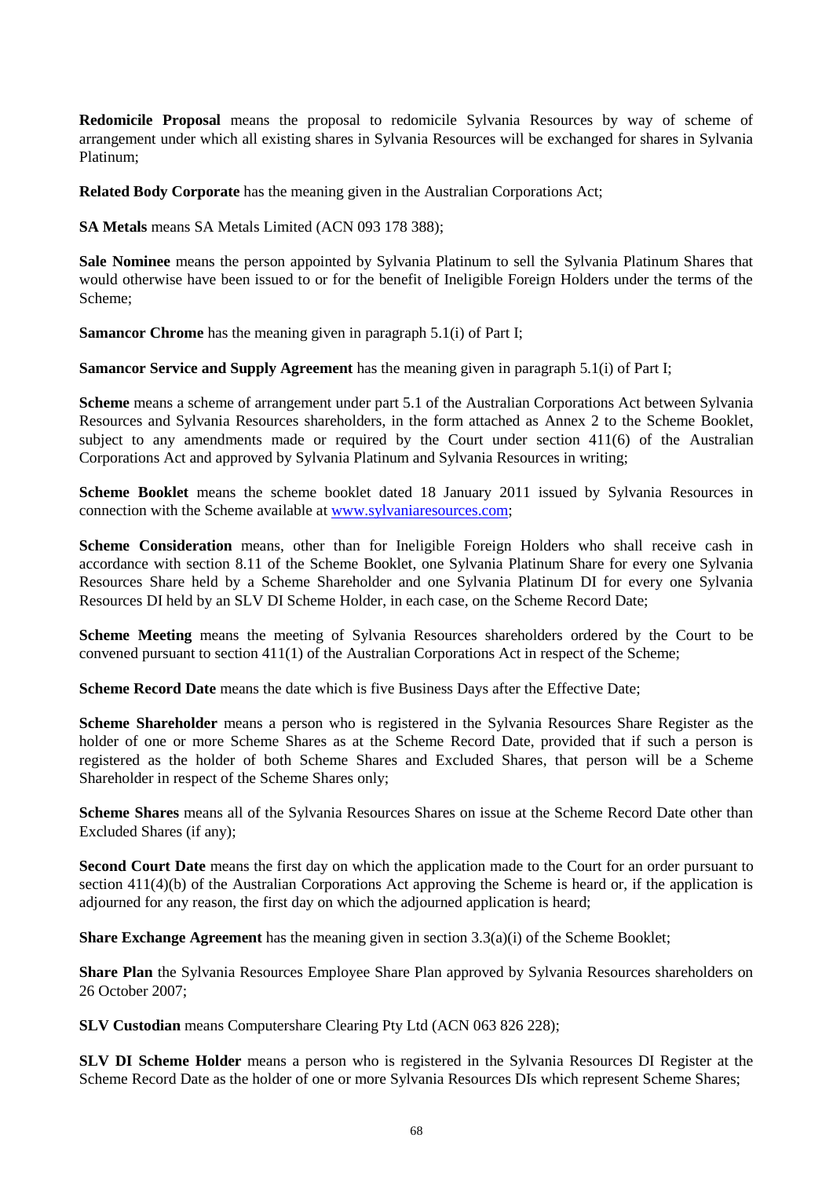**Redomicile Proposal** means the proposal to redomicile Sylvania Resources by way of scheme of arrangement under which all existing shares in Sylvania Resources will be exchanged for shares in Sylvania Platinum;

**Related Body Corporate** has the meaning given in the Australian Corporations Act;

**SA Metals** means SA Metals Limited (ACN 093 178 388);

**Sale Nominee** means the person appointed by Sylvania Platinum to sell the Sylvania Platinum Shares that would otherwise have been issued to or for the benefit of Ineligible Foreign Holders under the terms of the Scheme;

**Samancor Chrome** has the meaning given in paragraph 5.1(i) of Part I;

**Samancor Service and Supply Agreement** has the meaning given in paragraph 5.1(i) of Part I;

**Scheme** means a scheme of arrangement under part 5.1 of the Australian Corporations Act between Sylvania Resources and Sylvania Resources shareholders, in the form attached as Annex 2 to the Scheme Booklet, subject to any amendments made or required by the Court under section 411(6) of the Australian Corporations Act and approved by Sylvania Platinum and Sylvania Resources in writing;

**Scheme Booklet** means the scheme booklet dated 18 January 2011 issued by Sylvania Resources in connection with the Scheme available at www.sylvaniaresources.com;

**Scheme Consideration** means, other than for Ineligible Foreign Holders who shall receive cash in accordance with section 8.11 of the Scheme Booklet, one Sylvania Platinum Share for every one Sylvania Resources Share held by a Scheme Shareholder and one Sylvania Platinum DI for every one Sylvania Resources DI held by an SLV DI Scheme Holder, in each case, on the Scheme Record Date;

**Scheme Meeting** means the meeting of Sylvania Resources shareholders ordered by the Court to be convened pursuant to section 411(1) of the Australian Corporations Act in respect of the Scheme;

**Scheme Record Date** means the date which is five Business Days after the Effective Date;

**Scheme Shareholder** means a person who is registered in the Sylvania Resources Share Register as the holder of one or more Scheme Shares as at the Scheme Record Date, provided that if such a person is registered as the holder of both Scheme Shares and Excluded Shares, that person will be a Scheme Shareholder in respect of the Scheme Shares only;

**Scheme Shares** means all of the Sylvania Resources Shares on issue at the Scheme Record Date other than Excluded Shares (if any);

**Second Court Date** means the first day on which the application made to the Court for an order pursuant to section 411(4)(b) of the Australian Corporations Act approving the Scheme is heard or, if the application is adjourned for any reason, the first day on which the adjourned application is heard;

**Share Exchange Agreement** has the meaning given in section 3.3(a)(i) of the Scheme Booklet;

**Share Plan** the Sylvania Resources Employee Share Plan approved by Sylvania Resources shareholders on 26 October 2007;

**SLV Custodian** means Computershare Clearing Pty Ltd (ACN 063 826 228);

**SLV DI Scheme Holder** means a person who is registered in the Sylvania Resources DI Register at the Scheme Record Date as the holder of one or more Sylvania Resources DIs which represent Scheme Shares;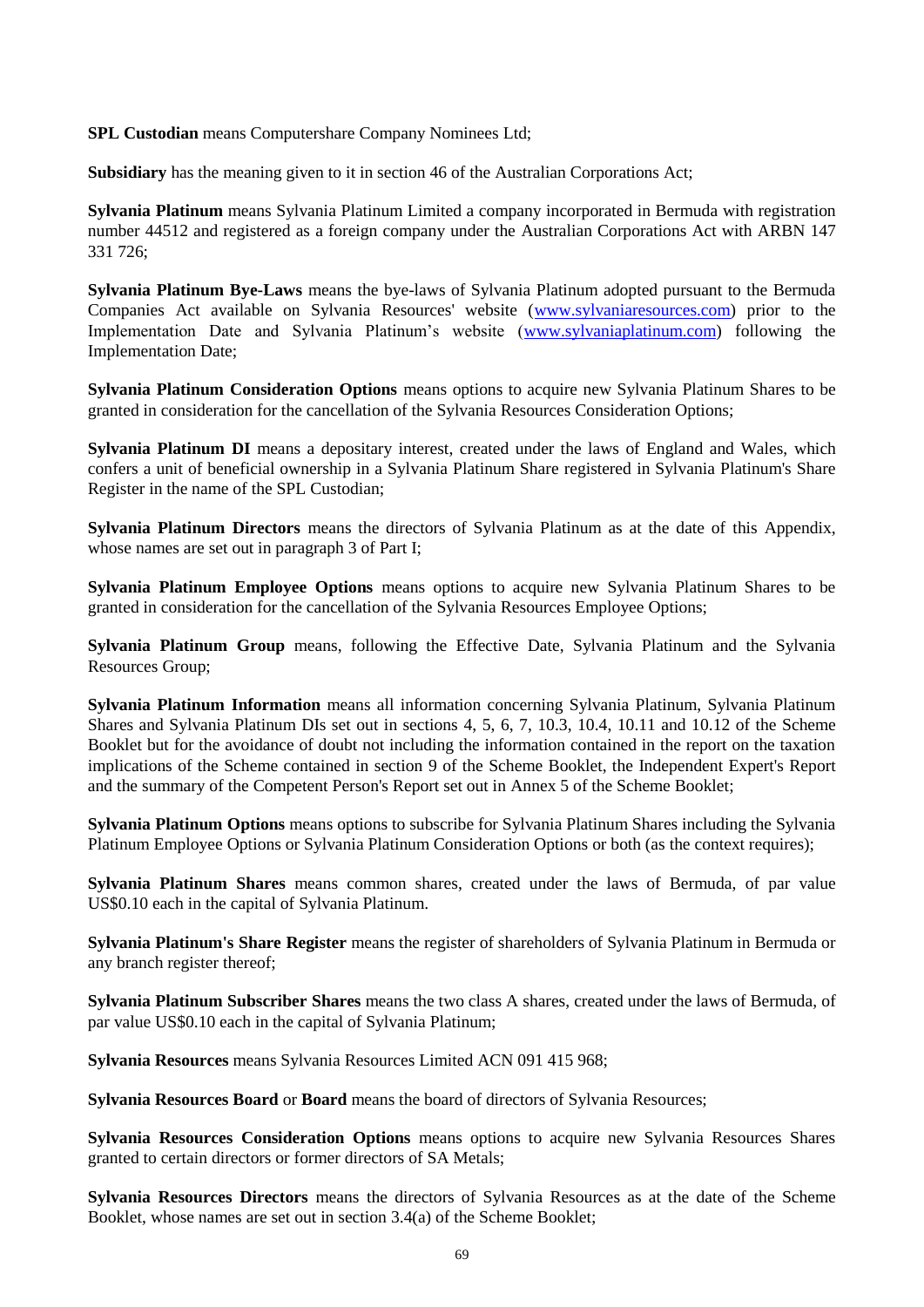**SPL Custodian** means Computershare Company Nominees Ltd;

**Subsidiary** has the meaning given to it in section 46 of the Australian Corporations Act;

**Sylvania Platinum** means Sylvania Platinum Limited a company incorporated in Bermuda with registration number 44512 and registered as a foreign company under the Australian Corporations Act with ARBN 147 331 726;

**Sylvania Platinum Bye-Laws** means the bye-laws of Sylvania Platinum adopted pursuant to the Bermuda Companies Act available on Sylvania Resources' website (www.sylvaniaresources.com) prior to the Implementation Date and Sylvania Platinum's website (www.sylvaniaplatinum.com) following the Implementation Date;

**Sylvania Platinum Consideration Options** means options to acquire new Sylvania Platinum Shares to be granted in consideration for the cancellation of the Sylvania Resources Consideration Options;

**Sylvania Platinum DI** means a depositary interest, created under the laws of England and Wales, which confers a unit of beneficial ownership in a Sylvania Platinum Share registered in Sylvania Platinum's Share Register in the name of the SPL Custodian;

**Sylvania Platinum Directors** means the directors of Sylvania Platinum as at the date of this Appendix, whose names are set out in paragraph 3 of Part I;

**Sylvania Platinum Employee Options** means options to acquire new Sylvania Platinum Shares to be granted in consideration for the cancellation of the Sylvania Resources Employee Options;

**Sylvania Platinum Group** means, following the Effective Date, Sylvania Platinum and the Sylvania Resources Group;

**Sylvania Platinum Information** means all information concerning Sylvania Platinum, Sylvania Platinum Shares and Sylvania Platinum DIs set out in sections 4, 5, 6, 7, 10.3, 10.4, 10.11 and 10.12 of the Scheme Booklet but for the avoidance of doubt not including the information contained in the report on the taxation implications of the Scheme contained in section 9 of the Scheme Booklet, the Independent Expert's Report and the summary of the Competent Person's Report set out in Annex 5 of the Scheme Booklet;

**Sylvania Platinum Options** means options to subscribe for Sylvania Platinum Shares including the Sylvania Platinum Employee Options or Sylvania Platinum Consideration Options or both (as the context requires);

**Sylvania Platinum Shares** means common shares, created under the laws of Bermuda, of par value US$0.10 each in the capital of Sylvania Platinum.

**Sylvania Platinum's Share Register** means the register of shareholders of Sylvania Platinum in Bermuda or any branch register thereof;

**Sylvania Platinum Subscriber Shares** means the two class A shares, created under the laws of Bermuda, of par value US$0.10 each in the capital of Sylvania Platinum;

**Sylvania Resources** means Sylvania Resources Limited ACN 091 415 968;

**Sylvania Resources Board** or **Board** means the board of directors of Sylvania Resources;

**Sylvania Resources Consideration Options** means options to acquire new Sylvania Resources Shares granted to certain directors or former directors of SA Metals;

**Sylvania Resources Directors** means the directors of Sylvania Resources as at the date of the Scheme Booklet, whose names are set out in section 3.4(a) of the Scheme Booklet;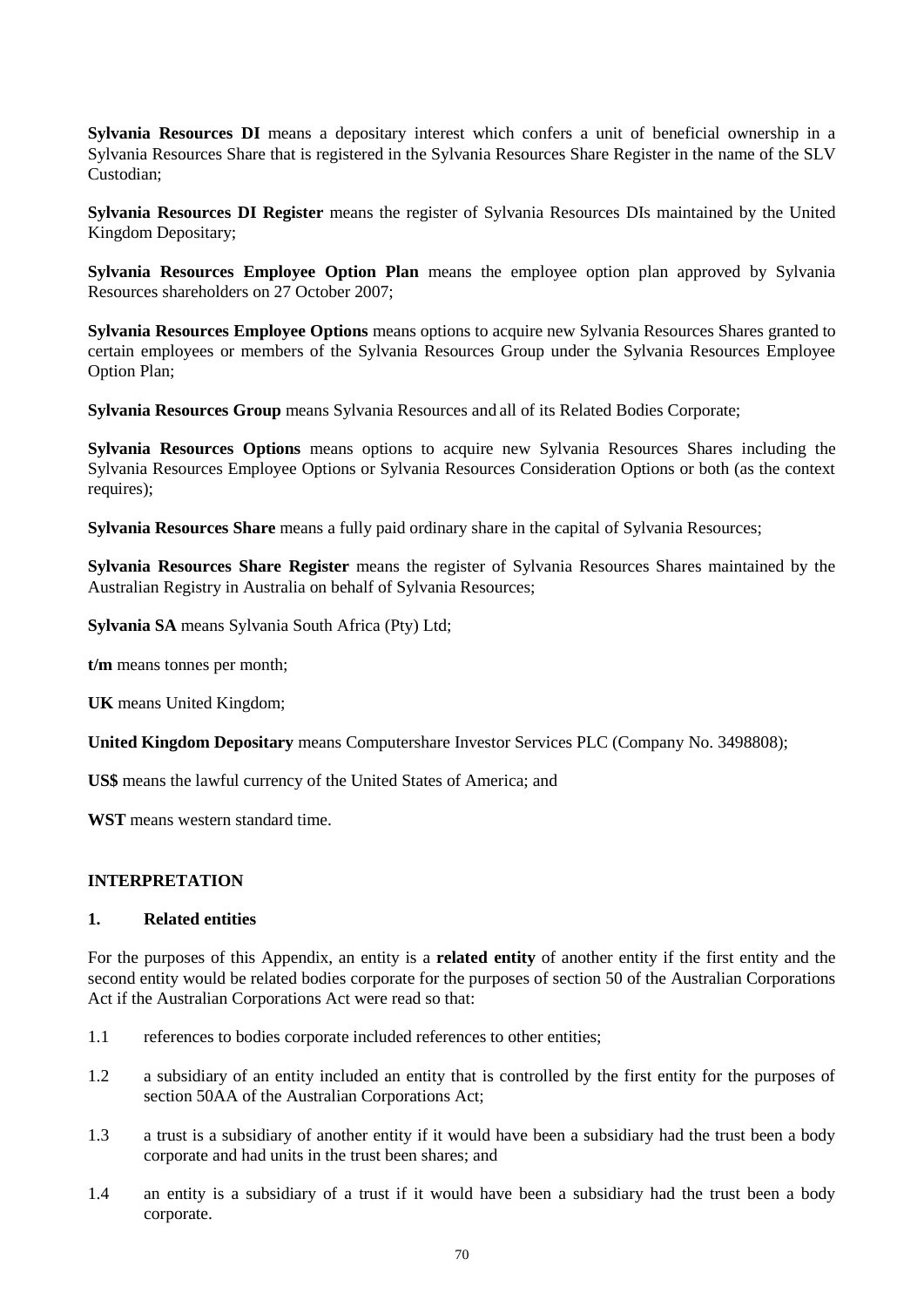**Sylvania Resources DI** means a depositary interest which confers a unit of beneficial ownership in a Sylvania Resources Share that is registered in the Sylvania Resources Share Register in the name of the SLV Custodian;

**Sylvania Resources DI Register** means the register of Sylvania Resources DIs maintained by the United Kingdom Depositary;

**Sylvania Resources Employee Option Plan** means the employee option plan approved by Sylvania Resources shareholders on 27 October 2007;

**Sylvania Resources Employee Options** means options to acquire new Sylvania Resources Shares granted to certain employees or members of the Sylvania Resources Group under the Sylvania Resources Employee Option Plan;

**Sylvania Resources Group** means Sylvania Resources and all of its Related Bodies Corporate;

**Sylvania Resources Options** means options to acquire new Sylvania Resources Shares including the Sylvania Resources Employee Options or Sylvania Resources Consideration Options or both (as the context requires);

**Sylvania Resources Share** means a fully paid ordinary share in the capital of Sylvania Resources;

**Sylvania Resources Share Register** means the register of Sylvania Resources Shares maintained by the Australian Registry in Australia on behalf of Sylvania Resources;

**Sylvania SA** means Sylvania South Africa (Pty) Ltd;

**t/m** means tonnes per month;

**UK** means United Kingdom;

**United Kingdom Depositary** means Computershare Investor Services PLC (Company No. 3498808);

**US$** means the lawful currency of the United States of America; and

**WST** means western standard time.

## INTERPRETATION

### 1. Related entities

For the purposes of this Appendix, an entity is a **related entity** of another entity if the first entity and the second entity would be related bodies corporate for the purposes of section 50 of the Australian Corporations Act if the Australian Corporations Act were read so that:

1.1 references to bodies corporate included references to other entities;

1.2 a subsidiary of an entity included an entity that is controlled by the first entity for the purposes of section 50AA of the Australian Corporations Act;

1.3 a trust is a subsidiary of another entity if it would have been a subsidiary had the trust been a body corporate and had units in the trust been shares; and

1.4 an entity is a subsidiary of a trust if it would have been a subsidiary had the trust been a body corporate.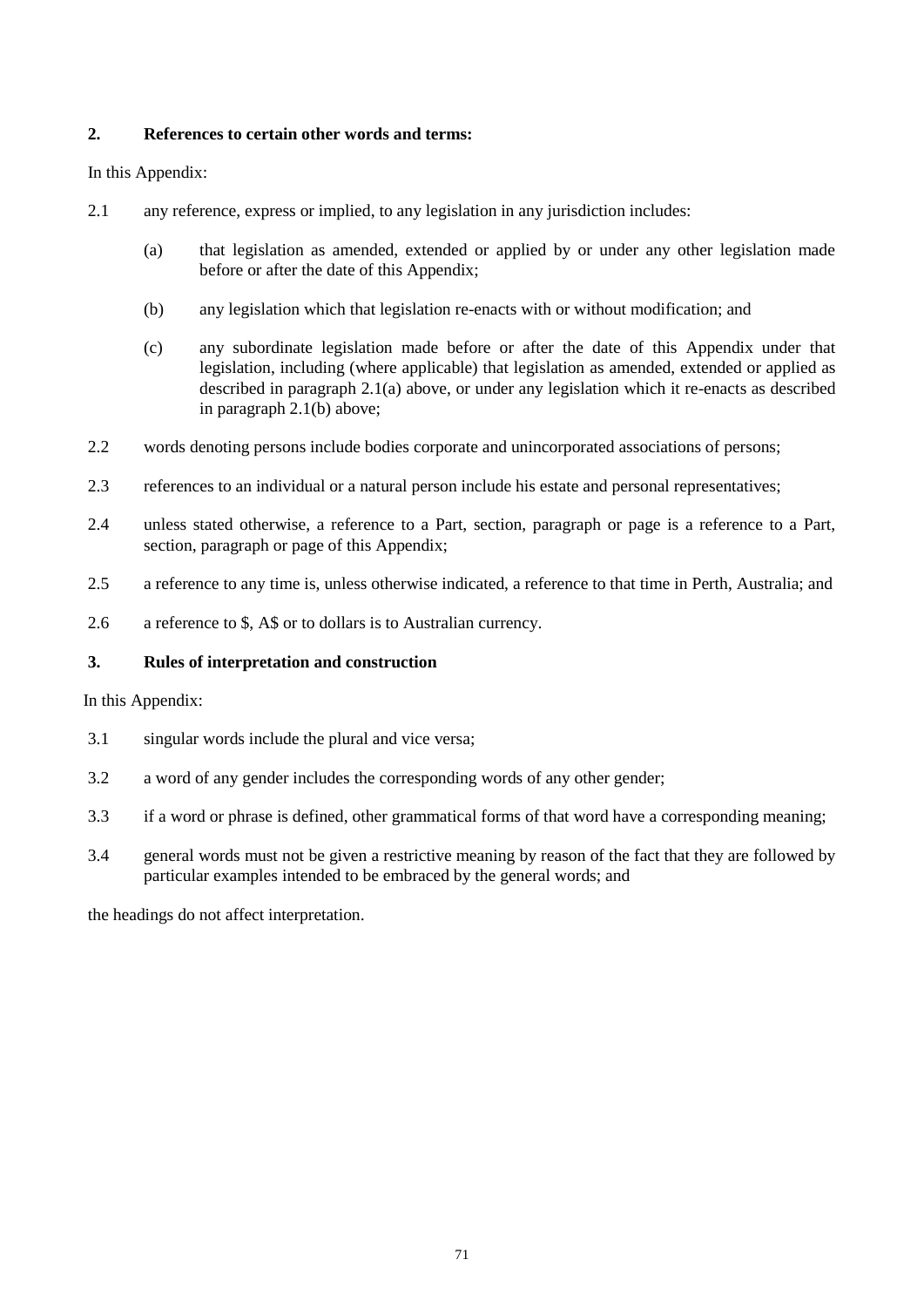## 2. References to certain other words and terms:

In this Appendix:

2.1 any reference, express or implied, to any legislation in any jurisdiction includes:

- (a) that legislation as amended, extended or applied by or under any other legislation made before or after the date of this Appendix;
- (b) any legislation which that legislation re-enacts with or without modification; and
- (c) any subordinate legislation made before or after the date of this Appendix under that legislation, including (where applicable) that legislation as amended, extended or applied as described in paragraph 2.1(a) above, or under any legislation which it re-enacts as described in paragraph 2.1(b) above;

2.2 words denoting persons include bodies corporate and unincorporated associations of persons;

2.3 references to an individual or a natural person include his estate and personal representatives;

2.4 unless stated otherwise, a reference to a Part, section, paragraph or page is a reference to a Part, section, paragraph or page of this Appendix;

2.5 a reference to any time is, unless otherwise indicated, a reference to that time in Perth, Australia; and

2.6 a reference to $, A$ or to dollars is to Australian currency.

## 3. Rules of interpretation and construction

In this Appendix:

3.1 singular words include the plural and vice versa;

3.2 a word of any gender includes the corresponding words of any other gender;

3.3 if a word or phrase is defined, other grammatical forms of that word have a corresponding meaning;

3.4 general words must not be given a restrictive meaning by reason of the fact that they are followed by particular examples intended to be embraced by the general words; and

the headings do not affect interpretation.